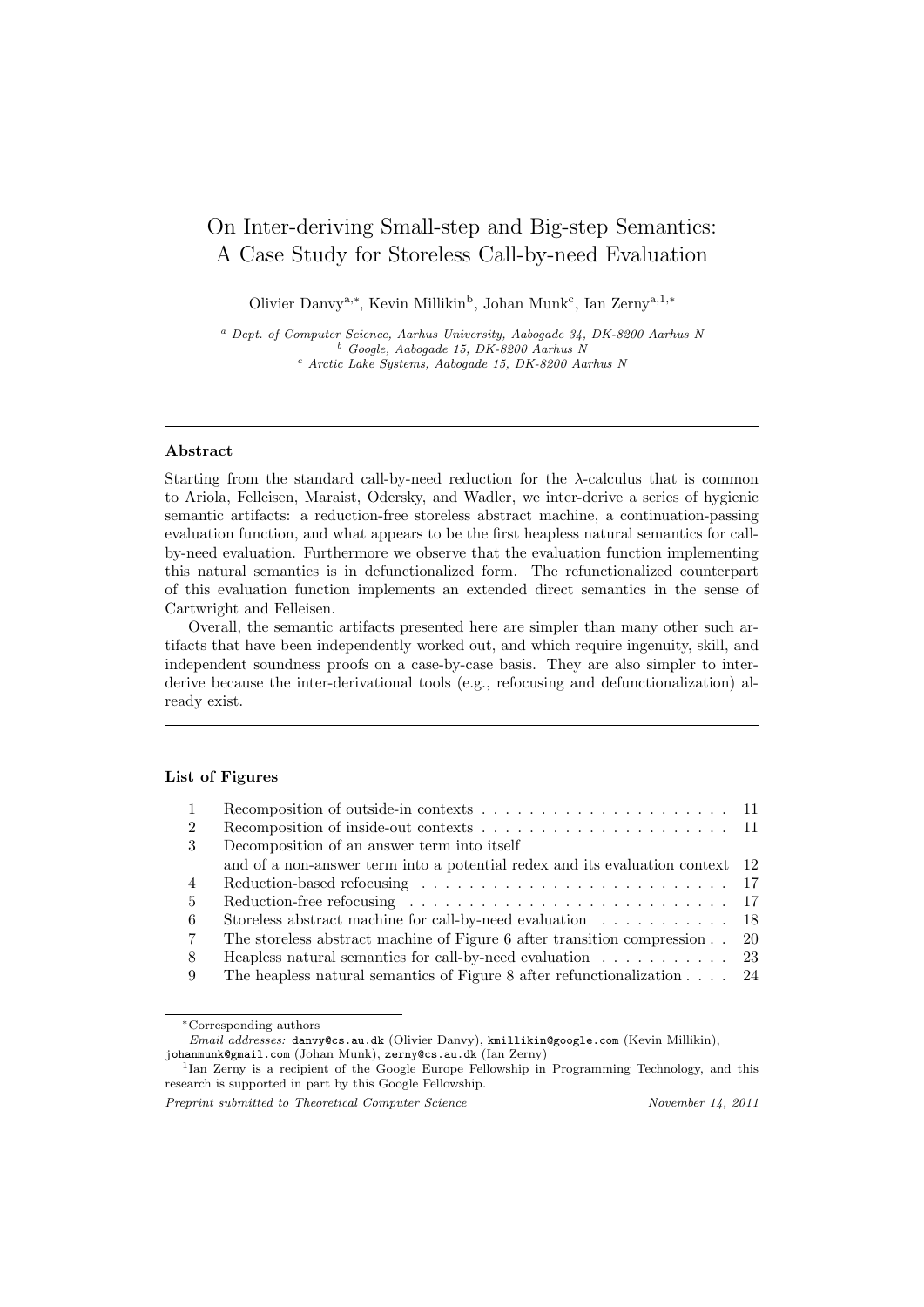# On Inter-deriving Small-step and Big-step Semantics: A Case Study for Storeless Call-by-need Evaluation

Olivier Danvy[a,*], Kevin Millikin[b], Johan Munk[c], Ian Zerny[a,1,*]

[a] *Dept. of Computer Science, Aarhus University, Aabogade 34, DK-8200 Aarhus N*
[b] *Google, Aabogade 15, DK-8200 Aarhus N*
[c] *Arctic Lake Systems, Aabogade 15, DK-8200 Aarhus N*

---

### Abstract

Starting from the standard call-by-need reduction for the $\lambda$-calculus that is common to Ariola, Felleisen, Maraist, Odersky, and Wadler, we inter-derive a series of hygienic semantic artifacts: a reduction-free storeless abstract machine, a continuation-passing evaluation function, and what appears to be the first heapless natural semantics for call-by-need evaluation. Furthermore we observe that the evaluation function implementing this natural semantics is in defunctionalized form. The refunctionalized counterpart of this evaluation function implements an extended direct semantics in the sense of Cartwright and Felleisen.

Overall, the semantic artifacts presented here are simpler than many other such artifacts that have been independently worked out, and which require ingenuity, skill, and independent soundness proofs on a case-by-case basis. They are also simpler to inter-derive because the inter-derivational tools (e.g., refocusing and defunctionalization) already exist.

---

### List of Figures

| | | |
|---|---|---|
| 1 | Recomposition of outside-in contexts | 11 |
| 2 | Recomposition of inside-out contexts | 11 |
| 3 | Decomposition of an answer term into itself and of a non-answer term into a potential redex and its evaluation context | 12 |
| 4 | Reduction-based refocusing | 17 |
| 5 | Reduction-free refocusing | 17 |
| 6 | Storeless abstract machine for call-by-need evaluation | 18 |
| 7 | The storeless abstract machine of Figure 6 after transition compression | 20 |
| 8 | Heapless natural semantics for call-by-need evaluation | 23 |
| 9 | The heapless natural semantics of Figure 8 after refunctionalization | 24 |

---

*Corresponding authors

*Email addresses:* danvy@cs.au.dk (Olivier Danvy), kmillikin@google.com (Kevin Millikin), johanmunk@gmail.com (Johan Munk), zerny@cs.au.dk (Ian Zerny)

[1] Ian Zerny is a recipient of the Google Europe Fellowship in Programming Technology, and this research is supported in part by this Google Fellowship.

*Preprint submitted to Theoretical Computer Science* *November 14, 2011*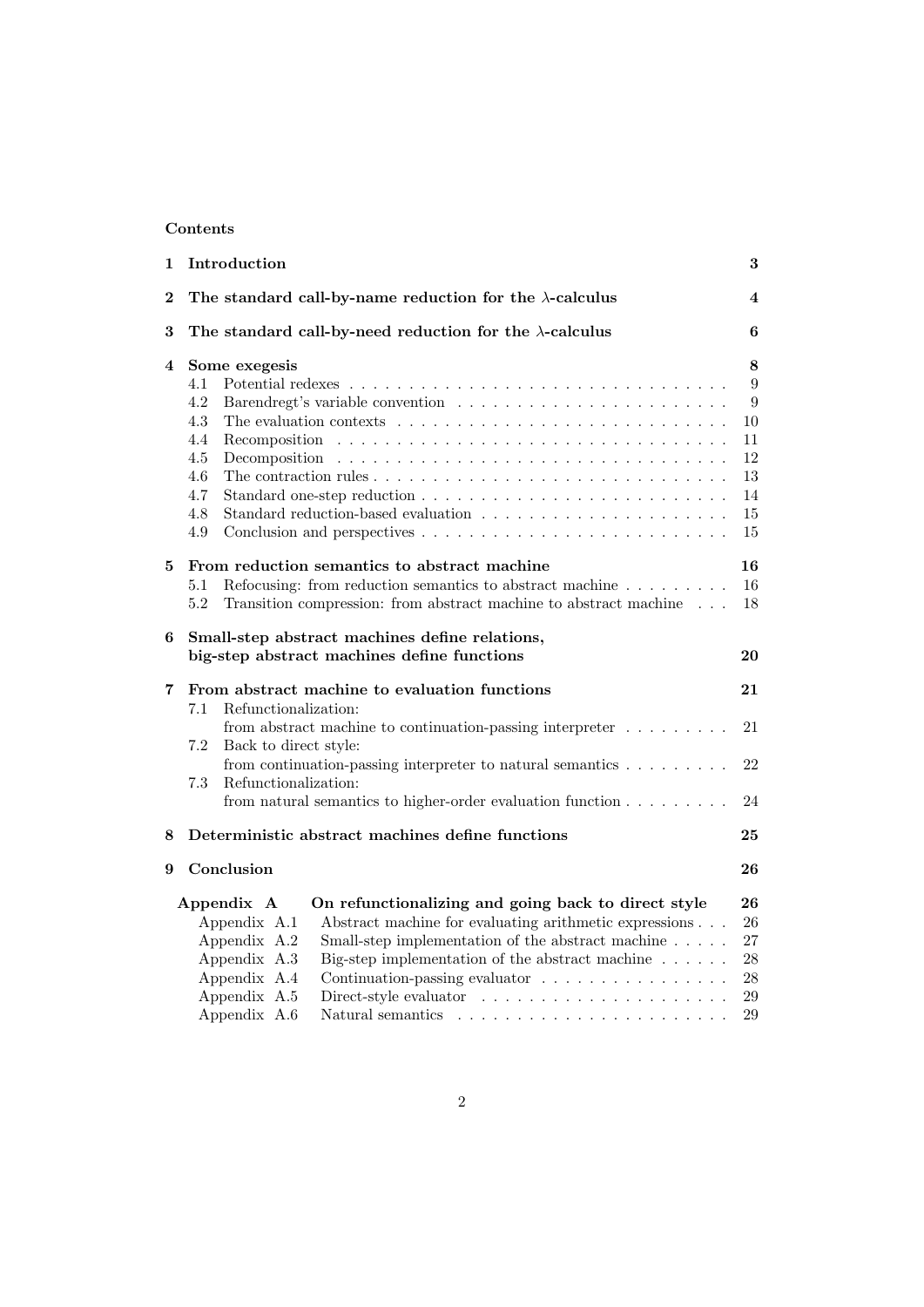## Contents

1 **Introduction** 3

2 **The standard call-by-name reduction for the $\lambda$-calculus** 4

3 **The standard call-by-need reduction for the $\lambda$-calculus** 6

4 **Some exegesis** 8
- 4.1 Potential redexes . . . . . . . . . . . . . . . . . . . . . . . . . . . . . . . 9
- 4.2 Barendregt's variable convention . . . . . . . . . . . . . . . . . . . . . . 9
- 4.3 The evaluation contexts . . . . . . . . . . . . . . . . . . . . . . . . . . 10
- 4.4 Recomposition . . . . . . . . . . . . . . . . . . . . . . . . . . . . . . . 11
- 4.5 Decomposition . . . . . . . . . . . . . . . . . . . . . . . . . . . . . . . 12
- 4.6 The contraction rules . . . . . . . . . . . . . . . . . . . . . . . . . . . 13
- 4.7 Standard one-step reduction . . . . . . . . . . . . . . . . . . . . . . . . 14
- 4.8 Standard reduction-based evaluation . . . . . . . . . . . . . . . . . . . 15
- 4.9 Conclusion and perspectives . . . . . . . . . . . . . . . . . . . . . . . . 15

5 **From reduction semantics to abstract machine** 16
- 5.1 Refocusing: from reduction semantics to abstract machine . . . . . . . . . 16
- 5.2 Transition compression: from abstract machine to abstract machine . . . 18

6 **Small-step abstract machines define relations, big-step abstract machines define functions** 20

7 **From abstract machine to evaluation functions** 21
- 7.1 Refunctionalization: from abstract machine to continuation-passing interpreter . . . . . . . . . 21
- 7.2 Back to direct style: from continuation-passing interpreter to natural semantics . . . . . . . . . 22
- 7.3 Refunctionalization: from natural semantics to higher-order evaluation function . . . . . . . . . 24

8 **Deterministic abstract machines define functions** 25

9 **Conclusion** 26

**Appendix A On refunctionalizing and going back to direct style** 26
- Appendix A.1 Abstract machine for evaluating arithmetic expressions . . . 26
- Appendix A.2 Small-step implementation of the abstract machine . . . . . 27
- Appendix A.3 Big-step implementation of the abstract machine . . . . . . 28
- Appendix A.4 Continuation-passing evaluator . . . . . . . . . . . . . . . . 28
- Appendix A.5 Direct-style evaluator . . . . . . . . . . . . . . . . . . . . . 29
- Appendix A.6 Natural semantics . . . . . . . . . . . . . . . . . . . . . . . 29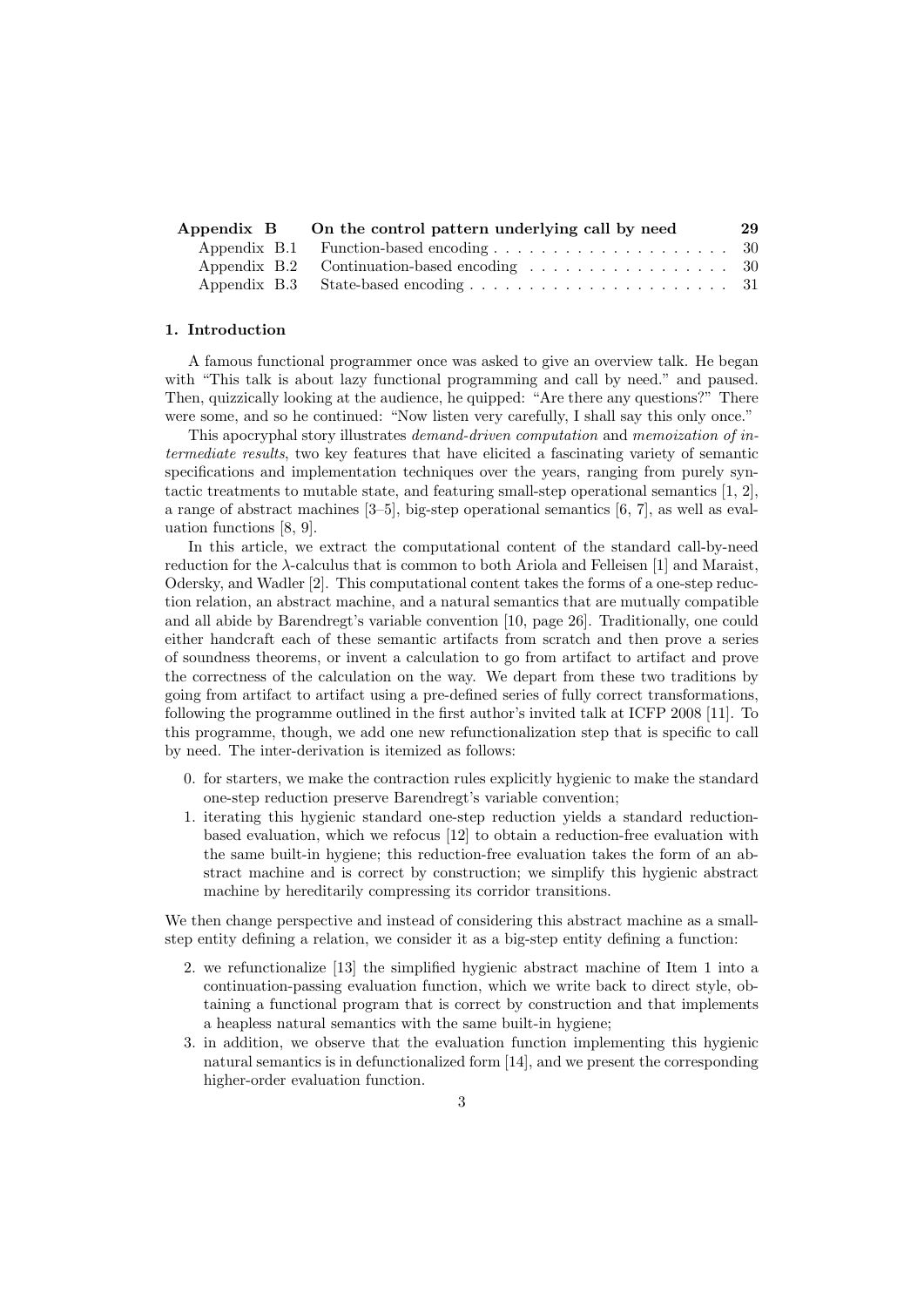| Appendix B | On the control pattern underlying call by need | 29 |
|---|---|---|
| Appendix B.1 | Function-based encoding | 30 |
| Appendix B.2 | Continuation-based encoding | 30 |
| Appendix B.3 | State-based encoding | 31 |

## 1. Introduction

A famous functional programmer once was asked to give an overview talk. He began with "This talk is about lazy functional programming and call by need." and paused. Then, quizzically looking at the audience, he quipped: "Are there any questions?" There were some, and so he continued: "Now listen very carefully, I shall say this only once."

This apocryphal story illustrates *demand-driven computation* and *memoization of intermediate results*, two key features that have elicited a fascinating variety of semantic specifications and implementation techniques over the years, ranging from purely syntactic treatments to mutable state, and featuring small-step operational semantics [1, 2], a range of abstract machines [3–5], big-step operational semantics [6, 7], as well as evaluation functions [8, 9].

In this article, we extract the computational content of the standard call-by-need reduction for the $\lambda$-calculus that is common to both Ariola and Felleisen [1] and Maraist, Odersky, and Wadler [2]. This computational content takes the forms of a one-step reduction relation, an abstract machine, and a natural semantics that are mutually compatible and all abide by Barendregt's variable convention [10, page 26]. Traditionally, one could either handcraft each of these semantic artifacts from scratch and then prove a series of soundness theorems, or invent a calculation to go from artifact to artifact and prove the correctness of the calculation on the way. We depart from these two traditions by going from artifact to artifact using a pre-defined series of fully correct transformations, following the programme outlined in the first author's invited talk at ICFP 2008 [11]. To this programme, though, we add one new refunctionalization step that is specific to call by need. The inter-derivation is itemized as follows:

0. for starters, we make the contraction rules explicitly hygienic to make the standard one-step reduction preserve Barendregt's variable convention;
1. iterating this hygienic standard one-step reduction yields a standard reduction-based evaluation, which we refocus [12] to obtain a reduction-free evaluation with the same built-in hygiene; this reduction-free evaluation takes the form of an abstract machine and is correct by construction; we simplify this hygienic abstract machine by hereditarily compressing its corridor transitions.

We then change perspective and instead of considering this abstract machine as a small-step entity defining a relation, we consider it as a big-step entity defining a function:

2. we refunctionalize [13] the simplified hygienic abstract machine of Item 1 into a continuation-passing evaluation function, which we write back to direct style, obtaining a functional program that is correct by construction and that implements a heapless natural semantics with the same built-in hygiene;
3. in addition, we observe that the evaluation function implementing this hygienic natural semantics is in defunctionalized form [14], and we present the corresponding higher-order evaluation function.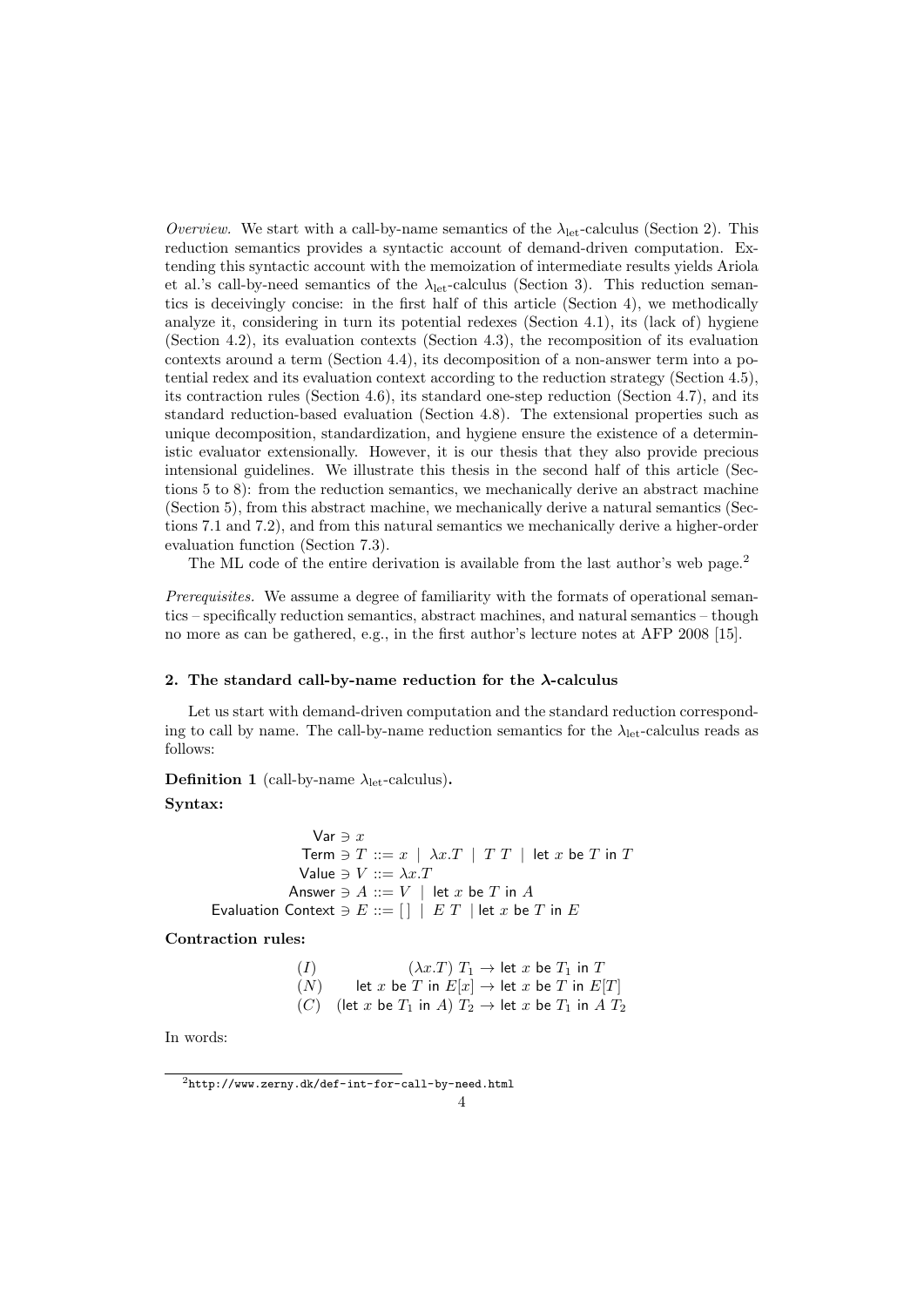*Overview.* We start with a call-by-name semantics of the $\lambda_{\text{let}}$-calculus (Section 2). This reduction semantics provides a syntactic account of demand-driven computation. Extending this syntactic account with the memoization of intermediate results yields Ariola et al.'s call-by-need semantics of the $\lambda_{\text{let}}$-calculus (Section 3). This reduction semantics is deceivingly concise: in the first half of this article (Section 4), we methodically analyze it, considering in turn its potential redexes (Section 4.1), its (lack of) hygiene (Section 4.2), its evaluation contexts (Section 4.3), the recomposition of its evaluation contexts around a term (Section 4.4), its decomposition of a non-answer term into a potential redex and its evaluation context according to the reduction strategy (Section 4.5), its contraction rules (Section 4.6), its standard one-step reduction (Section 4.7), and its standard reduction-based evaluation (Section 4.8). The extensional properties such as unique decomposition, standardization, and hygiene ensure the existence of a deterministic evaluator extensionally. However, it is our thesis that they also provide precious intensional guidelines. We illustrate this thesis in the second half of this article (Sections 5 to 8): from the reduction semantics, we mechanically derive an abstract machine (Section 5), from this abstract machine, we mechanically derive a natural semantics (Sections 7.1 and 7.2), and from this natural semantics we mechanically derive a higher-order evaluation function (Section 7.3).

The ML code of the entire derivation is available from the last author's web page.[2]

*Prerequisites.* We assume a degree of familiarity with the formats of operational semantics – specifically reduction semantics, abstract machines, and natural semantics – though no more as can be gathered, e.g., in the first author's lecture notes at AFP 2008 [15].

## 2. The standard call-by-name reduction for the λ-calculus

Let us start with demand-driven computation and the standard reduction corresponding to call by name. The call-by-name reduction semantics for the $\lambda_{\text{let}}$-calculus reads as follows:

**Definition 1** (call-by-name $\lambda_{\text{let}}$-calculus)**.**

**Syntax:**

$$
\begin{array}{rl}
\mathsf{Var} \ni & x \\
\mathsf{Term} \ni & T ::= x \ \mid\ \lambda x.T \ \mid\ T\ T \ \mid\ \mathsf{let}\ x\ \mathsf{be}\ T\ \mathsf{in}\ T \\
\mathsf{Value} \ni & V ::= \lambda x.T \\
\mathsf{Answer} \ni & A ::= V \ \mid\ \mathsf{let}\ x\ \mathsf{be}\ T\ \mathsf{in}\ A \\
\mathsf{Evaluation\ Context} \ni & E ::= [\,] \ \mid\ E\ T \ \mid \mathsf{let}\ x\ \mathsf{be}\ T\ \mathsf{in}\ E
\end{array}
$$

**Contraction rules:**

$$
\begin{array}{lrcl}
(I) & (\lambda x.T)\ T_1 & \rightarrow & \mathsf{let}\ x\ \mathsf{be}\ T_1\ \mathsf{in}\ T \\
(N) & \mathsf{let}\ x\ \mathsf{be}\ T\ \mathsf{in}\ E[x] & \rightarrow & \mathsf{let}\ x\ \mathsf{be}\ T\ \mathsf{in}\ E[T] \\
(C) & (\mathsf{let}\ x\ \mathsf{be}\ T_1\ \mathsf{in}\ A)\ T_2 & \rightarrow & \mathsf{let}\ x\ \mathsf{be}\ T_1\ \mathsf{in}\ A\ T_2
\end{array}
$$

In words:

[2] http://www.zerny.dk/def-int-for-call-by-need.html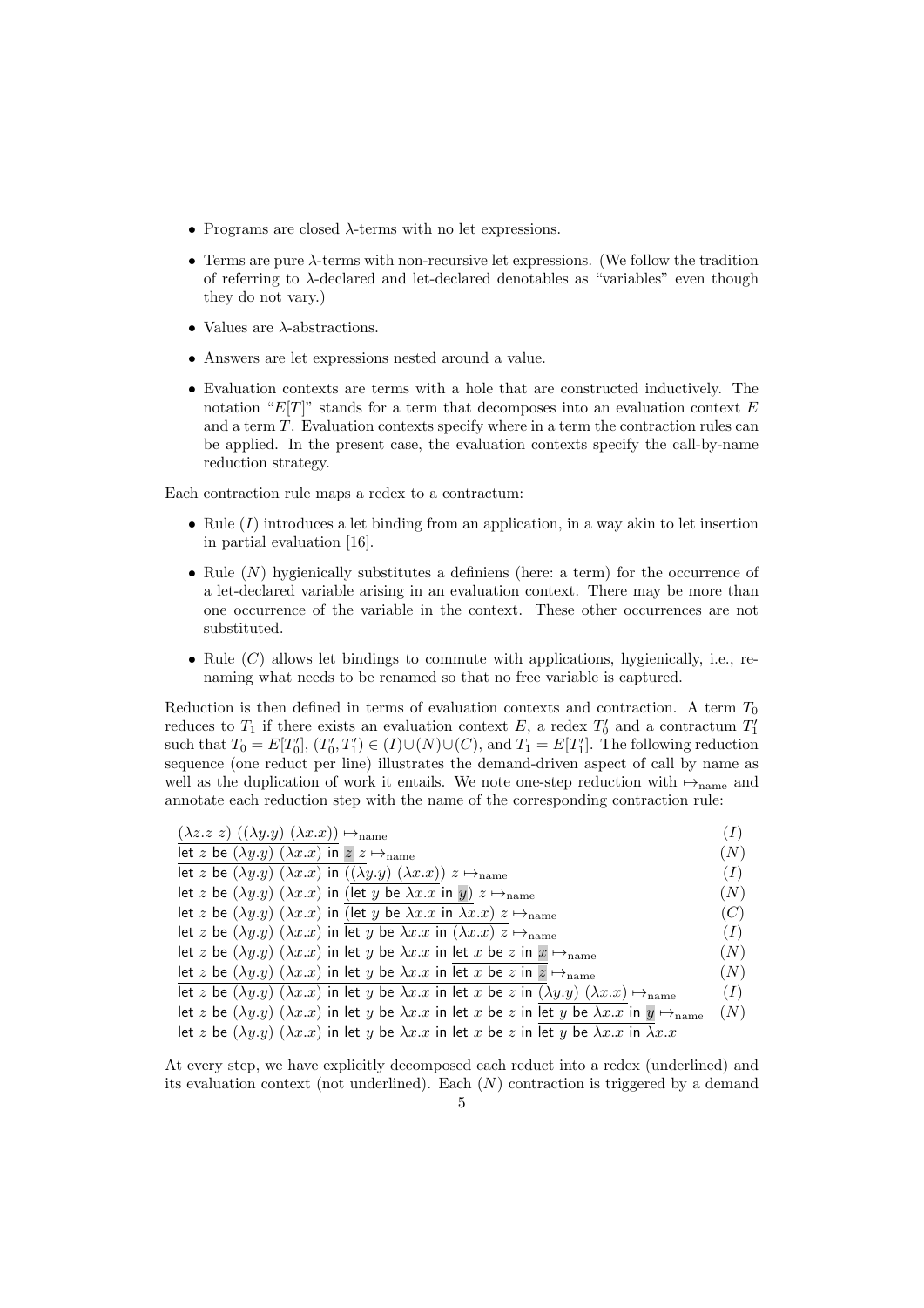- Programs are closed $\lambda$-terms with no let expressions.
- Terms are pure $\lambda$-terms with non-recursive let expressions. (We follow the tradition of referring to $\lambda$-declared and let-declared denotables as "variables" even though they do not vary.)
- Values are $\lambda$-abstractions.
- Answers are let expressions nested around a value.
- Evaluation contexts are terms with a hole that are constructed inductively. The notation "$E[T]$" stands for a term that decomposes into an evaluation context $E$ and a term $T$. Evaluation contexts specify where in a term the contraction rules can be applied. In the present case, the evaluation contexts specify the call-by-name reduction strategy.

Each contraction rule maps a redex to a contractum:

- Rule $(I)$ introduces a let binding from an application, in a way akin to let insertion in partial evaluation [16].
- Rule $(N)$ hygienically substitutes a definiens (here: a term) for the occurrence of a let-declared variable arising in an evaluation context. There may be more than one occurrence of the variable in the context. These other occurrences are not substituted.
- Rule $(C)$ allows let bindings to commute with applications, hygienically, i.e., renaming what needs to be renamed so that no free variable is captured.

Reduction is then defined in terms of evaluation contexts and contraction. A term $T_0$ reduces to $T_1$ if there exists an evaluation context $E$, a redex $T_0'$ and a contractum $T_1'$ such that $T_0 = E[T_0']$, $(T_0', T_1') \in (I) \cup (N) \cup (C)$, and $T_1 = E[T_1']$. The following reduction sequence (one reduct per line) illustrates the demand-driven aspect of call by name as well as the duplication of work it entails. We note one-step reduction with $\mapsto_{\text{name}}$ and annotate each reduction step with the name of the corresponding contraction rule:

$$
\begin{array}{ll}
\underline{(\lambda z.z\ z)\ ((\lambda y.y)\ (\lambda x.x))} \mapsto_{\text{name}} & (I)\\
\underline{\mathsf{let}\ z\ \mathsf{be}\ (\lambda y.y)\ (\lambda x.x)\ \mathsf{in}\ z}\ z \mapsto_{\text{name}} & (N)\\
\mathsf{let}\ z\ \mathsf{be}\ (\lambda y.y)\ (\lambda x.x)\ \mathsf{in}\ \underline{((\lambda y.y)\ (\lambda x.x))}\ z \mapsto_{\text{name}} & (I)\\
\mathsf{let}\ z\ \mathsf{be}\ (\lambda y.y)\ (\lambda x.x)\ \mathsf{in}\ \underline{(\mathsf{let}\ y\ \mathsf{be}\ \lambda x.x\ \mathsf{in}\ y)}\ z \mapsto_{\text{name}} & (N)\\
\mathsf{let}\ z\ \mathsf{be}\ (\lambda y.y)\ (\lambda x.x)\ \mathsf{in}\ \underline{(\mathsf{let}\ y\ \mathsf{be}\ \lambda x.x\ \mathsf{in}\ \lambda x.x)\ z} \mapsto_{\text{name}} & (C)\\
\mathsf{let}\ z\ \mathsf{be}\ (\lambda y.y)\ (\lambda x.x)\ \mathsf{in}\ \mathsf{let}\ y\ \mathsf{be}\ \lambda x.x\ \mathsf{in}\ \underline{(\lambda x.x)\ z} \mapsto_{\text{name}} & (I)\\
\mathsf{let}\ z\ \mathsf{be}\ (\lambda y.y)\ (\lambda x.x)\ \mathsf{in}\ \mathsf{let}\ y\ \mathsf{be}\ \lambda x.x\ \mathsf{in}\ \underline{\mathsf{let}\ x\ \mathsf{be}\ z\ \mathsf{in}\ x} \mapsto_{\text{name}} & (N)\\
\underline{\mathsf{let}\ z\ \mathsf{be}\ (\lambda y.y)\ (\lambda x.x)\ \mathsf{in}\ \mathsf{let}\ y\ \mathsf{be}\ \lambda x.x\ \mathsf{in}\ \mathsf{let}\ x\ \mathsf{be}\ z\ \mathsf{in}\ z} \mapsto_{\text{name}} & (N)\\
\mathsf{let}\ z\ \mathsf{be}\ (\lambda y.y)\ (\lambda x.x)\ \mathsf{in}\ \mathsf{let}\ y\ \mathsf{be}\ \lambda x.x\ \mathsf{in}\ \mathsf{let}\ x\ \mathsf{be}\ z\ \mathsf{in}\ \underline{(\lambda y.y)\ (\lambda x.x)} \mapsto_{\text{name}} & (I)\\
\mathsf{let}\ z\ \mathsf{be}\ (\lambda y.y)\ (\lambda x.x)\ \mathsf{in}\ \mathsf{let}\ y\ \mathsf{be}\ \lambda x.x\ \mathsf{in}\ \mathsf{let}\ x\ \mathsf{be}\ z\ \mathsf{in}\ \underline{\mathsf{let}\ y\ \mathsf{be}\ \lambda x.x\ \mathsf{in}\ y} \mapsto_{\text{name}} & (N)\\
\mathsf{let}\ z\ \mathsf{be}\ (\lambda y.y)\ (\lambda x.x)\ \mathsf{in}\ \mathsf{let}\ y\ \mathsf{be}\ \lambda x.x\ \mathsf{in}\ \mathsf{let}\ x\ \mathsf{be}\ z\ \mathsf{in}\ \mathsf{let}\ y\ \mathsf{be}\ \lambda x.x\ \mathsf{in}\ \lambda x.x &
\end{array}
$$

At every step, we have explicitly decomposed each reduct into a redex (underlined) and its evaluation context (not underlined). Each $(N)$ contraction is triggered by a demand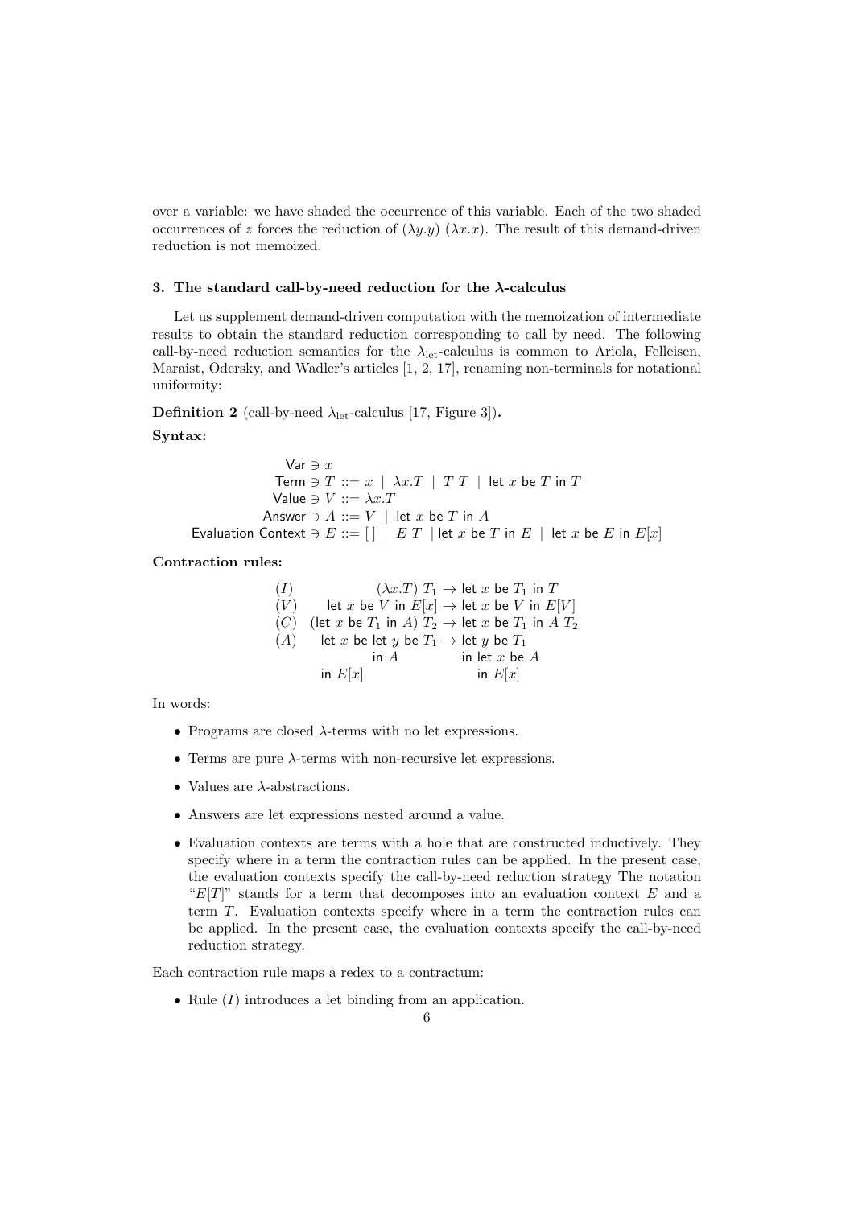over a variable: we have shaded the occurrence of this variable. Each of the two shaded occurrences of $z$ forces the reduction of $(\lambda y.y)\ (\lambda x.x)$. The result of this demand-driven reduction is not memoized.

### 3. The standard call-by-need reduction for the λ-calculus

Let us supplement demand-driven computation with the memoization of intermediate results to obtain the standard reduction corresponding to call by need. The following call-by-need reduction semantics for the $\lambda_{\text{let}}$-calculus is common to Ariola, Felleisen, Maraist, Odersky, and Wadler's articles [1, 2, 17], renaming non-terminals for notational uniformity:

**Definition 2** (call-by-need $\lambda_{\text{let}}$-calculus [17, Figure 3])**.**

**Syntax:**

$$
\begin{array}{rcl}
\mathsf{Var} \ni x & & \\
\mathsf{Term} \ni T & ::= & x \mid \lambda x.T \mid T\ T \mid \mathsf{let}\ x\ \mathsf{be}\ T\ \mathsf{in}\ T \\
\mathsf{Value} \ni V & ::= & \lambda x.T \\
\mathsf{Answer} \ni A & ::= & V \mid \mathsf{let}\ x\ \mathsf{be}\ T\ \mathsf{in}\ A \\
\mathsf{Evaluation\ Context} \ni E & ::= & [\,] \mid E\ T \mid \mathsf{let}\ x\ \mathsf{be}\ T\ \mathsf{in}\ E \mid \mathsf{let}\ x\ \mathsf{be}\ E\ \mathsf{in}\ E[x]
\end{array}
$$

**Contraction rules:**

$$
\begin{array}{lrcl}
(I) & (\lambda x.T)\ T_1 & \rightarrow & \mathsf{let}\ x\ \mathsf{be}\ T_1\ \mathsf{in}\ T \\
(V) & \mathsf{let}\ x\ \mathsf{be}\ V\ \mathsf{in}\ E[x] & \rightarrow & \mathsf{let}\ x\ \mathsf{be}\ V\ \mathsf{in}\ E[V] \\
(C) & (\mathsf{let}\ x\ \mathsf{be}\ T_1\ \mathsf{in}\ A)\ T_2 & \rightarrow & \mathsf{let}\ x\ \mathsf{be}\ T_1\ \mathsf{in}\ A\ T_2 \\
(A) & \mathsf{let}\ x\ \mathsf{be}\ \mathsf{let}\ y\ \mathsf{be}\ T_1\ \mathsf{in}\ A\ \mathsf{in}\ E[x] & \rightarrow & \mathsf{let}\ y\ \mathsf{be}\ T_1\ \mathsf{in}\ \mathsf{let}\ x\ \mathsf{be}\ A\ \mathsf{in}\ E[x]
\end{array}
$$

In words:

- Programs are closed λ-terms with no let expressions.
- Terms are pure λ-terms with non-recursive let expressions.
- Values are λ-abstractions.
- Answers are let expressions nested around a value.
- Evaluation contexts are terms with a hole that are constructed inductively. They specify where in a term the contraction rules can be applied. In the present case, the evaluation contexts specify the call-by-need reduction strategy The notation "$E[T]$" stands for a term that decomposes into an evaluation context $E$ and a term $T$. Evaluation contexts specify where in a term the contraction rules can be applied. In the present case, the evaluation contexts specify the call-by-need reduction strategy.

Each contraction rule maps a redex to a contractum:

- Rule $(I)$ introduces a let binding from an application.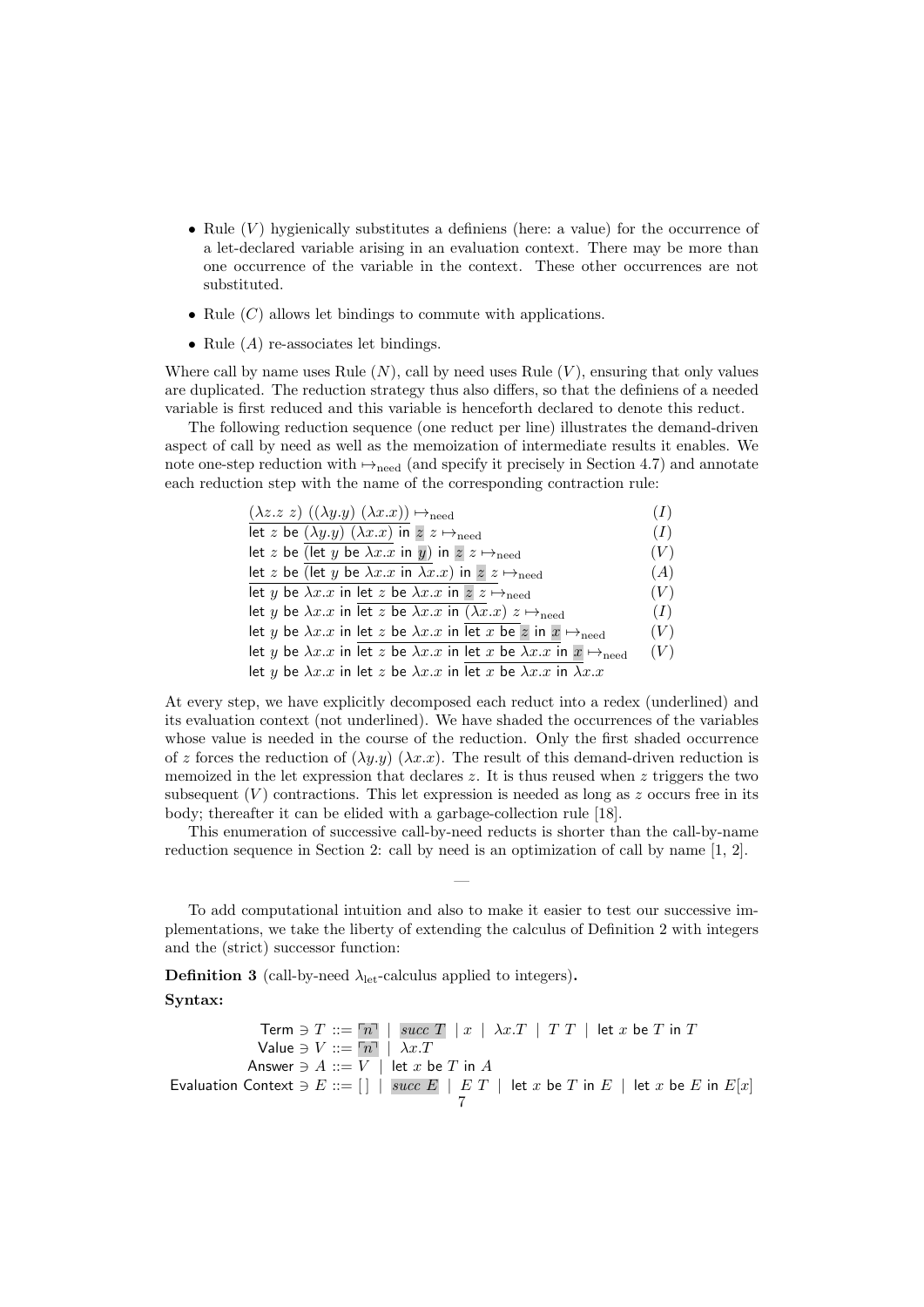- Rule $(V)$ hygienically substitutes a definiens (here: a value) for the occurrence of a let-declared variable arising in an evaluation context. There may be more than one occurrence of the variable in the context. These other occurrences are not substituted.
- Rule $(C)$ allows let bindings to commute with applications.
- Rule $(A)$ re-associates let bindings.

Where call by name uses Rule $(N)$, call by need uses Rule $(V)$, ensuring that only values are duplicated. The reduction strategy thus also differs, so that the definiens of a needed variable is first reduced and this variable is henceforth declared to denote this reduct.

The following reduction sequence (one reduct per line) illustrates the demand-driven aspect of call by need as well as the memoization of intermediate results it enables. We note one-step reduction with $\mapsto_{\text{need}}$ (and specify it precisely in Section 4.7) and annotate each reduction step with the name of the corresponding contraction rule:

$$
\begin{array}{lr}
\underline{(\lambda z.z\ z)\ ((\lambda y.y)\ (\lambda x.x))} \mapsto_{\text{need}} & (I) \\
\mathsf{let}\ z\ \mathsf{be}\ \underline{(\lambda y.y)\ (\lambda x.x)}\ \mathsf{in}\ z\ z \mapsto_{\text{need}} & (I) \\
\mathsf{let}\ z\ \mathsf{be}\ \underline{(\mathsf{let}\ y\ \mathsf{be}\ \lambda x.x\ \mathsf{in}\ y)}\ \mathsf{in}\ z\ z \mapsto_{\text{need}} & (V) \\
\underline{\mathsf{let}\ z\ \mathsf{be}\ (\mathsf{let}\ y\ \mathsf{be}\ \lambda x.x\ \mathsf{in}\ \lambda x.x)\ \mathsf{in}\ z}\ z \mapsto_{\text{need}} & (A) \\
\underline{\mathsf{let}\ y\ \mathsf{be}\ \lambda x.x\ \mathsf{in}\ \mathsf{let}\ z\ \mathsf{be}\ \lambda x.x\ \mathsf{in}\ z}\ z \mapsto_{\text{need}} & (V) \\
\mathsf{let}\ y\ \mathsf{be}\ \lambda x.x\ \mathsf{in}\ \mathsf{let}\ z\ \mathsf{be}\ \lambda x.x\ \mathsf{in}\ \underline{(\lambda x.x)\ z} \mapsto_{\text{need}} & (I) \\
\mathsf{let}\ y\ \mathsf{be}\ \lambda x.x\ \mathsf{in}\ \underline{\mathsf{let}\ z\ \mathsf{be}\ \lambda x.x\ \mathsf{in}\ \mathsf{let}\ x\ \mathsf{be}\ z}\ \mathsf{in}\ x \mapsto_{\text{need}} & (V) \\
\mathsf{let}\ y\ \mathsf{be}\ \lambda x.x\ \mathsf{in}\ \mathsf{let}\ z\ \mathsf{be}\ \lambda x.x\ \mathsf{in}\ \underline{\mathsf{let}\ x\ \mathsf{be}\ \lambda x.x\ \mathsf{in}\ x} \mapsto_{\text{need}} & (V) \\
\mathsf{let}\ y\ \mathsf{be}\ \lambda x.x\ \mathsf{in}\ \mathsf{let}\ z\ \mathsf{be}\ \lambda x.x\ \mathsf{in}\ \mathsf{let}\ x\ \mathsf{be}\ \lambda x.x\ \mathsf{in}\ \lambda x.x &
\end{array}
$$

At every step, we have explicitly decomposed each reduct into a redex (underlined) and its evaluation context (not underlined). We have shaded the occurrences of the variables whose value is needed in the course of the reduction. Only the first shaded occurrence of $z$ forces the reduction of $(\lambda y.y)\ (\lambda x.x)$. The result of this demand-driven reduction is memoized in the let expression that declares $z$. It is thus reused when $z$ triggers the two subsequent $(V)$ contractions. This let expression is needed as long as $z$ occurs free in its body; thereafter it can be elided with a garbage-collection rule [18].

This enumeration of successive call-by-need reducts is shorter than the call-by-name reduction sequence in Section 2: call by need is an optimization of call by name [1, 2].

—

To add computational intuition and also to make it easier to test our successive implementations, we take the liberty of extending the calculus of Definition 2 with integers and the (strict) successor function:

**Definition 3** (call-by-need $\lambda_{\text{let}}$-calculus applied to integers)**.**

**Syntax:**

$$
\begin{array}{rl}
\mathsf{Term} \ni T ::= & \ulcorner n \urcorner \mid \mathit{succ}\ T \mid x \mid \lambda x.T \mid T\ T \mid \mathsf{let}\ x\ \mathsf{be}\ T\ \mathsf{in}\ T \\
\mathsf{Value} \ni V ::= & \ulcorner n \urcorner \mid \lambda x.T \\
\mathsf{Answer} \ni A ::= & V \mid \mathsf{let}\ x\ \mathsf{be}\ T\ \mathsf{in}\ A \\
\mathsf{Evaluation\ Context} \ni E ::= & [\,] \mid \mathit{succ}\ E \mid E\ T \mid \mathsf{let}\ x\ \mathsf{be}\ T\ \mathsf{in}\ E \mid \mathsf{let}\ x\ \mathsf{be}\ E\ \mathsf{in}\ E[x]
\end{array}
$$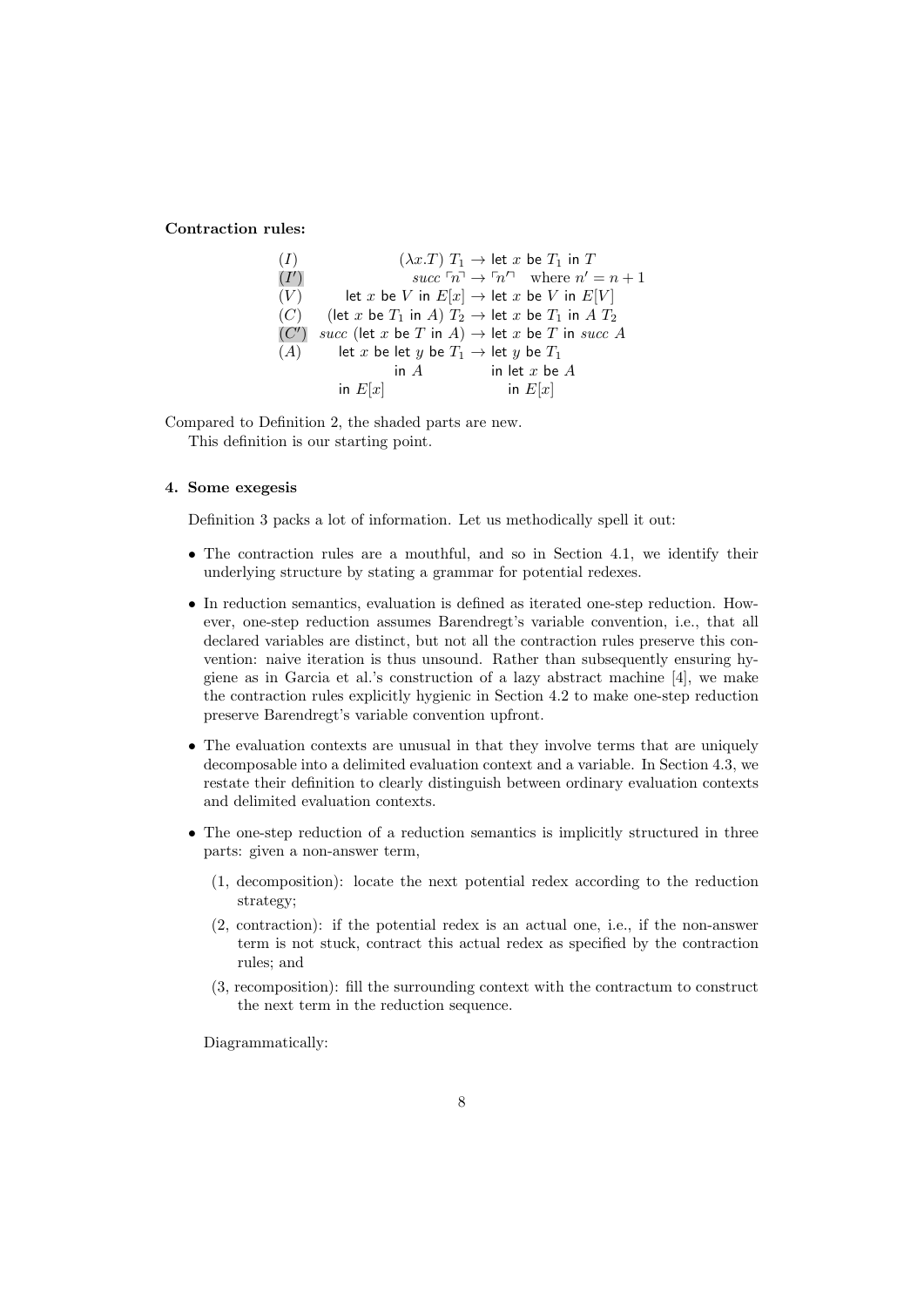**Contraction rules:**

$$
\begin{array}{lrcl}
(I) & (\lambda x.T)\ T_1 & \rightarrow & \mathsf{let}\ x\ \mathsf{be}\ T_1\ \mathsf{in}\ T \\
(I') & \mathit{succ}\ \ulcorner n \urcorner & \rightarrow & \ulcorner n' \urcorner \quad \text{where } n' = n + 1 \\
(V) & \mathsf{let}\ x\ \mathsf{be}\ V\ \mathsf{in}\ E[x] & \rightarrow & \mathsf{let}\ x\ \mathsf{be}\ V\ \mathsf{in}\ E[V] \\
(C) & (\mathsf{let}\ x\ \mathsf{be}\ T_1\ \mathsf{in}\ A)\ T_2 & \rightarrow & \mathsf{let}\ x\ \mathsf{be}\ T_1\ \mathsf{in}\ A\ T_2 \\
(C') & \mathit{succ}\ (\mathsf{let}\ x\ \mathsf{be}\ T\ \mathsf{in}\ A) & \rightarrow & \mathsf{let}\ x\ \mathsf{be}\ T\ \mathsf{in}\ \mathit{succ}\ A \\
(A) & \mathsf{let}\ x\ \mathsf{be}\ \mathsf{let}\ y\ \mathsf{be}\ T_1\ \mathsf{in}\ A\ \mathsf{in}\ E[x] & \rightarrow & \mathsf{let}\ y\ \mathsf{be}\ T_1\ \mathsf{in}\ \mathsf{let}\ x\ \mathsf{be}\ A\ \mathsf{in}\ E[x]
\end{array}
$$

Compared to Definition 2, the shaded parts are new.

This definition is our starting point.

## 4. Some exegesis

Definition 3 packs a lot of information. Let us methodically spell it out:

- The contraction rules are a mouthful, and so in Section 4.1, we identify their underlying structure by stating a grammar for potential redexes.
- In reduction semantics, evaluation is defined as iterated one-step reduction. However, one-step reduction assumes Barendregt's variable convention, i.e., that all declared variables are distinct, but not all the contraction rules preserve this convention: naive iteration is thus unsound. Rather than subsequently ensuring hygiene as in Garcia et al.'s construction of a lazy abstract machine [4], we make the contraction rules explicitly hygienic in Section 4.2 to make one-step reduction preserve Barendregt's variable convention upfront.
- The evaluation contexts are unusual in that they involve terms that are uniquely decomposable into a delimited evaluation context and a variable. In Section 4.3, we restate their definition to clearly distinguish between ordinary evaluation contexts and delimited evaluation contexts.
- The one-step reduction of a reduction semantics is implicitly structured in three parts: given a non-answer term,
  - (1, decomposition): locate the next potential redex according to the reduction strategy;
  - (2, contraction): if the potential redex is an actual one, i.e., if the non-answer term is not stuck, contract this actual redex as specified by the contraction rules; and
  - (3, recomposition): fill the surrounding context with the contractum to construct the next term in the reduction sequence.

  Diagrammatically: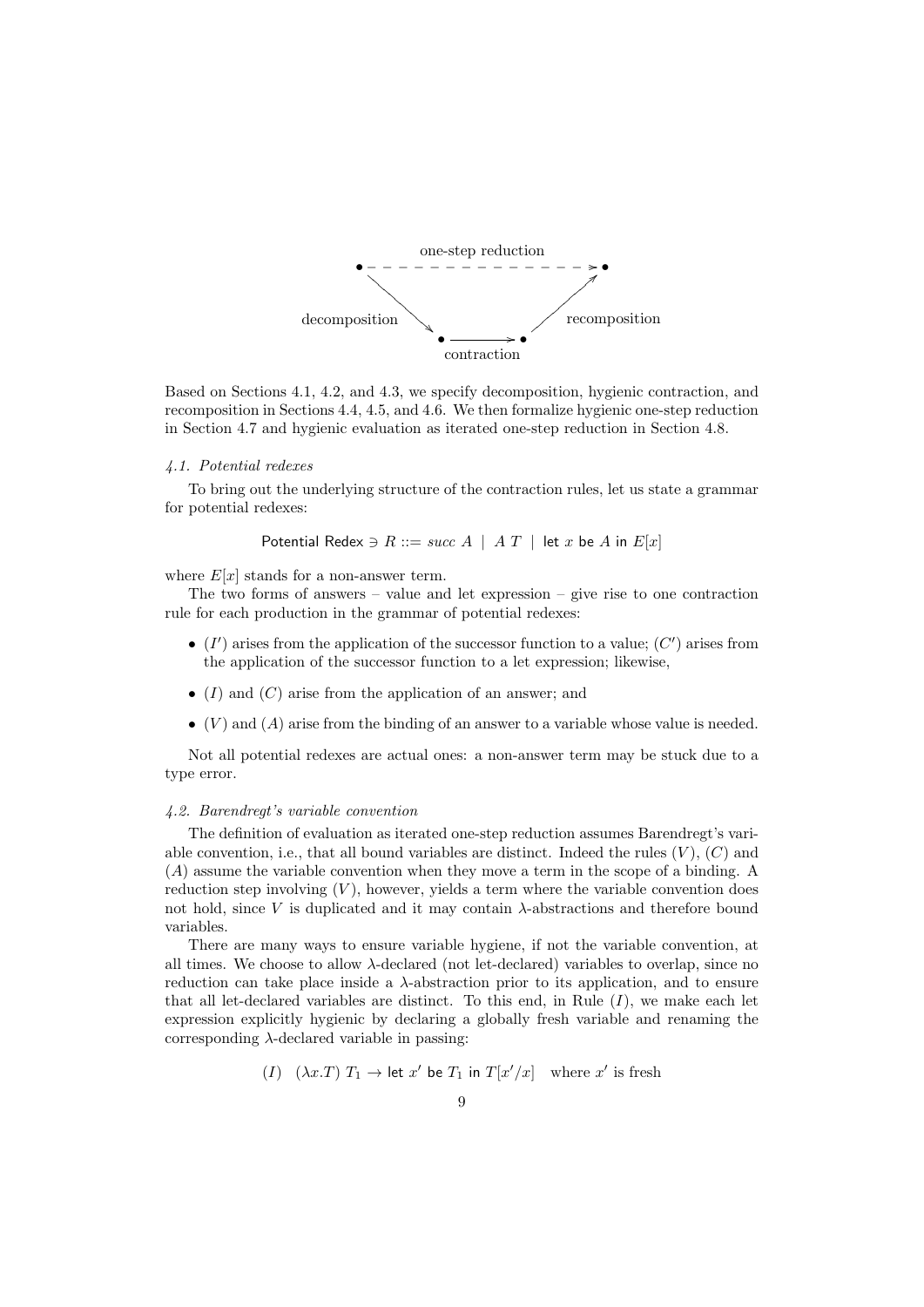one-step reduction

decomposition　　　　recomposition

contraction

Based on Sections 4.1, 4.2, and 4.3, we specify decomposition, hygienic contraction, and recomposition in Sections 4.4, 4.5, and 4.6. We then formalize hygienic one-step reduction in Section 4.7 and hygienic evaluation as iterated one-step reduction in Section 4.8.

### *4.1. Potential redexes*

To bring out the underlying structure of the contraction rules, let us state a grammar for potential redexes:

$$\textsf{Potential Redex} \ni R ::= \mathit{succ}\ A \mid A\ T \mid \textsf{let}\ x\ \textsf{be}\ A\ \textsf{in}\ E[x]$$

where $E[x]$ stands for a non-answer term.

The two forms of answers – value and let expression – give rise to one contraction rule for each production in the grammar of potential redexes:

- $(I')$ arises from the application of the successor function to a value; $(C')$ arises from the application of the successor function to a let expression; likewise,
- $(I)$ and $(C)$ arise from the application of an answer; and
- $(V)$ and $(A)$ arise from the binding of an answer to a variable whose value is needed.

Not all potential redexes are actual ones: a non-answer term may be stuck due to a type error.

### *4.2. Barendregt's variable convention*

The definition of evaluation as iterated one-step reduction assumes Barendregt's variable convention, i.e., that all bound variables are distinct. Indeed the rules $(V)$, $(C)$ and $(A)$ assume the variable convention when they move a term in the scope of a binding. A reduction step involving $(V)$, however, yields a term where the variable convention does not hold, since $V$ is duplicated and it may contain $\lambda$-abstractions and therefore bound variables.

There are many ways to ensure variable hygiene, if not the variable convention, at all times. We choose to allow $\lambda$-declared (not let-declared) variables to overlap, since no reduction can take place inside a $\lambda$-abstraction prior to its application, and to ensure that all let-declared variables are distinct. To this end, in Rule $(I)$, we make each let expression explicitly hygienic by declaring a globally fresh variable and renaming the corresponding $\lambda$-declared variable in passing:

$$(I)\quad (\lambda x.T)\ T_1 \rightarrow \textsf{let}\ x'\ \textsf{be}\ T_1\ \textsf{in}\ T[x'/x] \quad \text{where } x' \text{ is fresh}$$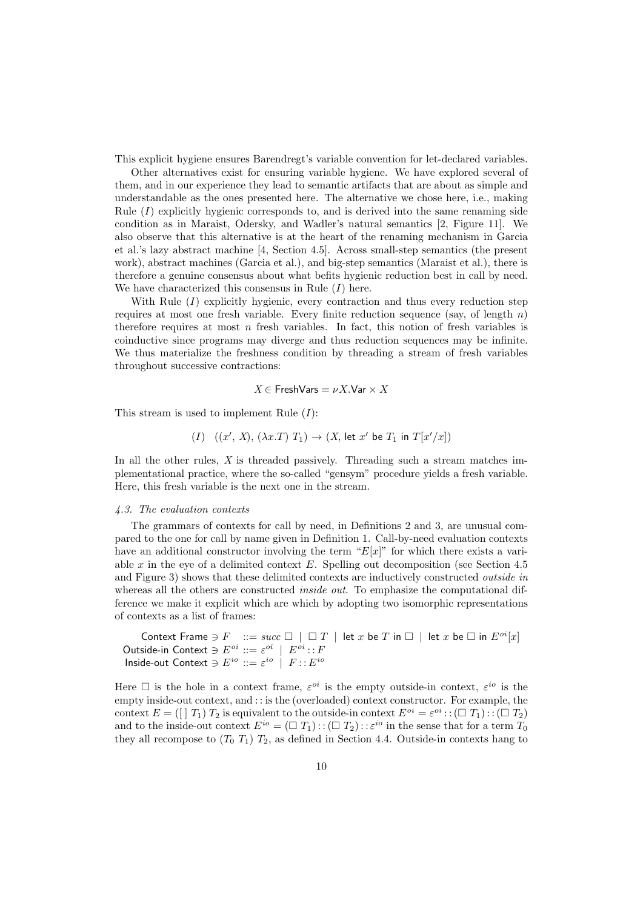This explicit hygiene ensures Barendregt's variable convention for let-declared variables.

Other alternatives exist for ensuring variable hygiene. We have explored several of them, and in our experience they lead to semantic artifacts that are about as simple and understandable as the ones presented here. The alternative we chose here, i.e., making Rule $(I)$ explicitly hygienic corresponds to, and is derived into the same renaming side condition as in Maraist, Odersky, and Wadler's natural semantics [2, Figure 11]. We also observe that this alternative is at the heart of the renaming mechanism in Garcia et al.'s lazy abstract machine [4, Section 4.5]. Across small-step semantics (the present work), abstract machines (Garcia et al.), and big-step semantics (Maraist et al.), there is therefore a genuine consensus about what befits hygienic reduction best in call by need. We have characterized this consensus in Rule $(I)$ here.

With Rule $(I)$ explicitly hygienic, every contraction and thus every reduction step requires at most one fresh variable. Every finite reduction sequence (say, of length $n$) therefore requires at most $n$ fresh variables. In fact, this notion of fresh variables is coinductive since programs may diverge and thus reduction sequences may be infinite. We thus materialize the freshness condition by threading a stream of fresh variables throughout successive contractions:

$$X \in \mathsf{FreshVars} = \nu X.\mathsf{Var} \times X$$

This stream is used to implement Rule $(I)$:

$$(I) \quad ((x',\, X),\, (\lambda x.T)\ T_1) \rightarrow (X,\, \mathsf{let}\ x'\ \mathsf{be}\ T_1\ \mathsf{in}\ T[x'/x])$$

In all the other rules, $X$ is threaded passively. Threading such a stream matches implementational practice, where the so-called "gensym" procedure yields a fresh variable. Here, this fresh variable is the next one in the stream.

### *4.3. The evaluation contexts*

The grammars of contexts for call by need, in Definitions 2 and 3, are unusual compared to the one for call by name given in Definition 1. Call-by-need evaluation contexts have an additional constructor involving the term "$E[x]$" for which there exists a variable $x$ in the eye of a delimited context $E$. Spelling out decomposition (see Section 4.5 and Figure 3) shows that these delimited contexts are inductively constructed *outside in* whereas all the others are constructed *inside out*. To emphasize the computational difference we make it explicit which are which by adopting two isomorphic representations of contexts as a list of frames:

$$\begin{array}{rl}
\mathsf{Context\ Frame} \ni F & ::= \mathit{succ}\ \square \mid \square\ T \mid \mathsf{let}\ x\ \mathsf{be}\ T\ \mathsf{in}\ \square \mid \mathsf{let}\ x\ \mathsf{be}\ \square\ \mathsf{in}\ E^{oi}[x] \\
\mathsf{Outside\text{-}in\ Context} \ni E^{oi} & ::= \varepsilon^{oi} \mid E^{oi} :: F \\
\mathsf{Inside\text{-}out\ Context} \ni E^{io} & ::= \varepsilon^{io} \mid F :: E^{io}
\end{array}$$

Here $\square$ is the hole in a context frame, $\varepsilon^{oi}$ is the empty outside-in context, $\varepsilon^{io}$ is the empty inside-out context, and $::$ is the (overloaded) context constructor. For example, the context $E = ([\,]\ T_1)\ T_2$ is equivalent to the outside-in context $E^{oi} = \varepsilon^{oi} :: (\square\ T_1) :: (\square\ T_2)$ and to the inside-out context $E^{io} = (\square\ T_1) :: (\square\ T_2) :: \varepsilon^{io}$ in the sense that for a term $T_0$ they all recompose to $(T_0\ T_1)\ T_2$, as defined in Section 4.4. Outside-in contexts hang to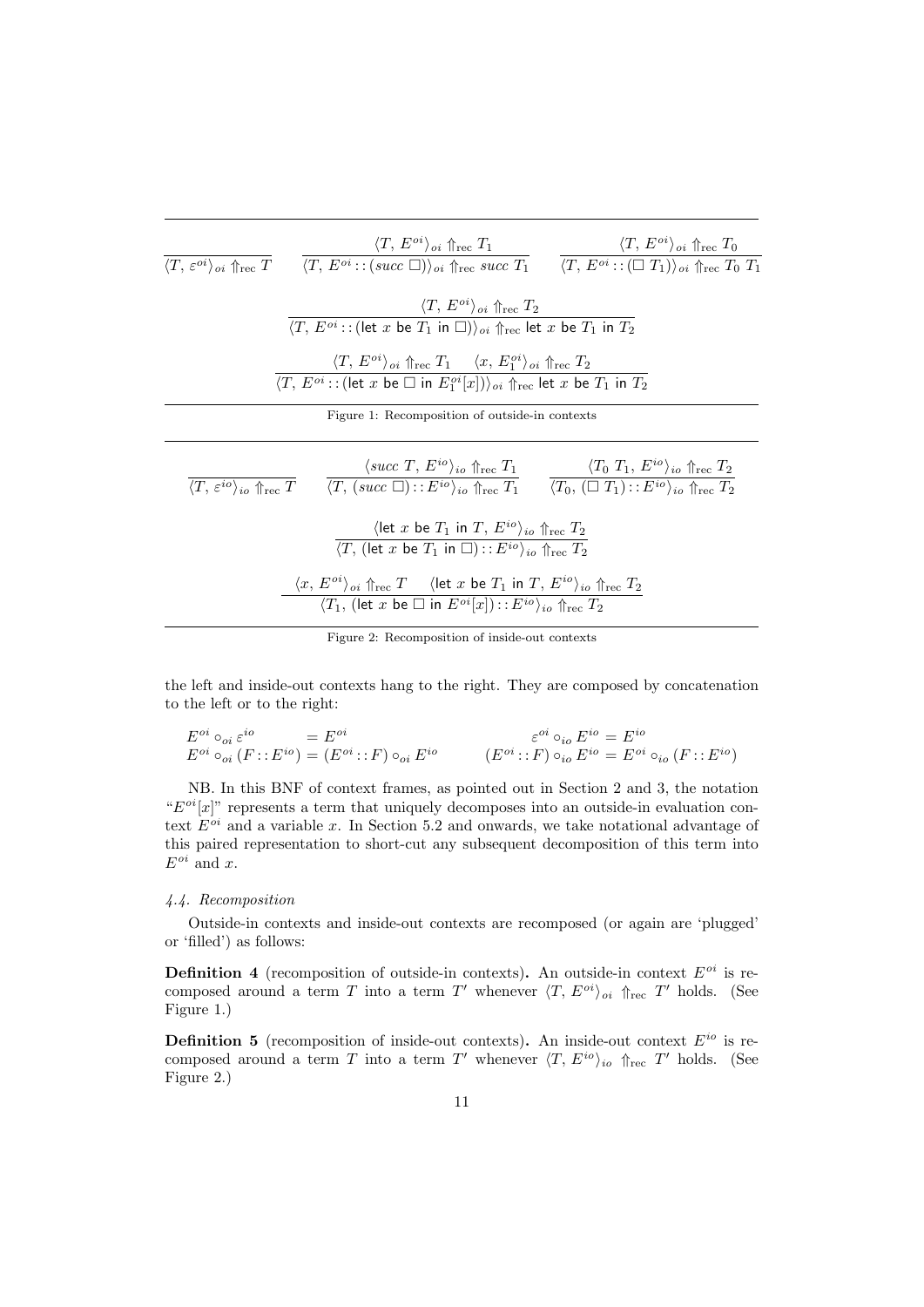$$\frac{}{\langle T,\, \varepsilon^{oi}\rangle_{oi} \Uparrow_{\mathrm{rec}} T} \qquad \frac{\langle T,\, E^{oi}\rangle_{oi} \Uparrow_{\mathrm{rec}} T_1}{\langle T,\, E^{oi} :: (\mathit{succ}\ \Box)\rangle_{oi} \Uparrow_{\mathrm{rec}} \mathit{succ}\ T_1} \qquad \frac{\langle T,\, E^{oi}\rangle_{oi} \Uparrow_{\mathrm{rec}} T_0}{\langle T,\, E^{oi} :: (\Box\ T_1)\rangle_{oi} \Uparrow_{\mathrm{rec}} T_0\ T_1}$$

$$\frac{\langle T,\, E^{oi}\rangle_{oi} \Uparrow_{\mathrm{rec}} T_2}{\langle T,\, E^{oi} :: (\mathsf{let}\ x\ \mathsf{be}\ T_1\ \mathsf{in}\ \Box)\rangle_{oi} \Uparrow_{\mathrm{rec}} \mathsf{let}\ x\ \mathsf{be}\ T_1\ \mathsf{in}\ T_2}$$

$$\frac{\langle T,\, E^{oi}\rangle_{oi} \Uparrow_{\mathrm{rec}} T_1 \qquad \langle x,\, E_1^{oi}\rangle_{oi} \Uparrow_{\mathrm{rec}} T_2}{\langle T,\, E^{oi} :: (\mathsf{let}\ x\ \mathsf{be}\ \Box\ \mathsf{in}\ E_1^{oi}[x])\rangle_{oi} \Uparrow_{\mathrm{rec}} \mathsf{let}\ x\ \mathsf{be}\ T_1\ \mathsf{in}\ T_2}$$

Figure 1: Recomposition of outside-in contexts

$$\frac{}{\langle T,\, \varepsilon^{io}\rangle_{io} \Uparrow_{\mathrm{rec}} T} \qquad \frac{\langle \mathit{succ}\ T,\, E^{io}\rangle_{io} \Uparrow_{\mathrm{rec}} T_1}{\langle T,\, (\mathit{succ}\ \Box) :: E^{io}\rangle_{io} \Uparrow_{\mathrm{rec}} T_1} \qquad \frac{\langle T_0\ T_1,\, E^{io}\rangle_{io} \Uparrow_{\mathrm{rec}} T_2}{\langle T_0,\, (\Box\ T_1) :: E^{io}\rangle_{io} \Uparrow_{\mathrm{rec}} T_2}$$

$$\frac{\langle \mathsf{let}\ x\ \mathsf{be}\ T_1\ \mathsf{in}\ T,\, E^{io}\rangle_{io} \Uparrow_{\mathrm{rec}} T_2}{\langle T,\, (\mathsf{let}\ x\ \mathsf{be}\ T_1\ \mathsf{in}\ \Box) :: E^{io}\rangle_{io} \Uparrow_{\mathrm{rec}} T_2}$$

$$\frac{\langle x,\, E^{oi}\rangle_{oi} \Uparrow_{\mathrm{rec}} T \qquad \langle \mathsf{let}\ x\ \mathsf{be}\ T_1\ \mathsf{in}\ T,\, E^{io}\rangle_{io} \Uparrow_{\mathrm{rec}} T_2}{\langle T_1,\, (\mathsf{let}\ x\ \mathsf{be}\ \Box\ \mathsf{in}\ E^{oi}[x]) :: E^{io}\rangle_{io} \Uparrow_{\mathrm{rec}} T_2}$$

Figure 2: Recomposition of inside-out contexts

the left and inside-out contexts hang to the right. They are composed by concatenation to the left or to the right:

$$\begin{array}{ll} E^{oi} \circ_{oi} \varepsilon^{io} \quad = E^{oi} & \qquad \varepsilon^{oi} \circ_{io} E^{io} = E^{io} \\ E^{oi} \circ_{oi} (F :: E^{io}) = (E^{oi} :: F) \circ_{oi} E^{io} & \qquad (E^{oi} :: F) \circ_{io} E^{io} = E^{oi} \circ_{io} (F :: E^{io}) \end{array}$$

NB. In this BNF of context frames, as pointed out in Section 2 and 3, the notation "$E^{oi}[x]$" represents a term that uniquely decomposes into an outside-in evaluation context $E^{oi}$ and a variable $x$. In Section 5.2 and onwards, we take notational advantage of this paired representation to short-cut any subsequent decomposition of this term into $E^{oi}$ and $x$.

### 4.4. Recomposition

Outside-in contexts and inside-out contexts are recomposed (or again are 'plugged' or 'filled') as follows:

**Definition 4** (recomposition of outside-in contexts)**.** An outside-in context $E^{oi}$ is recomposed around a term $T$ into a term $T'$ whenever $\langle T,\, E^{oi}\rangle_{oi} \Uparrow_{\mathrm{rec}} T'$ holds. (See Figure 1.)

**Definition 5** (recomposition of inside-out contexts)**.** An inside-out context $E^{io}$ is recomposed around a term $T$ into a term $T'$ whenever $\langle T,\, E^{io}\rangle_{io} \Uparrow_{\mathrm{rec}} T'$ holds. (See Figure 2.)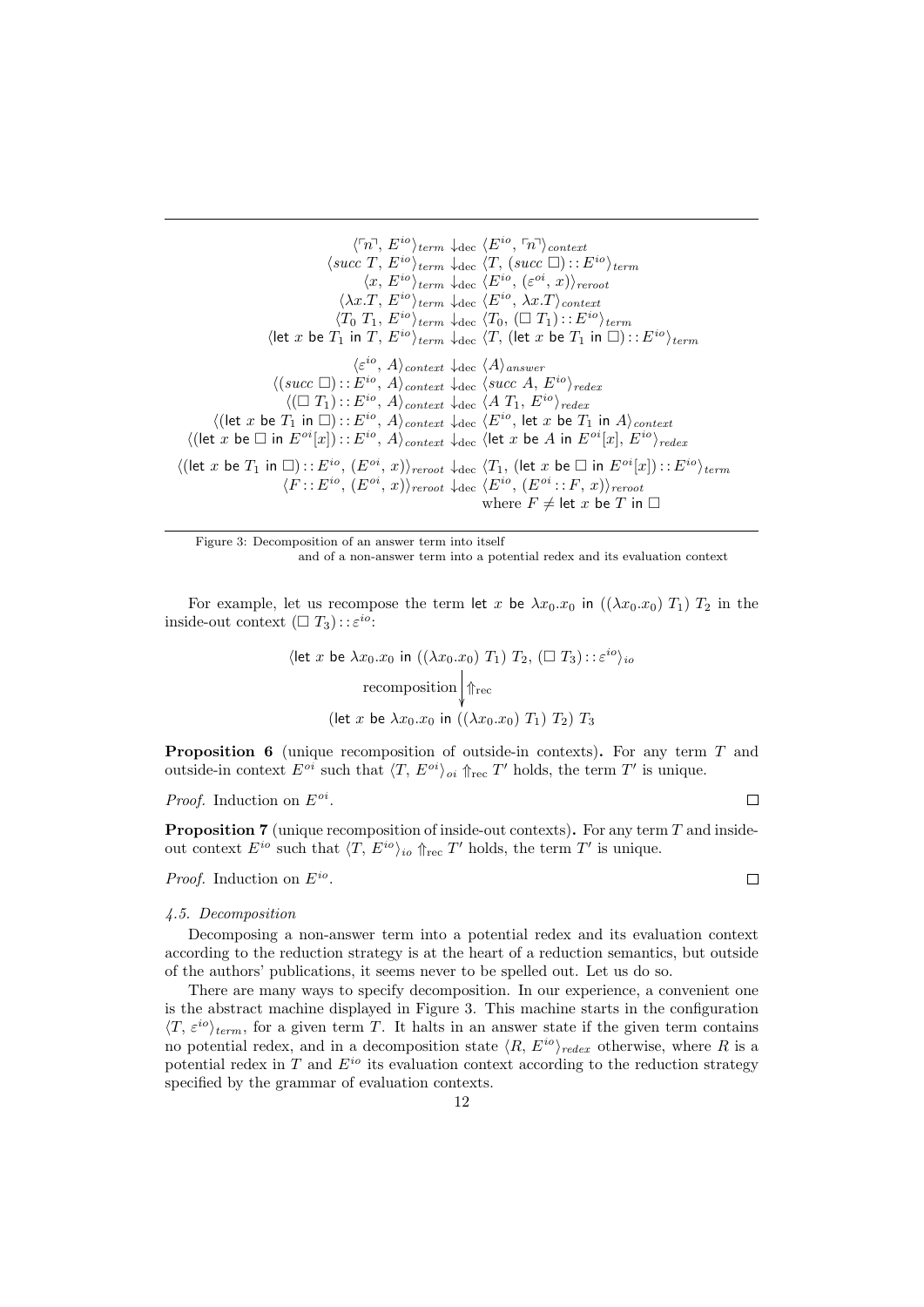$$
\begin{array}{rcl}
\langle \ulcorner n \urcorner,\, E^{io} \rangle_{term} & \downarrow_{\text{dec}} & \langle E^{io},\, \ulcorner n \urcorner \rangle_{context} \\
\langle succ\ T,\, E^{io} \rangle_{term} & \downarrow_{\text{dec}} & \langle T,\, (succ\ \square) :: E^{io} \rangle_{term} \\
\langle x,\, E^{io} \rangle_{term} & \downarrow_{\text{dec}} & \langle E^{io},\, (\varepsilon^{oi},\, x) \rangle_{reroot} \\
\langle \lambda x.T,\, E^{io} \rangle_{term} & \downarrow_{\text{dec}} & \langle E^{io},\, \lambda x.T \rangle_{context} \\
\langle T_0\ T_1,\, E^{io} \rangle_{term} & \downarrow_{\text{dec}} & \langle T_0,\, (\square\ T_1) :: E^{io} \rangle_{term} \\
\langle \mathsf{let}\ x\ \mathsf{be}\ T_1\ \mathsf{in}\ T,\, E^{io} \rangle_{term} & \downarrow_{\text{dec}} & \langle T,\, (\mathsf{let}\ x\ \mathsf{be}\ T_1\ \mathsf{in}\ \square) :: E^{io} \rangle_{term} \\
\\
\langle \varepsilon^{io},\, A \rangle_{context} & \downarrow_{\text{dec}} & \langle A \rangle_{answer} \\
\langle (succ\ \square) :: E^{io},\, A \rangle_{context} & \downarrow_{\text{dec}} & \langle succ\ A,\, E^{io} \rangle_{redex} \\
\langle (\square\ T_1) :: E^{io},\, A \rangle_{context} & \downarrow_{\text{dec}} & \langle A\ T_1,\, E^{io} \rangle_{redex} \\
\langle (\mathsf{let}\ x\ \mathsf{be}\ T_1\ \mathsf{in}\ \square) :: E^{io},\, A \rangle_{context} & \downarrow_{\text{dec}} & \langle E^{io},\, \mathsf{let}\ x\ \mathsf{be}\ T_1\ \mathsf{in}\ A \rangle_{context} \\
\langle (\mathsf{let}\ x\ \mathsf{be}\ \square\ \mathsf{in}\ E^{oi}[x]) :: E^{io},\, A \rangle_{context} & \downarrow_{\text{dec}} & \langle \mathsf{let}\ x\ \mathsf{be}\ A\ \mathsf{in}\ E^{oi}[x],\, E^{io} \rangle_{redex} \\
\\
\langle (\mathsf{let}\ x\ \mathsf{be}\ T_1\ \mathsf{in}\ \square) :: E^{io},\, (E^{oi},\, x) \rangle_{reroot} & \downarrow_{\text{dec}} & \langle T_1,\, (\mathsf{let}\ x\ \mathsf{be}\ \square\ \mathsf{in}\ E^{oi}[x]) :: E^{io} \rangle_{term} \\
\langle F :: E^{io},\, (E^{oi},\, x) \rangle_{reroot} & \downarrow_{\text{dec}} & \langle E^{io},\, (E^{oi} :: F,\, x) \rangle_{reroot} \\
& & \text{where } F \neq \mathsf{let}\ x\ \mathsf{be}\ T\ \mathsf{in}\ \square
\end{array}
$$

Figure 3: Decomposition of an answer term into itself and of a non-answer term into a potential redex and its evaluation context

For example, let us recompose the term $\mathsf{let}\ x\ \mathsf{be}\ \lambda x_0.x_0\ \mathsf{in}\ ((\lambda x_0.x_0)\ T_1)\ T_2$ in the inside-out context $(\square\ T_3) :: \varepsilon^{io}$:

$$
\begin{array}{c}
\langle \mathsf{let}\ x\ \mathsf{be}\ \lambda x_0.x_0\ \mathsf{in}\ ((\lambda x_0.x_0)\ T_1)\ T_2,\, (\square\ T_3) :: \varepsilon^{io} \rangle_{io} \\
\text{recomposition} \Big\downarrow \Uparrow_{\text{rec}} \\
(\mathsf{let}\ x\ \mathsf{be}\ \lambda x_0.x_0\ \mathsf{in}\ ((\lambda x_0.x_0)\ T_1)\ T_2)\ T_3
\end{array}
$$

**Proposition 6** (unique recomposition of outside-in contexts)**.** For any term $T$ and outside-in context $E^{oi}$ such that $\langle T,\, E^{oi} \rangle_{oi} \Uparrow_{\text{rec}} T'$ holds, the term $T'$ is unique.

*Proof.* Induction on $E^{oi}$. □

**Proposition 7** (unique recomposition of inside-out contexts)**.** For any term $T$ and inside-out context $E^{io}$ such that $\langle T,\, E^{io} \rangle_{io} \Uparrow_{\text{rec}} T'$ holds, the term $T'$ is unique.

*Proof.* Induction on $E^{io}$. □

### *4.5. Decomposition*

Decomposing a non-answer term into a potential redex and its evaluation context according to the reduction strategy is at the heart of a reduction semantics, but outside of the authors' publications, it seems never to be spelled out. Let us do so.

There are many ways to specify decomposition. In our experience, a convenient one is the abstract machine displayed in Figure 3. This machine starts in the configuration $\langle T,\, \varepsilon^{io} \rangle_{term}$, for a given term $T$. It halts in an answer state if the given term contains no potential redex, and in a decomposition state $\langle R,\, E^{io} \rangle_{redex}$ otherwise, where $R$ is a potential redex in $T$ and $E^{io}$ its evaluation context according to the reduction strategy specified by the grammar of evaluation contexts.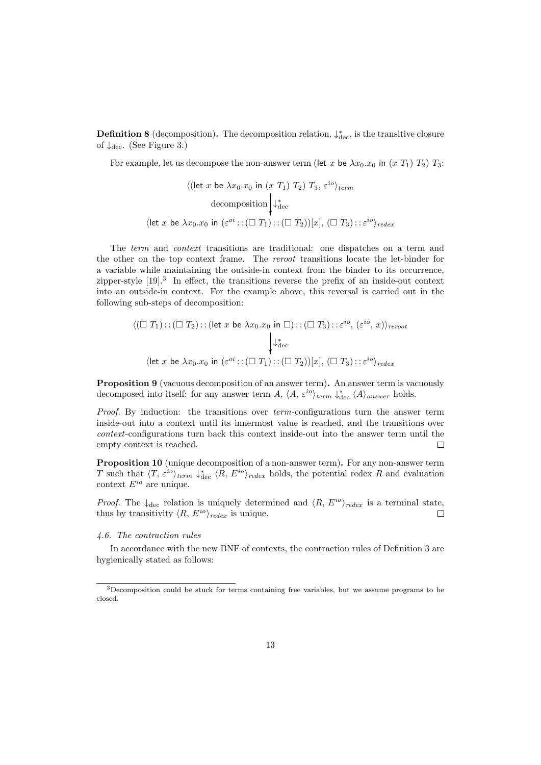**Definition 8** (decomposition)**.** The decomposition relation, $\downarrow^*_{\text{dec}}$, is the transitive closure of $\downarrow_{\text{dec}}$. (See Figure 3.)

For example, let us decompose the non-answer term (let $x$ be $\lambda x_0.x_0$ in $(x\ T_1)\ T_2)\ T_3$:

$$\begin{array}{c}
\langle (\mathsf{let}\ x\ \mathsf{be}\ \lambda x_0.x_0\ \mathsf{in}\ (x\ T_1)\ T_2)\ T_3,\ \varepsilon^{io}\rangle_{term} \\
\text{decomposition} \Big\downarrow \downarrow^*_{\text{dec}} \\
\langle \mathsf{let}\ x\ \mathsf{be}\ \lambda x_0.x_0\ \mathsf{in}\ (\varepsilon^{oi} :: (\square\ T_1) :: (\square\ T_2))[x],\ (\square\ T_3) :: \varepsilon^{io}\rangle_{redex}
\end{array}$$

The *term* and *context* transitions are traditional: one dispatches on a term and the other on the top context frame. The *reroot* transitions locate the let-binder for a variable while maintaining the outside-in context from the binder to its occurrence, zipper-style [19].[3] In effect, the transitions reverse the prefix of an inside-out context into an outside-in context. For the example above, this reversal is carried out in the following sub-steps of decomposition:

$$\begin{array}{c}
\langle (\square\ T_1) :: (\square\ T_2) :: (\mathsf{let}\ x\ \mathsf{be}\ \lambda x_0.x_0\ \mathsf{in}\ \square) :: (\square\ T_3) :: \varepsilon^{io},\ (\varepsilon^{io},\ x)\rangle_{reroot} \\
\Big\downarrow \downarrow^*_{\text{dec}} \\
\langle \mathsf{let}\ x\ \mathsf{be}\ \lambda x_0.x_0\ \mathsf{in}\ (\varepsilon^{oi} :: (\square\ T_1) :: (\square\ T_2))[x],\ (\square\ T_3) :: \varepsilon^{io}\rangle_{redex}
\end{array}$$

**Proposition 9** (vacuous decomposition of an answer term)**.** An answer term is vacuously decomposed into itself: for any answer term $A$, $\langle A,\ \varepsilon^{io}\rangle_{term} \downarrow^*_{\text{dec}} \langle A\rangle_{answer}$ holds.

*Proof.* By induction: the transitions over *term*-configurations turn the answer term inside-out into a context until its innermost value is reached, and the transitions over *context*-configurations turn back this context inside-out into the answer term until the empty context is reached. □

**Proposition 10** (unique decomposition of a non-answer term)**.** For any non-answer term $T$ such that $\langle T,\ \varepsilon^{io}\rangle_{term} \downarrow^*_{\text{dec}} \langle R,\ E^{io}\rangle_{redex}$ holds, the potential redex $R$ and evaluation context $E^{io}$ are unique.

*Proof.* The $\downarrow_{\text{dec}}$ relation is uniquely determined and $\langle R,\ E^{io}\rangle_{redex}$ is a terminal state, thus by transitivity $\langle R,\ E^{io}\rangle_{redex}$ is unique. □

*4.6. The contraction rules*

In accordance with the new BNF of contexts, the contraction rules of Definition 3 are hygienically stated as follows:

[3] Decomposition could be stuck for terms containing free variables, but we assume programs to be closed.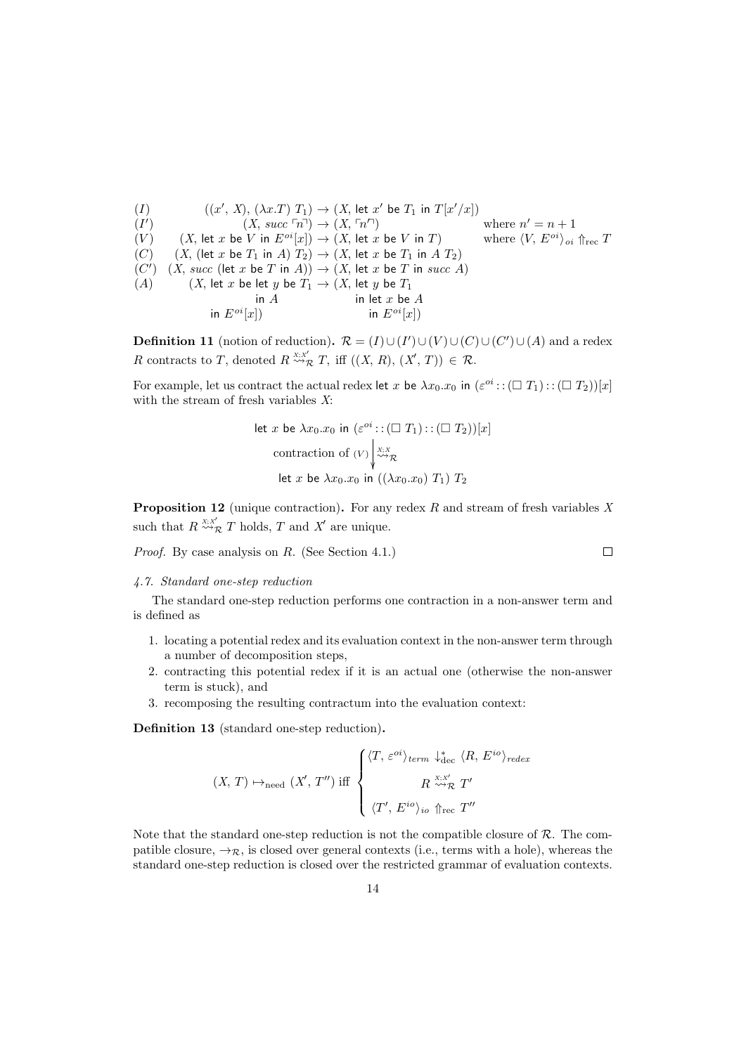$$
\begin{array}{lrcll}
(I) & ((x',\, X),\, (\lambda x.T)\ T_1) & \rightarrow & (X,\, \mathsf{let}\ x'\ \mathsf{be}\ T_1\ \mathsf{in}\ T[x'/x]) & \\
(I') & (X,\, succ\ \ulcorner n \urcorner) & \rightarrow & (X,\, \ulcorner n' \urcorner) & \text{where } n' = n + 1 \\
(V) & (X,\, \mathsf{let}\ x\ \mathsf{be}\ V\ \mathsf{in}\ E^{oi}[x]) & \rightarrow & (X,\, \mathsf{let}\ x\ \mathsf{be}\ V\ \mathsf{in}\ T) & \text{where } \langle V,\, E^{oi} \rangle_{oi} \Uparrow_{\text{rec}} T \\
(C) & (X,\, (\mathsf{let}\ x\ \mathsf{be}\ T_1\ \mathsf{in}\ A)\ T_2) & \rightarrow & (X,\, \mathsf{let}\ x\ \mathsf{be}\ T_1\ \mathsf{in}\ A\ T_2) & \\
(C') & (X,\, succ\ (\mathsf{let}\ x\ \mathsf{be}\ T\ \mathsf{in}\ A)) & \rightarrow & (X,\, \mathsf{let}\ x\ \mathsf{be}\ T\ \mathsf{in}\ succ\ A) & \\
(A) & (X,\, \mathsf{let}\ x\ \mathsf{be}\ \mathsf{let}\ y\ \mathsf{be}\ T_1\ \mathsf{in}\ A\ \mathsf{in}\ E^{oi}[x]) & \rightarrow & (X,\, \mathsf{let}\ y\ \mathsf{be}\ T_1\ \mathsf{in}\ \mathsf{let}\ x\ \mathsf{be}\ A\ \mathsf{in}\ E^{oi}[x]) &
\end{array}
$$

**Definition 11** (notion of reduction)**.** $\mathcal{R} = (I) \cup (I') \cup (V) \cup (C) \cup (C') \cup (A)$ and a redex $R$ contracts to $T$, denoted $R \overset{X;X'}{\rightsquigarrow}_{\mathcal{R}} T$, iff $((X,\, R),\, (X',\, T)) \in \mathcal{R}$.

For example, let us contract the actual redex $\mathsf{let}\ x\ \mathsf{be}\ \lambda x_0.x_0\ \mathsf{in}\ (\varepsilon^{oi} :: (\square\ T_1) :: (\square\ T_2))[x]$ with the stream of fresh variables $X$:

$$
\begin{array}{c}
\mathsf{let}\ x\ \mathsf{be}\ \lambda x_0.x_0\ \mathsf{in}\ (\varepsilon^{oi} :: (\square\ T_1) :: (\square\ T_2))[x] \\
\text{contraction of } (V) \Big\downarrow \overset{X;X}{\rightsquigarrow}_{\mathcal{R}} \\
\mathsf{let}\ x\ \mathsf{be}\ \lambda x_0.x_0\ \mathsf{in}\ ((\lambda x_0.x_0)\ T_1)\ T_2
\end{array}
$$

**Proposition 12** (unique contraction)**.** For any redex $R$ and stream of fresh variables $X$ such that $R \overset{X;X'}{\rightsquigarrow}_{\mathcal{R}} T$ holds, $T$ and $X'$ are unique.

*Proof.* By case analysis on $R$. (See Section 4.1.) □

### *4.7. Standard one-step reduction*

The standard one-step reduction performs one contraction in a non-answer term and is defined as

1. locating a potential redex and its evaluation context in the non-answer term through a number of decomposition steps,
2. contracting this potential redex if it is an actual one (otherwise the non-answer term is stuck), and
3. recomposing the resulting contractum into the evaluation context:

**Definition 13** (standard one-step reduction)**.**

$$
(X,\, T) \mapsto_{\text{need}} (X',\, T'') \text{ iff }
\begin{cases}
\langle T,\, \varepsilon^{oi} \rangle_{term} \downarrow^{*}_{\text{dec}} \langle R,\, E^{io} \rangle_{redex} \\
R \overset{X;X'}{\rightsquigarrow}_{\mathcal{R}} T' \\
\langle T',\, E^{io} \rangle_{io} \Uparrow_{\text{rec}} T''
\end{cases}
$$

Note that the standard one-step reduction is not the compatible closure of $\mathcal{R}$. The compatible closure, $\rightarrow_{\mathcal{R}}$, is closed over general contexts (i.e., terms with a hole), whereas the standard one-step reduction is closed over the restricted grammar of evaluation contexts.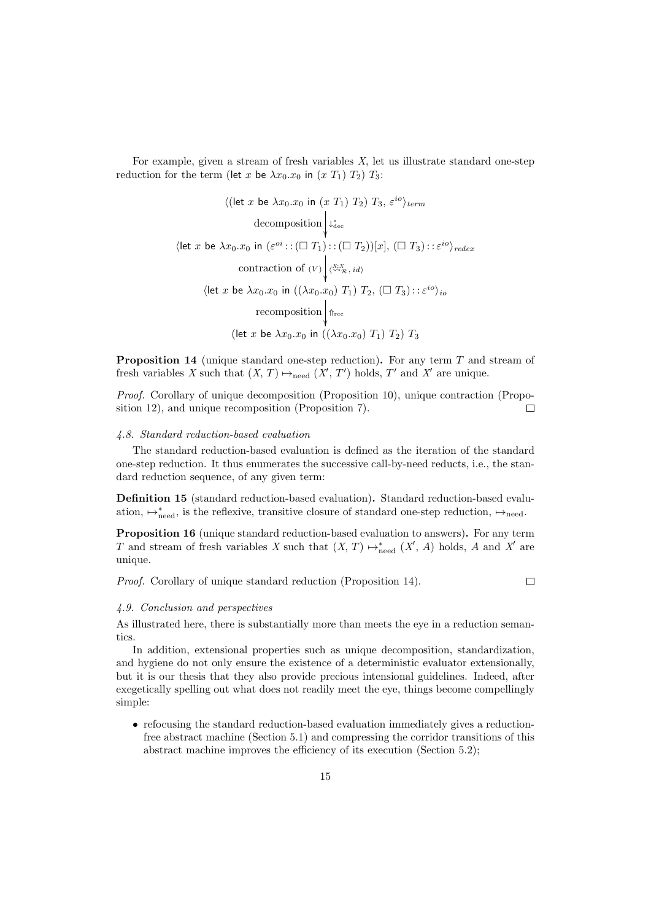For example, given a stream of fresh variables $X$, let us illustrate standard one-step reduction for the term (let $x$ be $\lambda x_0.x_0$ in $(x\ T_1)\ T_2)\ T_3$:

$$
\begin{array}{c}
\langle(\mathsf{let}\ x\ \mathsf{be}\ \lambda x_0.x_0\ \mathsf{in}\ (x\ T_1)\ T_2)\ T_3,\ \varepsilon^{io}\rangle_{term} \\
\text{decomposition} \Big\downarrow {\downarrow^*_{\mathrm{dec}}} \\
\langle \mathsf{let}\ x\ \mathsf{be}\ \lambda x_0.x_0\ \mathsf{in}\ (\varepsilon^{oi} :: (\Box\ T_1) :: (\Box\ T_2))[x],\ (\Box\ T_3) :: \varepsilon^{io}\rangle_{redex} \\
\text{contraction of } (V) \Big\downarrow \langle \overset{X;X}{\rightsquigarrow_{\mathcal{R}}},\ id\rangle \\
\langle \mathsf{let}\ x\ \mathsf{be}\ \lambda x_0.x_0\ \mathsf{in}\ ((\lambda x_0.x_0)\ T_1)\ T_2,\ (\Box\ T_3) :: \varepsilon^{io}\rangle_{io} \\
\text{recomposition} \Big\downarrow {\Uparrow_{\mathrm{rec}}} \\
(\mathsf{let}\ x\ \mathsf{be}\ \lambda x_0.x_0\ \mathsf{in}\ ((\lambda x_0.x_0)\ T_1)\ T_2)\ T_3
\end{array}
$$

**Proposition 14** (unique standard one-step reduction)**.** For any term $T$ and stream of fresh variables $X$ such that $(X, T) \mapsto_{\mathrm{need}} (X', T')$ holds, $T'$ and $X'$ are unique.

*Proof.* Corollary of unique decomposition (Proposition 10), unique contraction (Proposition 12), and unique recomposition (Proposition 7). □

### 4.8. Standard reduction-based evaluation

The standard reduction-based evaluation is defined as the iteration of the standard one-step reduction. It thus enumerates the successive call-by-need reducts, i.e., the standard reduction sequence, of any given term:

**Definition 15** (standard reduction-based evaluation)**.** Standard reduction-based evaluation, $\mapsto^*_{\mathrm{need}}$, is the reflexive, transitive closure of standard one-step reduction, $\mapsto_{\mathrm{need}}$.

**Proposition 16** (unique standard reduction-based evaluation to answers)**.** For any term $T$ and stream of fresh variables $X$ such that $(X, T) \mapsto^*_{\mathrm{need}} (X', A)$ holds, $A$ and $X'$ are unique.

*Proof.* Corollary of unique standard reduction (Proposition 14). □

### 4.9. Conclusion and perspectives

As illustrated here, there is substantially more than meets the eye in a reduction semantics.

In addition, extensional properties such as unique decomposition, standardization, and hygiene do not only ensure the existence of a deterministic evaluator extensionally, but it is our thesis that they also provide precious intensional guidelines. Indeed, after exegetically spelling out what does not readily meet the eye, things become compellingly simple:

- refocusing the standard reduction-based evaluation immediately gives a reduction-free abstract machine (Section 5.1) and compressing the corridor transitions of this abstract machine improves the efficiency of its execution (Section 5.2);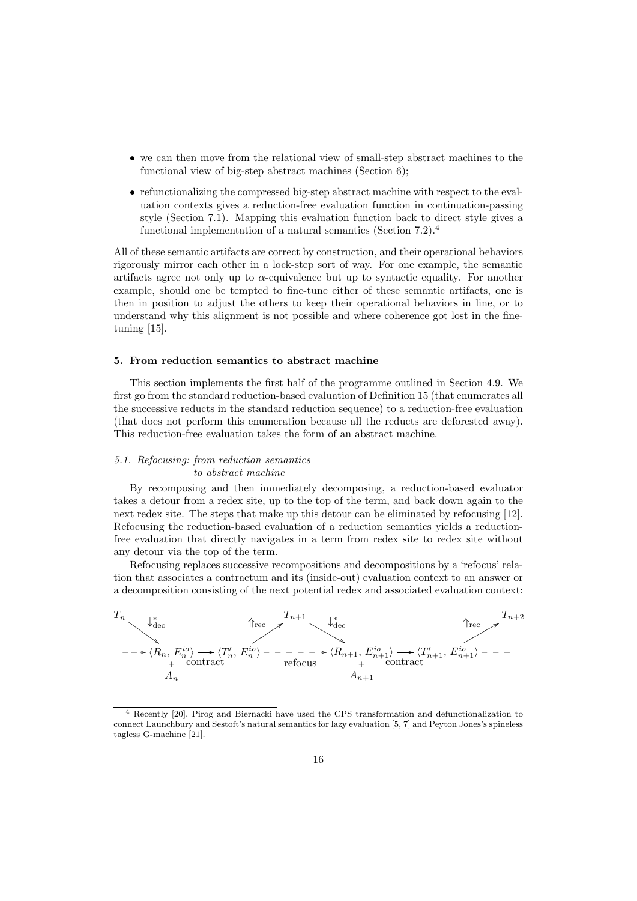- we can then move from the relational view of small-step abstract machines to the functional view of big-step abstract machines (Section 6);
- refunctionalizing the compressed big-step abstract machine with respect to the evaluation contexts gives a reduction-free evaluation function in continuation-passing style (Section 7.1). Mapping this evaluation function back to direct style gives a functional implementation of a natural semantics (Section 7.2).[4]

All of these semantic artifacts are correct by construction, and their operational behaviors rigorously mirror each other in a lock-step sort of way. For one example, the semantic artifacts agree not only up to $\alpha$-equivalence but up to syntactic equality. For another example, should one be tempted to fine-tune either of these semantic artifacts, one is then in position to adjust the others to keep their operational behaviors in line, or to understand why this alignment is not possible and where coherence got lost in the fine-tuning [15].

## 5. From reduction semantics to abstract machine

This section implements the first half of the programme outlined in Section 4.9. We first go from the standard reduction-based evaluation of Definition 15 (that enumerates all the successive reducts in the standard reduction sequence) to a reduction-free evaluation (that does not perform this enumeration because all the reducts are deforested away). This reduction-free evaluation takes the form of an abstract machine.

### 5.1. Refocusing: from reduction semantics to abstract machine

By recomposing and then immediately decomposing, a reduction-based evaluator takes a detour from a redex site, up to the top of the term, and back down again to the next redex site. The steps that make up this detour can be eliminated by refocusing [12]. Refocusing the reduction-based evaluation of a reduction semantics yields a reduction-free evaluation that directly navigates in a term from redex site to redex site without any detour via the top of the term.

Refocusing replaces successive recompositions and decompositions by a 'refocus' relation that associates a contractum and its (inside-out) evaluation context to an answer or a decomposition consisting of the next potential redex and associated evaluation context:

$$
\begin{array}{ccccccccc}
T_n & \searrow^{\downarrow^*_{\text{dec}}} & & & \nearrow^{\Uparrow_{\text{rec}}} T_{n+1} & \searrow^{\downarrow^*_{\text{dec}}} & & & \nearrow^{\Uparrow_{\text{rec}}} T_{n+2} \\
\dashrightarrow & \langle R_n, E^{io}_n\rangle + A_n & \xrightarrow{\text{contract}} & \langle T'_n, E^{io}_n\rangle & \dashrightarrow_{\text{refocus}} & \langle R_{n+1}, E^{io}_{n+1}\rangle + A_{n+1} & \xrightarrow{\text{contract}} & \langle T'_{n+1}, E^{io}_{n+1}\rangle & \dashrightarrow
\end{array}
$$

[4] Recently [20], Pirog and Biernacki have used the CPS transformation and defunctionalization to connect Launchbury and Sestoft's natural semantics for lazy evaluation [5, 7] and Peyton Jones's spineless tagless G-machine [21].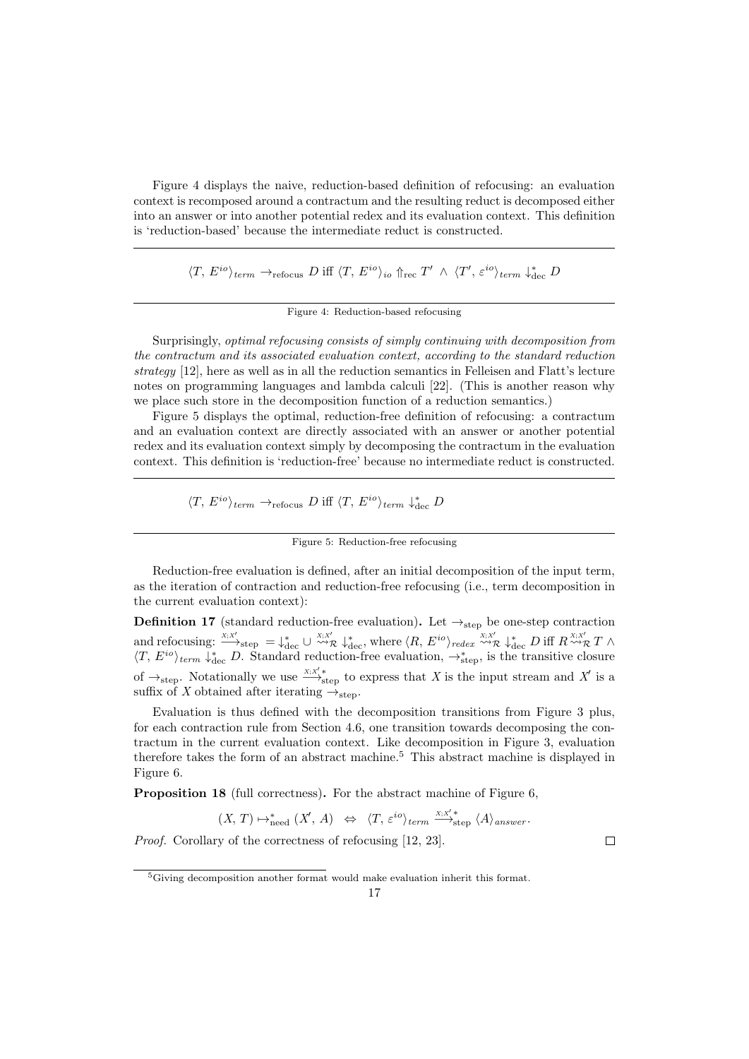Figure 4 displays the naive, reduction-based definition of refocusing: an evaluation context is recomposed around a contractum and the resulting reduct is decomposed either into an answer or into another potential redex and its evaluation context. This definition is 'reduction-based' because the intermediate reduct is constructed.

---

$$\langle T,\, E^{io}\rangle_{term} \rightarrow_{\text{refocus}} D \text{ iff } \langle T,\, E^{io}\rangle_{io} \Uparrow_{\text{rec}} T' \;\wedge\; \langle T',\, \varepsilon^{io}\rangle_{term} \downarrow^*_{\text{dec}} D$$

---

Figure 4: Reduction-based refocusing

Surprisingly, *optimal refocusing consists of simply continuing with decomposition from the contractum and its associated evaluation context, according to the standard reduction strategy* [12], here as well as in all the reduction semantics in Felleisen and Flatt's lecture notes on programming languages and lambda calculi [22]. (This is another reason why we place such store in the decomposition function of a reduction semantics.)

Figure 5 displays the optimal, reduction-free definition of refocusing: a contractum and an evaluation context are directly associated with an answer or another potential redex and its evaluation context simply by decomposing the contractum in the evaluation context. This definition is 'reduction-free' because no intermediate reduct is constructed.

---

$$\langle T,\, E^{io}\rangle_{term} \rightarrow_{\text{refocus}} D \text{ iff } \langle T,\, E^{io}\rangle_{term} \downarrow^*_{\text{dec}} D$$

---

Figure 5: Reduction-free refocusing

Reduction-free evaluation is defined, after an initial decomposition of the input term, as the iteration of contraction and reduction-free refocusing (i.e., term decomposition in the current evaluation context):

**Definition 17** (standard reduction-free evaluation)**.** Let $\rightarrow_{\text{step}}$ be one-step contraction and refocusing: $\xrightarrow{X:X'}_{\text{step}} = \downarrow^*_{\text{dec}} \cup \overset{X:X'}{\rightsquigarrow}_{\mathcal{R}} \downarrow^*_{\text{dec}}$, where $\langle R,\, E^{io}\rangle_{redex} \overset{X:X'}{\rightsquigarrow}_{\mathcal{R}} \downarrow^*_{\text{dec}} D$ iff $R \overset{X:X'}{\rightsquigarrow}_{\mathcal{R}} T \wedge \langle T,\, E^{io}\rangle_{term} \downarrow^*_{\text{dec}} D$. Standard reduction-free evaluation, $\rightarrow^*_{\text{step}}$, is the transitive closure of $\rightarrow_{\text{step}}$. Notationally we use $\xrightarrow{X:X'}{}^*_{\text{step}}$ to express that $X$ is the input stream and $X'$ is a suffix of $X$ obtained after iterating $\rightarrow_{\text{step}}$.

Evaluation is thus defined with the decomposition transitions from Figure 3 plus, for each contraction rule from Section 4.6, one transition towards decomposing the contractum in the current evaluation context. Like decomposition in Figure 3, evaluation therefore takes the form of an abstract machine.[5] This abstract machine is displayed in Figure 6.

**Proposition 18** (full correctness)**.** For the abstract machine of Figure 6,

$$(X,\, T) \mapsto^*_{\text{need}} (X',\, A) \;\;\Leftrightarrow\;\; \langle T,\, \varepsilon^{io}\rangle_{term} \xrightarrow{X:X'}{}^*_{\text{step}} \langle A\rangle_{answer}.$$

*Proof.* Corollary of the correctness of refocusing [12, 23]. □

[5] Giving decomposition another format would make evaluation inherit this format.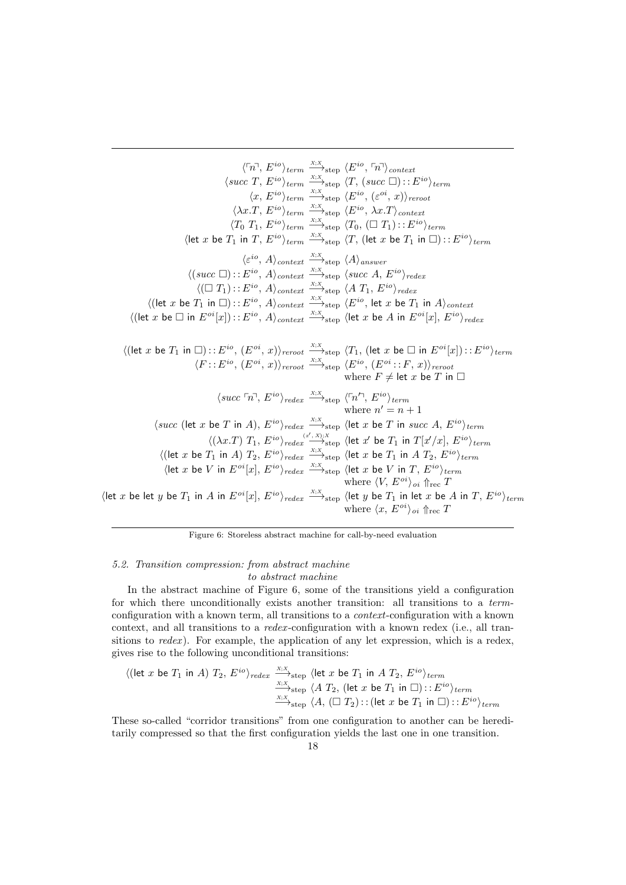$$
\begin{aligned}
\langle \ulcorner n \urcorner,\, E^{io} \rangle_{term} &\xrightarrow{X;X}_{\text{step}} \langle E^{io},\, \ulcorner n \urcorner \rangle_{context} \\
\langle succ\ T,\, E^{io} \rangle_{term} &\xrightarrow{X;X}_{\text{step}} \langle T,\, (succ\ \Box) :: E^{io} \rangle_{term} \\
\langle x,\, E^{io} \rangle_{term} &\xrightarrow{X;X}_{\text{step}} \langle E^{io},\, (\varepsilon^{oi},\, x) \rangle_{reroot} \\
\langle \lambda x.T,\, E^{io} \rangle_{term} &\xrightarrow{X;X}_{\text{step}} \langle E^{io},\, \lambda x.T \rangle_{context} \\
\langle T_0\ T_1,\, E^{io} \rangle_{term} &\xrightarrow{X;X}_{\text{step}} \langle T_0,\, (\Box\ T_1) :: E^{io} \rangle_{term} \\
\langle \textsf{let}\ x\ \textsf{be}\ T_1\ \textsf{in}\ T,\, E^{io} \rangle_{term} &\xrightarrow{X;X}_{\text{step}} \langle T,\, (\textsf{let}\ x\ \textsf{be}\ T_1\ \textsf{in}\ \Box) :: E^{io} \rangle_{term} \\[6pt]
\langle \varepsilon^{io},\, A \rangle_{context} &\xrightarrow{X;X}_{\text{step}} \langle A \rangle_{answer} \\
\langle (succ\ \Box) :: E^{io},\, A \rangle_{context} &\xrightarrow{X;X}_{\text{step}} \langle succ\ A,\, E^{io} \rangle_{redex} \\
\langle (\Box\ T_1) :: E^{io},\, A \rangle_{context} &\xrightarrow{X;X}_{\text{step}} \langle A\ T_1,\, E^{io} \rangle_{redex} \\
\langle (\textsf{let}\ x\ \textsf{be}\ T_1\ \textsf{in}\ \Box) :: E^{io},\, A \rangle_{context} &\xrightarrow{X;X}_{\text{step}} \langle E^{io},\, \textsf{let}\ x\ \textsf{be}\ T_1\ \textsf{in}\ A \rangle_{context} \\
\langle (\textsf{let}\ x\ \textsf{be}\ \Box\ \textsf{in}\ E^{oi}[x]) :: E^{io},\, A \rangle_{context} &\xrightarrow{X;X}_{\text{step}} \langle \textsf{let}\ x\ \textsf{be}\ A\ \textsf{in}\ E^{oi}[x],\, E^{io} \rangle_{redex} \\[6pt]
\langle (\textsf{let}\ x\ \textsf{be}\ T_1\ \textsf{in}\ \Box) :: E^{io},\, (E^{oi},\, x) \rangle_{reroot} &\xrightarrow{X;X}_{\text{step}} \langle T_1,\, (\textsf{let}\ x\ \textsf{be}\ \Box\ \textsf{in}\ E^{oi}[x]) :: E^{io} \rangle_{term} \\
\langle F :: E^{io},\, (E^{oi},\, x) \rangle_{reroot} &\xrightarrow{X;X}_{\text{step}} \langle E^{io},\, (E^{oi} :: F,\, x) \rangle_{reroot} \\
&\qquad \text{where } F \neq \textsf{let}\ x\ \textsf{be}\ T\ \textsf{in}\ \Box \\[6pt]
\langle succ\ \ulcorner n \urcorner,\, E^{io} \rangle_{redex} &\xrightarrow{X;X}_{\text{step}} \langle \ulcorner n' \urcorner,\, E^{io} \rangle_{term} \\
&\qquad \text{where } n' = n + 1 \\
\langle succ\ (\textsf{let}\ x\ \textsf{be}\ T\ \textsf{in}\ A),\, E^{io} \rangle_{redex} &\xrightarrow{X;X}_{\text{step}} \langle \textsf{let}\ x\ \textsf{be}\ T\ \textsf{in}\ succ\ A,\, E^{io} \rangle_{term} \\
\langle (\lambda x.T)\ T_1,\, E^{io} \rangle_{redex} &\xrightarrow{(x',\,X);X}_{\text{step}} \langle \textsf{let}\ x'\ \textsf{be}\ T_1\ \textsf{in}\ T[x'/x],\, E^{io} \rangle_{term} \\
\langle (\textsf{let}\ x\ \textsf{be}\ T_1\ \textsf{in}\ A)\ T_2,\, E^{io} \rangle_{redex} &\xrightarrow{X;X}_{\text{step}} \langle \textsf{let}\ x\ \textsf{be}\ T_1\ \textsf{in}\ A\ T_2,\, E^{io} \rangle_{term} \\
\langle \textsf{let}\ x\ \textsf{be}\ V\ \textsf{in}\ E^{oi}[x],\, E^{io} \rangle_{redex} &\xrightarrow{X;X}_{\text{step}} \langle \textsf{let}\ x\ \textsf{be}\ V\ \textsf{in}\ T,\, E^{io} \rangle_{term} \\
&\qquad \text{where } \langle V,\, E^{oi} \rangle_{oi} \Uparrow_{\text{rec}} T \\
\langle \textsf{let}\ x\ \textsf{be}\ \textsf{let}\ y\ \textsf{be}\ T_1\ \textsf{in}\ A\ \textsf{in}\ E^{oi}[x],\, E^{io} \rangle_{redex} &\xrightarrow{X;X}_{\text{step}} \langle \textsf{let}\ y\ \textsf{be}\ T_1\ \textsf{in}\ \textsf{let}\ x\ \textsf{be}\ A\ \textsf{in}\ T,\, E^{io} \rangle_{term} \\
&\qquad \text{where } \langle x,\, E^{oi} \rangle_{oi} \Uparrow_{\text{rec}} T
\end{aligned}
$$

Figure 6: Storeless abstract machine for call-by-need evaluation

### 5.2. Transition compression: from abstract machine to abstract machine

In the abstract machine of Figure 6, some of the transitions yield a configuration for which there unconditionally exists another transition: all transitions to a *term*-configuration with a known term, all transitions to a *context*-configuration with a known context, and all transitions to a *redex*-configuration with a known redex (i.e., all transitions to *redex*). For example, the application of any let expression, which is a redex, gives rise to the following unconditional transitions:

$$
\begin{aligned}
\langle (\textsf{let}\ x\ \textsf{be}\ T_1\ \textsf{in}\ A)\ T_2,\, E^{io} \rangle_{redex} &\xrightarrow{X;X}_{\text{step}} \langle \textsf{let}\ x\ \textsf{be}\ T_1\ \textsf{in}\ A\ T_2,\, E^{io} \rangle_{term} \\
&\xrightarrow{X;X}_{\text{step}} \langle A\ T_2,\, (\textsf{let}\ x\ \textsf{be}\ T_1\ \textsf{in}\ \Box) :: E^{io} \rangle_{term} \\
&\xrightarrow{X;X}_{\text{step}} \langle A,\, (\Box\ T_2) :: (\textsf{let}\ x\ \textsf{be}\ T_1\ \textsf{in}\ \Box) :: E^{io} \rangle_{term}
\end{aligned}
$$

These so-called "corridor transitions" from one configuration to another can be hereditarily compressed so that the first configuration yields the last one in one transition.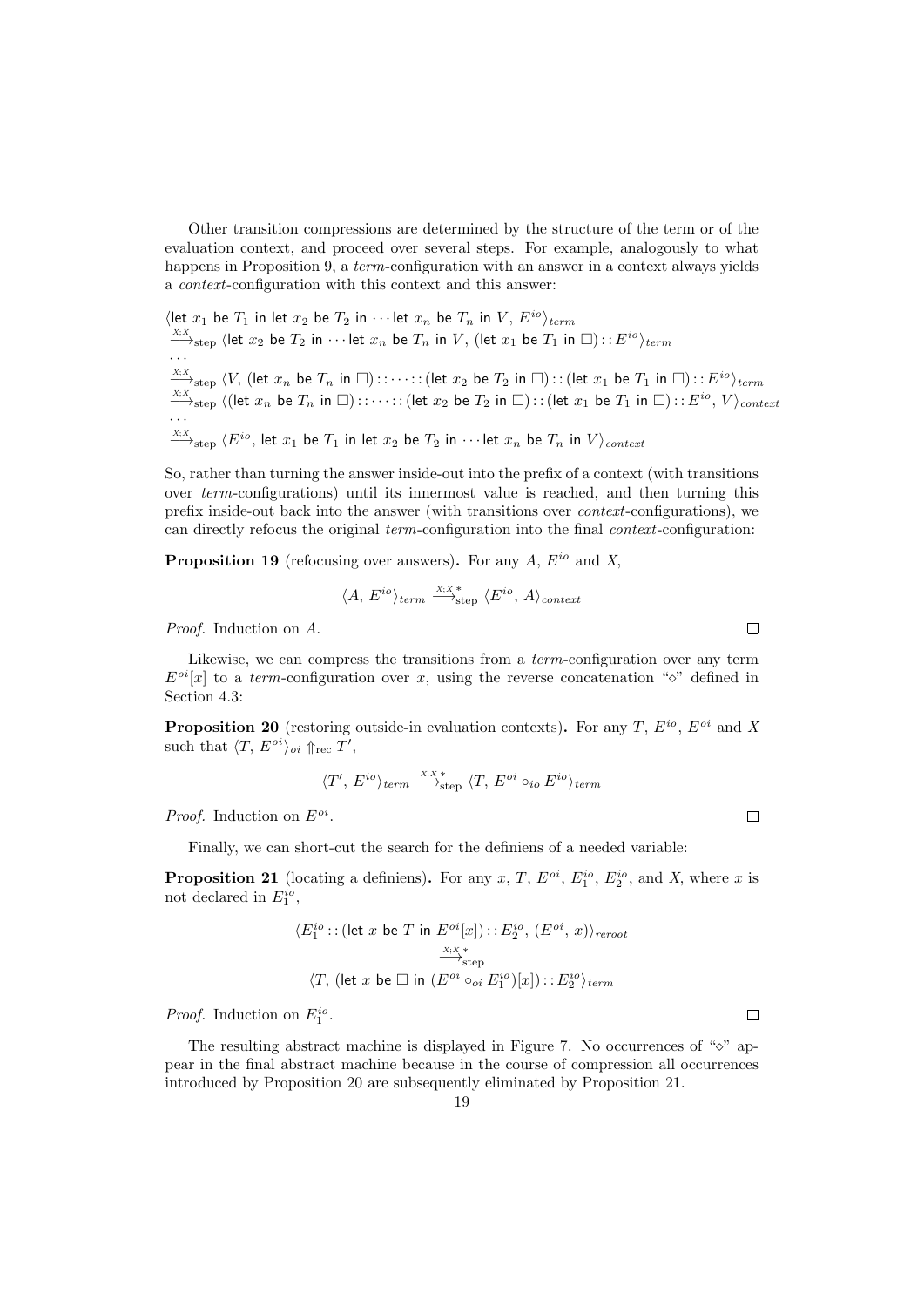Other transition compressions are determined by the structure of the term or of the evaluation context, and proceed over several steps. For example, analogously to what happens in Proposition 9, a *term*-configuration with an answer in a context always yields a *context*-configuration with this context and this answer:

$$
\begin{array}{l}
\langle \mathsf{let}\ x_1\ \mathsf{be}\ T_1\ \mathsf{in}\ \mathsf{let}\ x_2\ \mathsf{be}\ T_2\ \mathsf{in}\ \cdots \mathsf{let}\ x_n\ \mathsf{be}\ T_n\ \mathsf{in}\ V,\, E^{io}\rangle_{term} \\
\xrightarrow{X;X}_{\mathrm{step}} \langle \mathsf{let}\ x_2\ \mathsf{be}\ T_2\ \mathsf{in}\ \cdots \mathsf{let}\ x_n\ \mathsf{be}\ T_n\ \mathsf{in}\ V,\, (\mathsf{let}\ x_1\ \mathsf{be}\ T_1\ \mathsf{in}\ \Box) :: E^{io}\rangle_{term} \\
\ldots \\
\xrightarrow{X;X}_{\mathrm{step}} \langle V,\, (\mathsf{let}\ x_n\ \mathsf{be}\ T_n\ \mathsf{in}\ \Box) :: \cdots :: (\mathsf{let}\ x_2\ \mathsf{be}\ T_2\ \mathsf{in}\ \Box) :: (\mathsf{let}\ x_1\ \mathsf{be}\ T_1\ \mathsf{in}\ \Box) :: E^{io}\rangle_{term} \\
\xrightarrow{X;X}_{\mathrm{step}} \langle (\mathsf{let}\ x_n\ \mathsf{be}\ T_n\ \mathsf{in}\ \Box) :: \cdots :: (\mathsf{let}\ x_2\ \mathsf{be}\ T_2\ \mathsf{in}\ \Box) :: (\mathsf{let}\ x_1\ \mathsf{be}\ T_1\ \mathsf{in}\ \Box) :: E^{io},\, V\rangle_{context} \\
\ldots \\
\xrightarrow{X;X}_{\mathrm{step}} \langle E^{io},\, \mathsf{let}\ x_1\ \mathsf{be}\ T_1\ \mathsf{in}\ \mathsf{let}\ x_2\ \mathsf{be}\ T_2\ \mathsf{in}\ \cdots \mathsf{let}\ x_n\ \mathsf{be}\ T_n\ \mathsf{in}\ V\rangle_{context}
\end{array}
$$

So, rather than turning the answer inside-out into the prefix of a context (with transitions over *term*-configurations) until its innermost value is reached, and then turning this prefix inside-out back into the answer (with transitions over *context*-configurations), we can directly refocus the original *term*-configuration into the final *context*-configuration:

**Proposition 19** (refocusing over answers)**.** For any $A$, $E^{io}$ and $X$,

$$\langle A,\, E^{io}\rangle_{term} \xrightarrow{X;X}{}^{*}_{\mathrm{step}} \langle E^{io},\, A\rangle_{context}$$

*Proof.* Induction on $A$. □

Likewise, we can compress the transitions from a *term*-configuration over any term $E^{oi}[x]$ to a *term*-configuration over $x$, using the reverse concatenation "$\diamond$" defined in Section 4.3:

**Proposition 20** (restoring outside-in evaluation contexts)**.** For any $T$, $E^{io}$, $E^{oi}$ and $X$ such that $\langle T,\, E^{oi}\rangle_{oi} \Uparrow_{\mathrm{rec}} T'$,

$$\langle T',\, E^{io}\rangle_{term} \xrightarrow{X;X}{}^{*}_{\mathrm{step}} \langle T,\, E^{oi} \circ_{io} E^{io}\rangle_{term}$$

*Proof.* Induction on $E^{oi}$. □

Finally, we can short-cut the search for the definiens of a needed variable:

**Proposition 21** (locating a definiens)**.** For any $x$, $T$, $E^{oi}$, $E_1^{io}$, $E_2^{io}$, and $X$, where $x$ is not declared in $E_1^{io}$,

$$
\begin{array}{c}
\langle E_1^{io} :: (\mathsf{let}\ x\ \mathsf{be}\ T\ \mathsf{in}\ E^{oi}[x]) :: E_2^{io},\, (E^{oi},\, x)\rangle_{reroot} \\
\xrightarrow{X;X}{}^{*}_{\mathrm{step}} \\
\langle T,\, (\mathsf{let}\ x\ \mathsf{be}\ \Box\ \mathsf{in}\ (E^{oi} \circ_{oi} E_1^{io})[x]) :: E_2^{io}\rangle_{term}
\end{array}
$$

*Proof.* Induction on $E_1^{io}$. □

The resulting abstract machine is displayed in Figure 7. No occurrences of "$\diamond$" appear in the final abstract machine because in the course of compression all occurrences introduced by Proposition 20 are subsequently eliminated by Proposition 21.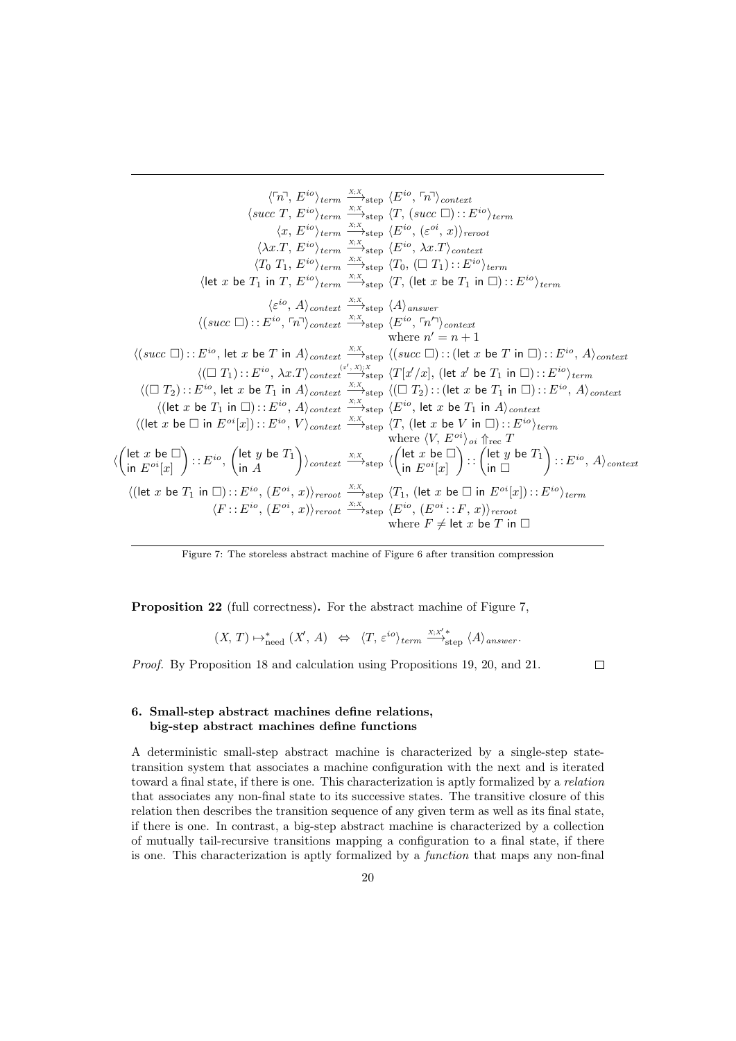$$
\begin{array}{rcl}
\langle \ulcorner n \urcorner,\, E^{io} \rangle_{term} & \xrightarrow{X;X}_{\text{step}} & \langle E^{io},\, \ulcorner n \urcorner \rangle_{context} \\
\langle succ\ T,\, E^{io} \rangle_{term} & \xrightarrow{X;X}_{\text{step}} & \langle T,\, (succ\ \square) :: E^{io} \rangle_{term} \\
\langle x,\, E^{io} \rangle_{term} & \xrightarrow{X;X}_{\text{step}} & \langle E^{io},\, (\varepsilon^{oi},\, x) \rangle_{reroot} \\
\langle \lambda x.T,\, E^{io} \rangle_{term} & \xrightarrow{X;X}_{\text{step}} & \langle E^{io},\, \lambda x.T \rangle_{context} \\
\langle T_0\ T_1,\, E^{io} \rangle_{term} & \xrightarrow{X;X}_{\text{step}} & \langle T_0,\, (\square\ T_1) :: E^{io} \rangle_{term} \\
\langle \mathsf{let}\ x\ \mathsf{be}\ T_1\ \mathsf{in}\ T,\, E^{io} \rangle_{term} & \xrightarrow{X;X}_{\text{step}} & \langle T,\, (\mathsf{let}\ x\ \mathsf{be}\ T_1\ \mathsf{in}\ \square) :: E^{io} \rangle_{term} \\[1ex]
\langle \varepsilon^{io},\, A \rangle_{context} & \xrightarrow{X;X}_{\text{step}} & \langle A \rangle_{answer} \\
\langle (succ\ \square) :: E^{io},\, \ulcorner n \urcorner \rangle_{context} & \xrightarrow{X;X}_{\text{step}} & \langle E^{io},\, \ulcorner n' \urcorner \rangle_{context} \\
 & & \text{where } n' = n + 1 \\
\langle (succ\ \square) :: E^{io},\, \mathsf{let}\ x\ \mathsf{be}\ T\ \mathsf{in}\ A \rangle_{context} & \xrightarrow{X;X}_{\text{step}} & \langle (succ\ \square) :: (\mathsf{let}\ x\ \mathsf{be}\ T\ \mathsf{in}\ \square) :: E^{io},\, A \rangle_{context} \\
\langle (\square\ T_1) :: E^{io},\, \lambda x.T \rangle_{context} & \xrightarrow{(x',\,X);X}_{\text{step}} & \langle T[x'/x],\, (\mathsf{let}\ x'\ \mathsf{be}\ T_1\ \mathsf{in}\ \square) :: E^{io} \rangle_{term} \\
\langle (\square\ T_2) :: E^{io},\, \mathsf{let}\ x\ \mathsf{be}\ T_1\ \mathsf{in}\ A \rangle_{context} & \xrightarrow{X;X}_{\text{step}} & \langle (\square\ T_2) :: (\mathsf{let}\ x\ \mathsf{be}\ T_1\ \mathsf{in}\ \square) :: E^{io},\, A \rangle_{context} \\
\langle (\mathsf{let}\ x\ \mathsf{be}\ T_1\ \mathsf{in}\ \square) :: E^{io},\, A \rangle_{context} & \xrightarrow{X;X}_{\text{step}} & \langle E^{io},\, \mathsf{let}\ x\ \mathsf{be}\ T_1\ \mathsf{in}\ A \rangle_{context} \\
\langle (\mathsf{let}\ x\ \mathsf{be}\ \square\ \mathsf{in}\ E^{oi}[x]) :: E^{io},\, V \rangle_{context} & \xrightarrow{X;X}_{\text{step}} & \langle T,\, (\mathsf{let}\ x\ \mathsf{be}\ V\ \mathsf{in}\ \square) :: E^{io} \rangle_{term} \\
 & & \text{where } \langle V,\, E^{oi} \rangle_{oi} \Uparrow_{\text{rec}} T \\
\langle \begin{pmatrix} \mathsf{let}\ x\ \mathsf{be}\ \square \\ \mathsf{in}\ E^{oi}[x] \end{pmatrix} :: E^{io},\, \begin{pmatrix} \mathsf{let}\ y\ \mathsf{be}\ T_1 \\ \mathsf{in}\ A \end{pmatrix} \rangle_{context} & \xrightarrow{X;X}_{\text{step}} & \langle \begin{pmatrix} \mathsf{let}\ x\ \mathsf{be}\ \square \\ \mathsf{in}\ E^{oi}[x] \end{pmatrix} :: \begin{pmatrix} \mathsf{let}\ y\ \mathsf{be}\ T_1 \\ \mathsf{in}\ \square \end{pmatrix} :: E^{io},\, A \rangle_{context} \\[1ex]
\langle (\mathsf{let}\ x\ \mathsf{be}\ T_1\ \mathsf{in}\ \square) :: E^{io},\, (E^{oi},\, x) \rangle_{reroot} & \xrightarrow{X;X}_{\text{step}} & \langle T_1,\, (\mathsf{let}\ x\ \mathsf{be}\ \square\ \mathsf{in}\ E^{oi}[x]) :: E^{io} \rangle_{term} \\
\langle F :: E^{io},\, (E^{oi},\, x) \rangle_{reroot} & \xrightarrow{X;X}_{\text{step}} & \langle E^{io},\, (E^{oi} :: F,\, x) \rangle_{reroot} \\
 & & \text{where } F \neq \mathsf{let}\ x\ \mathsf{be}\ T\ \mathsf{in}\ \square
\end{array}
$$

Figure 7: The storeless abstract machine of Figure 6 after transition compression

**Proposition 22** (full correctness)**.** For the abstract machine of Figure 7,

$$(X,\, T) \mapsto^{*}_{\text{need}} (X',\, A) \quad \Leftrightarrow \quad \langle T,\, \varepsilon^{io} \rangle_{term} \xrightarrow{X;X'\,*}_{\text{step}} \langle A \rangle_{answer}.$$

*Proof.* By Proposition 18 and calculation using Propositions 19, 20, and 21. □

## 6. Small-step abstract machines define relations, big-step abstract machines define functions

A deterministic small-step abstract machine is characterized by a single-step state-transition system that associates a machine configuration with the next and is iterated toward a final state, if there is one. This characterization is aptly formalized by a *relation* that associates any non-final state to its successive states. The transitive closure of this relation then describes the transition sequence of any given term as well as its final state, if there is one. In contrast, a big-step abstract machine is characterized by a collection of mutually tail-recursive transitions mapping a configuration to a final state, if there is one. This characterization is aptly formalized by a *function* that maps any non-final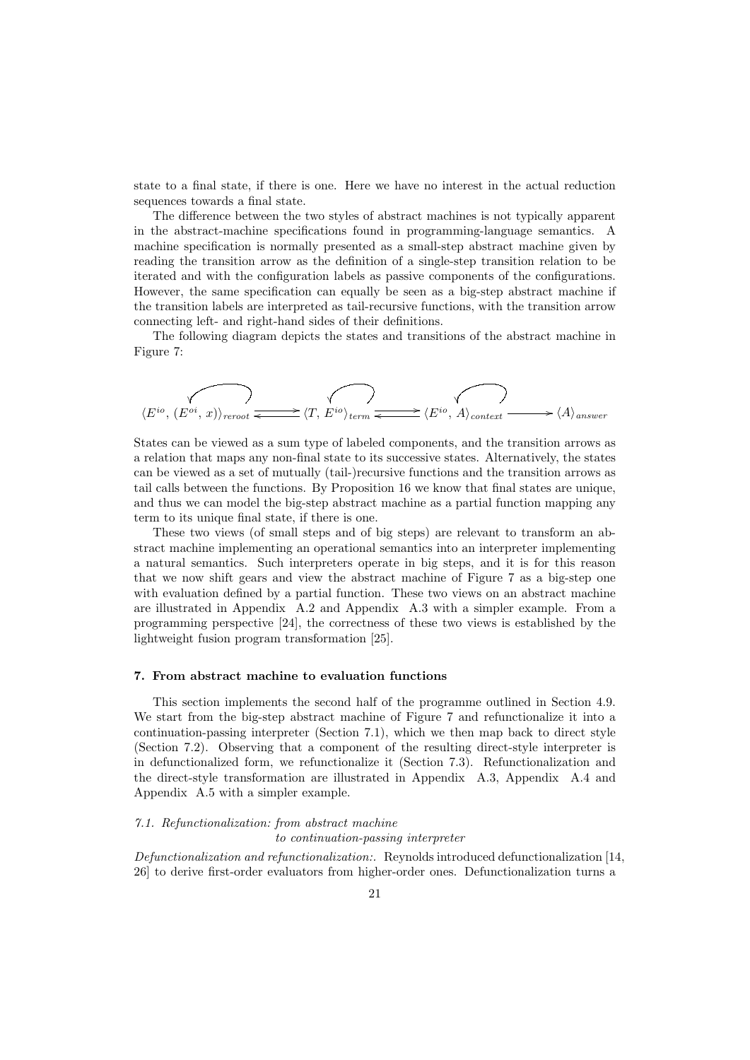state to a final state, if there is one. Here we have no interest in the actual reduction sequences towards a final state.

The difference between the two styles of abstract machines is not typically apparent in the abstract-machine specifications found in programming-language semantics. A machine specification is normally presented as a small-step abstract machine given by reading the transition arrow as the definition of a single-step transition relation to be iterated and with the configuration labels as passive components of the configurations. However, the same specification can equally be seen as a big-step abstract machine if the transition labels are interpreted as tail-recursive functions, with the transition arrow connecting left- and right-hand sides of their definitions.

The following diagram depicts the states and transitions of the abstract machine in Figure 7:

$$\langle E^{io},\, (E^{oi},\, x)\rangle_{reroot} \rightleftarrows \langle T,\, E^{io}\rangle_{term} \rightleftarrows \langle E^{io},\, A\rangle_{context} \longrightarrow \langle A\rangle_{answer}$$

States can be viewed as a sum type of labeled components, and the transition arrows as a relation that maps any non-final state to its successive states. Alternatively, the states can be viewed as a set of mutually (tail-)recursive functions and the transition arrows as tail calls between the functions. By Proposition 16 we know that final states are unique, and thus we can model the big-step abstract machine as a partial function mapping any term to its unique final state, if there is one.

These two views (of small steps and of big steps) are relevant to transform an abstract machine implementing an operational semantics into an interpreter implementing a natural semantics. Such interpreters operate in big steps, and it is for this reason that we now shift gears and view the abstract machine of Figure 7 as a big-step one with evaluation defined by a partial function. These two views on an abstract machine are illustrated in Appendix A.2 and Appendix A.3 with a simpler example. From a programming perspective [24], the correctness of these two views is established by the lightweight fusion program transformation [25].

### 7. From abstract machine to evaluation functions

This section implements the second half of the programme outlined in Section 4.9. We start from the big-step abstract machine of Figure 7 and refunctionalize it into a continuation-passing interpreter (Section 7.1), which we then map back to direct style (Section 7.2). Observing that a component of the resulting direct-style interpreter is in defunctionalized form, we refunctionalize it (Section 7.3). Refunctionalization and the direct-style transformation are illustrated in Appendix A.3, Appendix A.4 and Appendix A.5 with a simpler example.

#### *7.1. Refunctionalization: from abstract machine to continuation-passing interpreter*

*Defunctionalization and refunctionalization:.* Reynolds introduced defunctionalization [14, 26] to derive first-order evaluators from higher-order ones. Defunctionalization turns a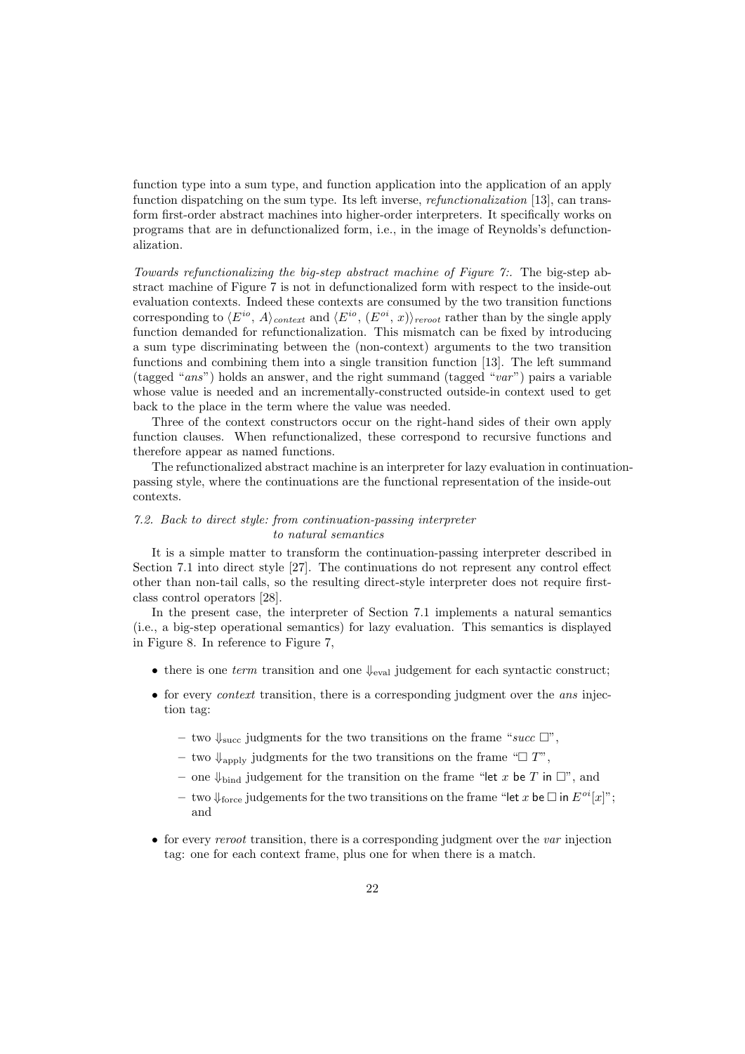function type into a sum type, and function application into the application of an apply function dispatching on the sum type. Its left inverse, *refunctionalization* [13], can transform first-order abstract machines into higher-order interpreters. It specifically works on programs that are in defunctionalized form, i.e., in the image of Reynolds's defunctionalization.

*Towards refunctionalizing the big-step abstract machine of Figure 7:.* The big-step abstract machine of Figure 7 is not in defunctionalized form with respect to the inside-out evaluation contexts. Indeed these contexts are consumed by the two transition functions corresponding to $\langle E^{io},\, A\rangle_{context}$ and $\langle E^{io},\, (E^{oi},\, x)\rangle_{reroot}$ rather than by the single apply function demanded for refunctionalization. This mismatch can be fixed by introducing a sum type discriminating between the (non-context) arguments to the two transition functions and combining them into a single transition function [13]. The left summand (tagged "*ans*") holds an answer, and the right summand (tagged "*var*") pairs a variable whose value is needed and an incrementally-constructed outside-in context used to get back to the place in the term where the value was needed.

Three of the context constructors occur on the right-hand sides of their own apply function clauses. When refunctionalized, these correspond to recursive functions and therefore appear as named functions.

The refunctionalized abstract machine is an interpreter for lazy evaluation in continuation-passing style, where the continuations are the functional representation of the inside-out contexts.

### 7.2. Back to direct style: from continuation-passing interpreter to natural semantics

It is a simple matter to transform the continuation-passing interpreter described in Section 7.1 into direct style [27]. The continuations do not represent any control effect other than non-tail calls, so the resulting direct-style interpreter does not require first-class control operators [28].

In the present case, the interpreter of Section 7.1 implements a natural semantics (i.e., a big-step operational semantics) for lazy evaluation. This semantics is displayed in Figure 8. In reference to Figure 7,

- there is one *term* transition and one $\Downarrow_{\text{eval}}$ judgement for each syntactic construct;
- for every *context* transition, there is a corresponding judgment over the *ans* injection tag:
  - two $\Downarrow_{\text{succ}}$ judgments for the two transitions on the frame "*succ* $\Box$",
  - two $\Downarrow_{\text{apply}}$ judgments for the two transitions on the frame "$\Box\ T$",
  - one $\Downarrow_{\text{bind}}$ judgement for the transition on the frame "let $x$ be $T$ in $\Box$", and
  - two $\Downarrow_{\text{force}}$ judgements for the two transitions on the frame "let $x$ be $\Box$ in $E^{oi}[x]$"; and
- for every *reroot* transition, there is a corresponding judgment over the *var* injection tag: one for each context frame, plus one for when there is a match.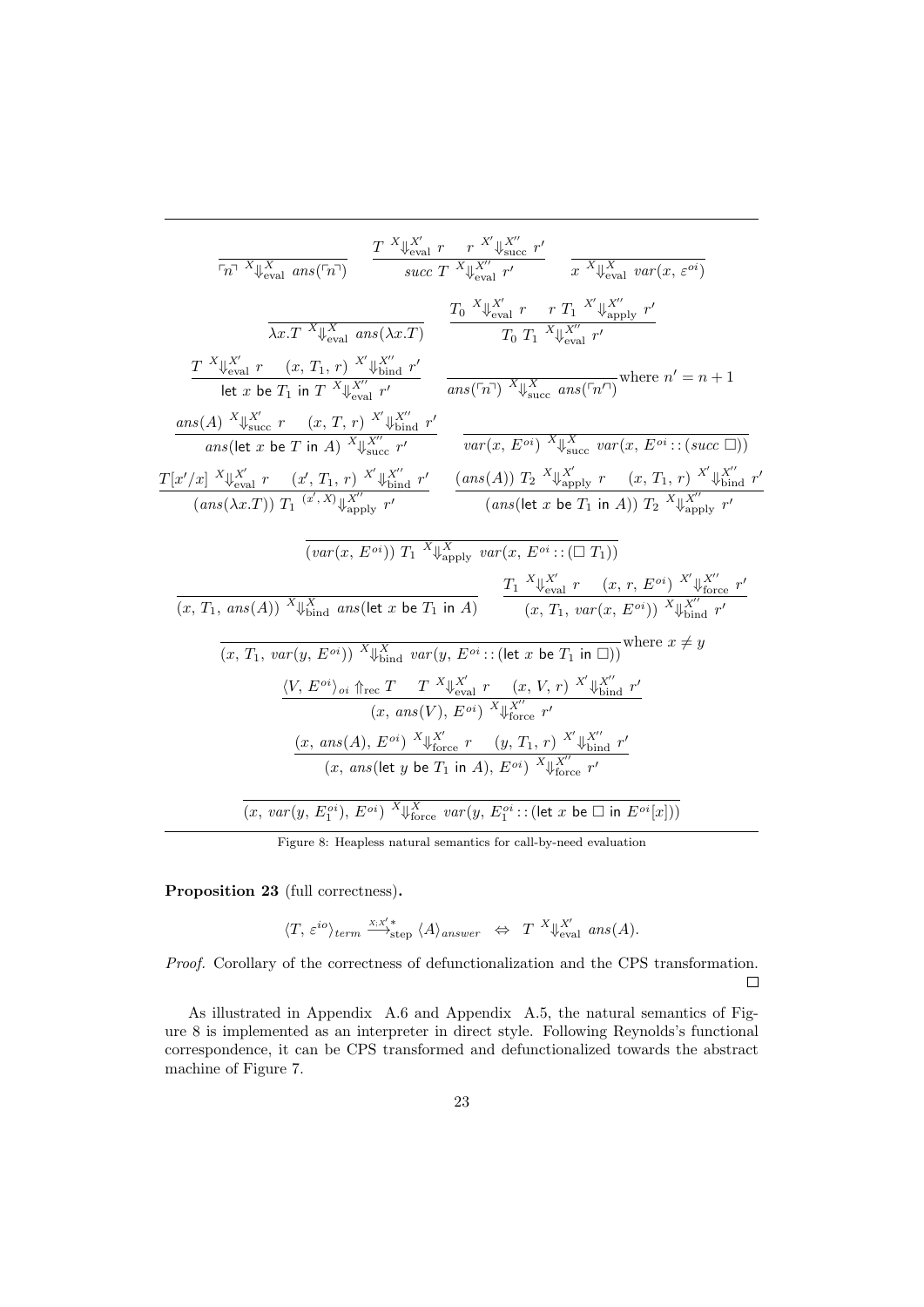$$\frac{}{\ulcorner n \urcorner \ {}^{X}\!\Downarrow^{X}_{\text{eval}} \ ans(\ulcorner n \urcorner)} \qquad \frac{T \ {}^{X}\!\Downarrow^{X'}_{\text{eval}} \ r \quad r \ {}^{X'}\!\Downarrow^{X''}_{\text{succ}} \ r'}{succ \ T \ {}^{X}\!\Downarrow^{X''}_{\text{eval}} \ r'} \qquad \frac{}{x \ {}^{X}\!\Downarrow^{X}_{\text{eval}} \ var(x, \varepsilon^{oi})}$$

$$\frac{}{\lambda x.T \ {}^{X}\!\Downarrow^{X}_{\text{eval}} \ ans(\lambda x.T)} \qquad \frac{T_0 \ {}^{X}\!\Downarrow^{X'}_{\text{eval}} \ r \quad r \ T_1 \ {}^{X'}\!\Downarrow^{X''}_{\text{apply}} \ r'}{T_0 \ T_1 \ {}^{X}\!\Downarrow^{X''}_{\text{eval}} \ r'}$$

$$\frac{T \ {}^{X}\!\Downarrow^{X'}_{\text{eval}} \ r \quad (x, T_1, r) \ {}^{X'}\!\Downarrow^{X''}_{\text{bind}} \ r'}{\mathsf{let} \ x \ \mathsf{be} \ T_1 \ \mathsf{in} \ T \ {}^{X}\!\Downarrow^{X''}_{\text{eval}} \ r'} \qquad \frac{}{ans(\ulcorner n \urcorner) \ {}^{X}\!\Downarrow^{X}_{\text{succ}} \ ans(\ulcorner n' \urcorner)} \text{where } n' = n + 1$$

$$\frac{ans(A) \ {}^{X}\!\Downarrow^{X'}_{\text{succ}} \ r \quad (x, T, r) \ {}^{X'}\!\Downarrow^{X''}_{\text{bind}} \ r'}{ans(\mathsf{let} \ x \ \mathsf{be} \ T \ \mathsf{in} \ A) \ {}^{X}\!\Downarrow^{X''}_{\text{succ}} \ r'} \qquad \frac{}{var(x, E^{oi}) \ {}^{X}\!\Downarrow^{X}_{\text{succ}} \ var(x, E^{oi} :: (succ \ \square))}$$

$$\frac{T[x'/x] \ {}^{X}\!\Downarrow^{X'}_{\text{eval}} \ r \quad (x', T_1, r) \ {}^{X'}\!\Downarrow^{X''}_{\text{bind}} \ r'}{(ans(\lambda x.T)) \ T_1 \ {}^{(x', X)}\!\Downarrow^{X''}_{\text{apply}} \ r'} \qquad \frac{(ans(A)) \ T_2 \ {}^{X}\!\Downarrow^{X'}_{\text{apply}} \ r \quad (x, T_1, r) \ {}^{X'}\!\Downarrow^{X''}_{\text{bind}} \ r'}{(ans(\mathsf{let} \ x \ \mathsf{be} \ T_1 \ \mathsf{in} \ A)) \ T_2 \ {}^{X}\!\Downarrow^{X''}_{\text{apply}} \ r'}$$

$$\frac{}{(var(x, E^{oi})) \ T_1 \ {}^{X}\!\Downarrow^{X}_{\text{apply}} \ var(x, E^{oi} :: (\square \ T_1))}$$

$$\frac{}{(x, T_1, ans(A)) \ {}^{X}\!\Downarrow^{X}_{\text{bind}} \ ans(\mathsf{let} \ x \ \mathsf{be} \ T_1 \ \mathsf{in} \ A)} \qquad \frac{T_1 \ {}^{X}\!\Downarrow^{X'}_{\text{eval}} \ r \quad (x, r, E^{oi}) \ {}^{X'}\!\Downarrow^{X''}_{\text{force}} \ r'}{(x, T_1, var(x, E^{oi})) \ {}^{X}\!\Downarrow^{X''}_{\text{bind}} \ r'}$$

$$\frac{}{(x, T_1, var(y, E^{oi})) \ {}^{X}\!\Downarrow^{X}_{\text{bind}} \ var(y, E^{oi} :: (\mathsf{let} \ x \ \mathsf{be} \ T_1 \ \mathsf{in} \ \square))} \text{where } x \neq y$$

$$\frac{\langle V, E^{oi} \rangle_{oi} \Uparrow_{\text{rec}} T \quad T \ {}^{X}\!\Downarrow^{X'}_{\text{eval}} \ r \quad (x, V, r) \ {}^{X'}\!\Downarrow^{X''}_{\text{bind}} \ r'}{(x, \ ans(V), E^{oi}) \ {}^{X}\!\Downarrow^{X''}_{\text{force}} \ r'}$$

$$\frac{(x, \ ans(A), E^{oi}) \ {}^{X}\!\Downarrow^{X'}_{\text{force}} \ r \quad (y, T_1, r) \ {}^{X'}\!\Downarrow^{X''}_{\text{bind}} \ r'}{(x, \ ans(\mathsf{let} \ y \ \mathsf{be} \ T_1 \ \mathsf{in} \ A), E^{oi}) \ {}^{X}\!\Downarrow^{X''}_{\text{force}} \ r'}$$

$$\frac{}{(x, \ var(y, E_1^{oi}), E^{oi}) \ {}^{X}\!\Downarrow^{X}_{\text{force}} \ var(y, E_1^{oi} :: (\mathsf{let} \ x \ \mathsf{be} \ \square \ \mathsf{in} \ E^{oi}[x]))}$$

Figure 8: Heapless natural semantics for call-by-need evaluation

**Proposition 23** (full correctness)**.**

$$\langle T, \varepsilon^{io} \rangle_{term} \xrightarrow{X;X'}{}^{*}_{\text{step}} \langle A \rangle_{answer} \ \Leftrightarrow \ T \ {}^{X}\!\Downarrow^{X'}_{\text{eval}} \ ans(A).$$

*Proof.* Corollary of the correctness of defunctionalization and the CPS transformation. □

As illustrated in Appendix A.6 and Appendix A.5, the natural semantics of Figure 8 is implemented as an interpreter in direct style. Following Reynolds's functional correspondence, it can be CPS transformed and defunctionalized towards the abstract machine of Figure 7.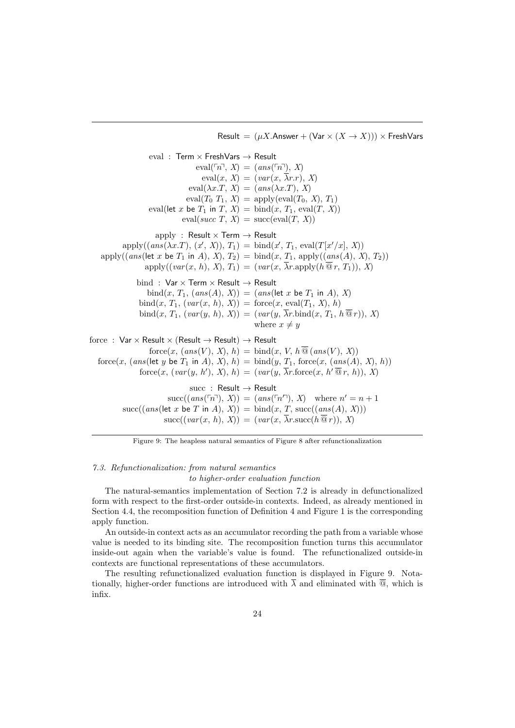$$
\begin{aligned}
\mathsf{Result} &= (\mu X.\mathsf{Answer} + (\mathsf{Var} \times (X \rightarrow X))) \times \mathsf{FreshVars}
\end{aligned}
$$

$$
\begin{aligned}
\mathrm{eval} &: \mathsf{Term} \times \mathsf{FreshVars} \rightarrow \mathsf{Result}\\
\mathrm{eval}(\ulcorner n \urcorner,\, X) &= (\mathit{ans}(\ulcorner n \urcorner),\, X)\\
\mathrm{eval}(x,\, X) &= (\mathit{var}(x,\, \overline{\lambda} r.r),\, X)\\
\mathrm{eval}(\lambda x.T,\, X) &= (\mathit{ans}(\lambda x.T),\, X)\\
\mathrm{eval}(T_0\ T_1,\, X) &= \mathrm{apply}(\mathrm{eval}(T_0,\, X),\, T_1)\\
\mathrm{eval}(\mathsf{let}\ x\ \mathsf{be}\ T_1\ \mathsf{in}\ T,\, X) &= \mathrm{bind}(x,\, T_1,\, \mathrm{eval}(T,\, X))\\
\mathrm{eval}(\mathit{succ}\ T,\, X) &= \mathrm{succ}(\mathrm{eval}(T,\, X))
\end{aligned}
$$

$$
\begin{aligned}
\mathrm{apply} &: \mathsf{Result} \times \mathsf{Term} \rightarrow \mathsf{Result}\\
\mathrm{apply}((\mathit{ans}(\lambda x.T),\, (x',\, X)),\, T_1) &= \mathrm{bind}(x',\, T_1,\, \mathrm{eval}(T[x'/x],\, X))\\
\mathrm{apply}((\mathit{ans}(\mathsf{let}\ x\ \mathsf{be}\ T_1\ \mathsf{in}\ A),\, X),\, T_2) &= \mathrm{bind}(x,\, T_1,\, \mathrm{apply}((\mathit{ans}(A),\, X),\, T_2))\\
\mathrm{apply}((\mathit{var}(x,\, h),\, X),\, T_1) &= (\mathit{var}(x,\, \overline{\lambda} r.\mathrm{apply}(h \mathbin{\overline{@}} r,\, T_1)),\, X)
\end{aligned}
$$

$$
\begin{aligned}
\mathrm{bind} &: \mathsf{Var} \times \mathsf{Term} \times \mathsf{Result} \rightarrow \mathsf{Result}\\
\mathrm{bind}(x,\, T_1,\, (\mathit{ans}(A),\, X)) &= (\mathit{ans}(\mathsf{let}\ x\ \mathsf{be}\ T_1\ \mathsf{in}\ A),\, X)\\
\mathrm{bind}(x,\, T_1,\, (\mathit{var}(x,\, h),\, X)) &= \mathrm{force}(x,\, \mathrm{eval}(T_1,\, X),\, h)\\
\mathrm{bind}(x,\, T_1,\, (\mathit{var}(y,\, h),\, X)) &= (\mathit{var}(y,\, \overline{\lambda} r.\mathrm{bind}(x,\, T_1,\, h \mathbin{\overline{@}} r)),\, X)\\
&\quad \text{where } x \neq y
\end{aligned}
$$

$$
\begin{aligned}
\mathrm{force} &: \mathsf{Var} \times \mathsf{Result} \times (\mathsf{Result} \rightarrow \mathsf{Result}) \rightarrow \mathsf{Result}\\
\mathrm{force}(x,\, (\mathit{ans}(V),\, X),\, h) &= \mathrm{bind}(x,\, V,\, h \mathbin{\overline{@}} (\mathit{ans}(V),\, X))\\
\mathrm{force}(x,\, (\mathit{ans}(\mathsf{let}\ y\ \mathsf{be}\ T_1\ \mathsf{in}\ A),\, X),\, h) &= \mathrm{bind}(y,\, T_1,\, \mathrm{force}(x,\, (\mathit{ans}(A),\, X),\, h))\\
\mathrm{force}(x,\, (\mathit{var}(y,\, h'),\, X),\, h) &= (\mathit{var}(y,\, \overline{\lambda} r.\mathrm{force}(x,\, h' \mathbin{\overline{@}} r,\, h)),\, X)
\end{aligned}
$$

$$
\begin{aligned}
\mathrm{succ} &: \mathsf{Result} \rightarrow \mathsf{Result}\\
\mathrm{succ}((\mathit{ans}(\ulcorner n \urcorner),\, X)) &= (\mathit{ans}(\ulcorner n' \urcorner),\, X) \quad \text{where } n' = n + 1\\
\mathrm{succ}((\mathit{ans}(\mathsf{let}\ x\ \mathsf{be}\ T\ \mathsf{in}\ A),\, X)) &= \mathrm{bind}(x,\, T,\, \mathrm{succ}((\mathit{ans}(A),\, X)))\\
\mathrm{succ}((\mathit{var}(x,\, h),\, X)) &= (\mathit{var}(x,\, \overline{\lambda} r.\mathrm{succ}(h \mathbin{\overline{@}} r)),\, X)
\end{aligned}
$$

Figure 9: The heapless natural semantics of Figure 8 after refunctionalization

### 7.3. Refunctionalization: from natural semantics to higher-order evaluation function

The natural-semantics implementation of Section 7.2 is already in defunctionalized form with respect to the first-order outside-in contexts. Indeed, as already mentioned in Section 4.4, the recomposition function of Definition 4 and Figure 1 is the corresponding apply function.

An outside-in context acts as an accumulator recording the path from a variable whose value is needed to its binding site. The recomposition function turns this accumulator inside-out again when the variable's value is found. The refunctionalized outside-in contexts are functional representations of these accumulators.

The resulting refunctionalized evaluation function is displayed in Figure 9. Notationally, higher-order functions are introduced with $\overline{\lambda}$ and eliminated with $\overline{@}$, which is infix.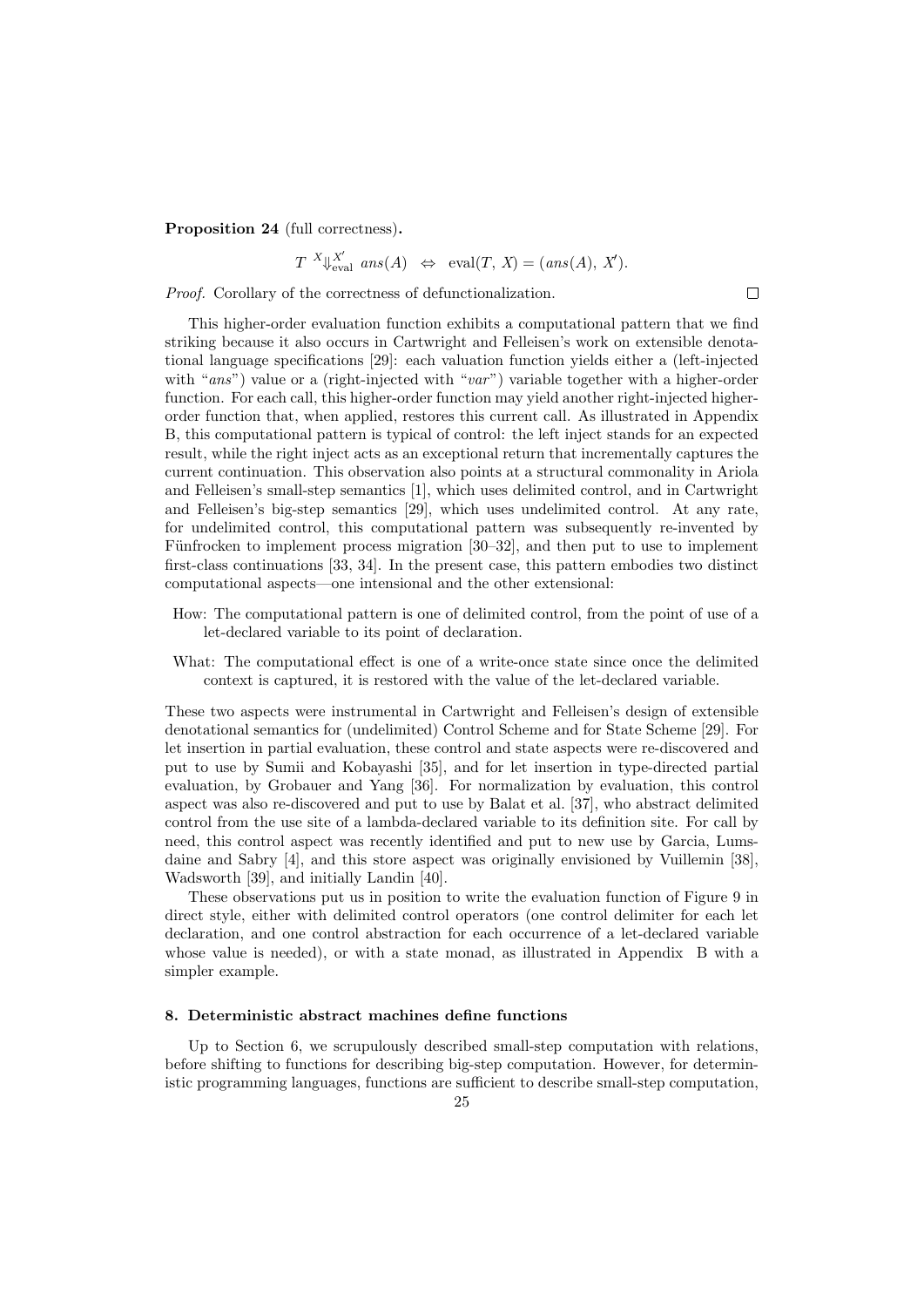**Proposition 24** (full correctness)**.**

$$T \ {}^{X}\!\!\Downarrow^{X'}_{\text{eval}} \ ans(A) \ \Leftrightarrow \ \text{eval}(T,\ X) = (ans(A),\ X').$$

*Proof.* Corollary of the correctness of defunctionalization. □

This higher-order evaluation function exhibits a computational pattern that we find striking because it also occurs in Cartwright and Felleisen's work on extensible denotational language specifications [29]: each valuation function yields either a (left-injected with "*ans*") value or a (right-injected with "*var*") variable together with a higher-order function. For each call, this higher-order function may yield another right-injected higher-order function that, when applied, restores this current call. As illustrated in Appendix B, this computational pattern is typical of control: the left inject stands for an expected result, while the right inject acts as an exceptional return that incrementally captures the current continuation. This observation also points at a structural commonality in Ariola and Felleisen's small-step semantics [1], which uses delimited control, and in Cartwright and Felleisen's big-step semantics [29], which uses undelimited control. At any rate, for undelimited control, this computational pattern was subsequently re-invented by Fünfrocken to implement process migration [30–32], and then put to use to implement first-class continuations [33, 34]. In the present case, this pattern embodies two distinct computational aspects—one intensional and the other extensional:

How: The computational pattern is one of delimited control, from the point of use of a let-declared variable to its point of declaration.

What: The computational effect is one of a write-once state since once the delimited context is captured, it is restored with the value of the let-declared variable.

These two aspects were instrumental in Cartwright and Felleisen's design of extensible denotational semantics for (undelimited) Control Scheme and for State Scheme [29]. For let insertion in partial evaluation, these control and state aspects were re-discovered and put to use by Sumii and Kobayashi [35], and for let insertion in type-directed partial evaluation, by Grobauer and Yang [36]. For normalization by evaluation, this control aspect was also re-discovered and put to use by Balat et al. [37], who abstract delimited control from the use site of a lambda-declared variable to its definition site. For call by need, this control aspect was recently identified and put to new use by Garcia, Lumsdaine and Sabry [4], and this store aspect was originally envisioned by Vuillemin [38], Wadsworth [39], and initially Landin [40].

These observations put us in position to write the evaluation function of Figure 9 in direct style, either with delimited control operators (one control delimiter for each let declaration, and one control abstraction for each occurrence of a let-declared variable whose value is needed), or with a state monad, as illustrated in Appendix B with a simpler example.

## 8. Deterministic abstract machines define functions

Up to Section 6, we scrupulously described small-step computation with relations, before shifting to functions for describing big-step computation. However, for deterministic programming languages, functions are sufficient to describe small-step computation,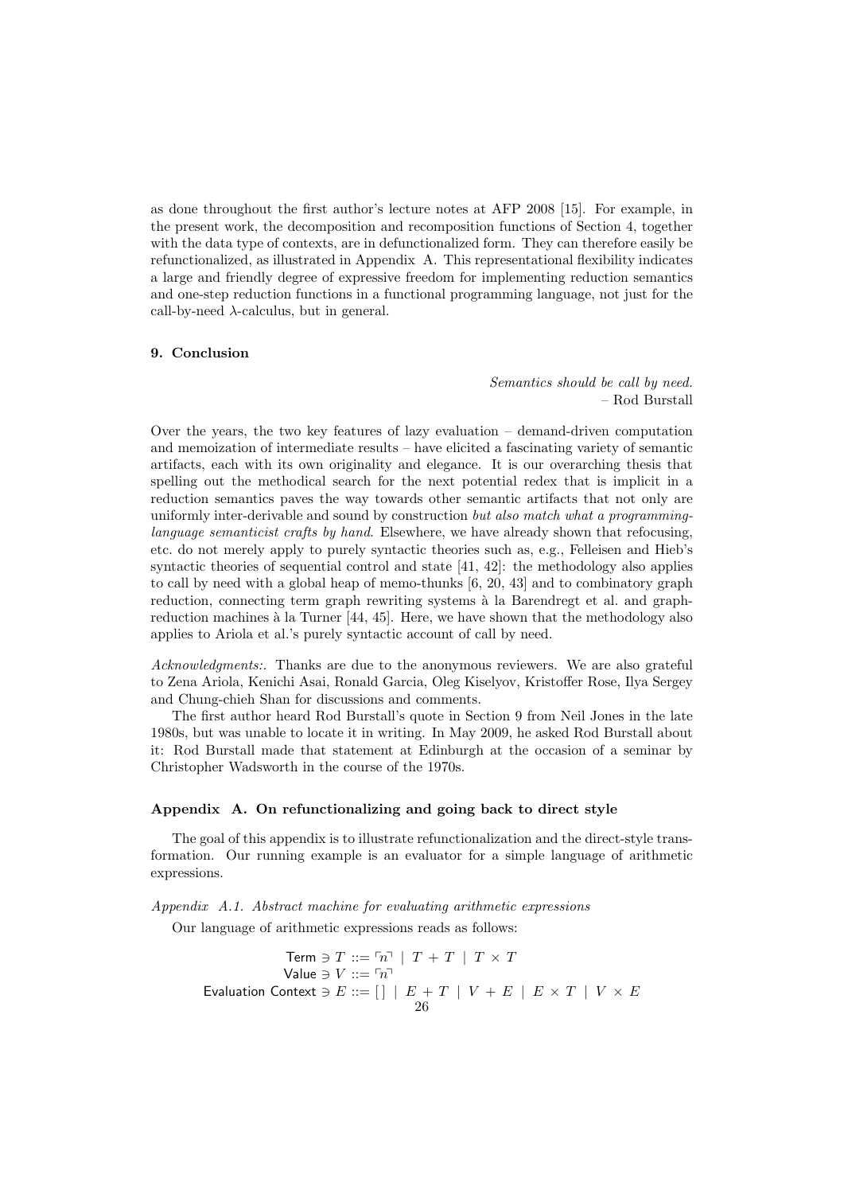as done throughout the first author's lecture notes at AFP 2008 [15]. For example, in the present work, the decomposition and recomposition functions of Section 4, together with the data type of contexts, are in defunctionalized form. They can therefore easily be refunctionalized, as illustrated in Appendix A. This representational flexibility indicates a large and friendly degree of expressive freedom for implementing reduction semantics and one-step reduction functions in a functional programming language, not just for the call-by-need $\lambda$-calculus, but in general.

## 9. Conclusion

*Semantics should be call by need.*
– Rod Burstall

Over the years, the two key features of lazy evaluation – demand-driven computation and memoization of intermediate results – have elicited a fascinating variety of semantic artifacts, each with its own originality and elegance. It is our overarching thesis that spelling out the methodical search for the next potential redex that is implicit in a reduction semantics paves the way towards other semantic artifacts that not only are uniformly inter-derivable and sound by construction *but also match what a programming-language semanticist crafts by hand*. Elsewhere, we have already shown that refocusing, etc. do not merely apply to purely syntactic theories such as, e.g., Felleisen and Hieb's syntactic theories of sequential control and state [41, 42]: the methodology also applies to call by need with a global heap of memo-thunks [6, 20, 43] and to combinatory graph reduction, connecting term graph rewriting systems à la Barendregt et al. and graph-reduction machines à la Turner [44, 45]. Here, we have shown that the methodology also applies to Ariola et al.'s purely syntactic account of call by need.

*Acknowledgments:.* Thanks are due to the anonymous reviewers. We are also grateful to Zena Ariola, Kenichi Asai, Ronald Garcia, Oleg Kiselyov, Kristoffer Rose, Ilya Sergey and Chung-chieh Shan for discussions and comments.

The first author heard Rod Burstall's quote in Section 9 from Neil Jones in the late 1980s, but was unable to locate it in writing. In May 2009, he asked Rod Burstall about it: Rod Burstall made that statement at Edinburgh at the occasion of a seminar by Christopher Wadsworth in the course of the 1970s.

## Appendix A. On refunctionalizing and going back to direct style

The goal of this appendix is to illustrate refunctionalization and the direct-style transformation. Our running example is an evaluator for a simple language of arithmetic expressions.

### *Appendix A.1. Abstract machine for evaluating arithmetic expressions*

Our language of arithmetic expressions reads as follows:

$$
\begin{aligned}
\mathsf{Term} \ni T &::= \ulcorner n \urcorner \mid T + T \mid T \times T \\
\mathsf{Value} \ni V &::= \ulcorner n \urcorner \\
\mathsf{Evaluation\ Context} \ni E &::= [\,] \mid E + T \mid V + E \mid E \times T \mid V \times E
\end{aligned}
$$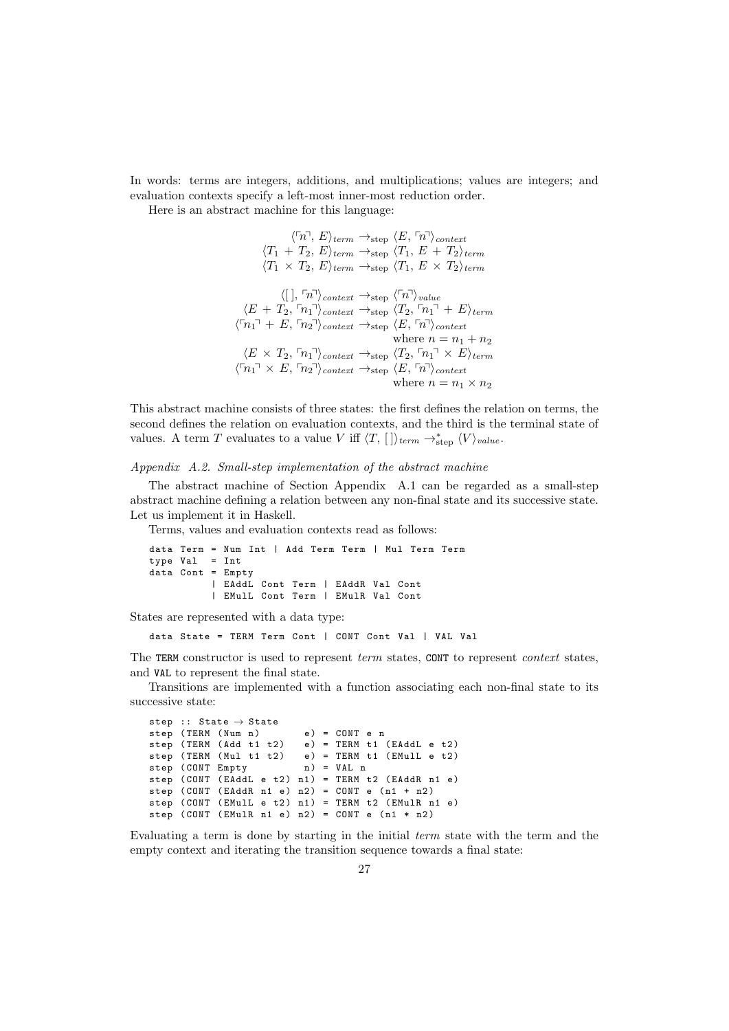In words: terms are integers, additions, and multiplications; values are integers; and evaluation contexts specify a left-most inner-most reduction order.

Here is an abstract machine for this language:

$$
\begin{array}{rcl}
\langle \ulcorner n \urcorner,\, E\rangle_{term} & \rightarrow_{\text{step}} & \langle E,\, \ulcorner n \urcorner\rangle_{context} \\
\langle T_1 + T_2,\, E\rangle_{term} & \rightarrow_{\text{step}} & \langle T_1,\, E + T_2\rangle_{term} \\
\langle T_1 \times T_2,\, E\rangle_{term} & \rightarrow_{\text{step}} & \langle T_1,\, E \times T_2\rangle_{term} \\
\\
\langle [\,],\, \ulcorner n \urcorner\rangle_{context} & \rightarrow_{\text{step}} & \langle \ulcorner n \urcorner\rangle_{value} \\
\langle E + T_2,\, \ulcorner n_1 \urcorner\rangle_{context} & \rightarrow_{\text{step}} & \langle T_2,\, \ulcorner n_1 \urcorner + E\rangle_{term} \\
\langle \ulcorner n_1 \urcorner + E,\, \ulcorner n_2 \urcorner\rangle_{context} & \rightarrow_{\text{step}} & \langle E,\, \ulcorner n \urcorner\rangle_{context} \\
 & & \text{where } n = n_1 + n_2 \\
\langle E \times T_2,\, \ulcorner n_1 \urcorner\rangle_{context} & \rightarrow_{\text{step}} & \langle T_2,\, \ulcorner n_1 \urcorner \times E\rangle_{term} \\
\langle \ulcorner n_1 \urcorner \times E,\, \ulcorner n_2 \urcorner\rangle_{context} & \rightarrow_{\text{step}} & \langle E,\, \ulcorner n \urcorner\rangle_{context} \\
 & & \text{where } n = n_1 \times n_2
\end{array}
$$

This abstract machine consists of three states: the first defines the relation on terms, the second defines the relation on evaluation contexts, and the third is the terminal state of values. A term $T$ evaluates to a value $V$ iff $\langle T, [\,]\rangle_{term} \rightarrow^{*}_{\text{step}} \langle V\rangle_{value}$.

*Appendix A.2. Small-step implementation of the abstract machine*

The abstract machine of Section Appendix A.1 can be regarded as a small-step abstract machine defining a relation between any non-final state and its successive state. Let us implement it in Haskell.

Terms, values and evaluation contexts read as follows:

```
data Term = Num Int | Add Term Term | Mul Term Term
type Val  = Int
data Cont = Empty
          | EAddL Cont Term | EAddR Val Cont
          | EMulL Cont Term | EMulR Val Cont
```

States are represented with a data type:

```
data State = TERM Term Cont | CONT Cont Val | VAL Val
```

The `TERM` constructor is used to represent *term* states, `CONT` to represent *context* states, and `VAL` to represent the final state.

Transitions are implemented with a function associating each non-final state to its successive state:

```
step :: State → State
step (TERM (Num n)       e) = CONT e n
step (TERM (Add t1 t2)   e) = TERM t1 (EAddL e t2)
step (TERM (Mul t1 t2)   e) = TERM t1 (EMulL e t2)
step (CONT Empty         n) = VAL n
step (CONT (EAddL e t2) n1) = TERM t2 (EAddR n1 e)
step (CONT (EAddR n1 e) n2) = CONT e (n1 + n2)
step (CONT (EMulL e t2) n1) = TERM t2 (EMulR n1 e)
step (CONT (EMulR n1 e) n2) = CONT e (n1 * n2)
```

Evaluating a term is done by starting in the initial *term* state with the term and the empty context and iterating the transition sequence towards a final state: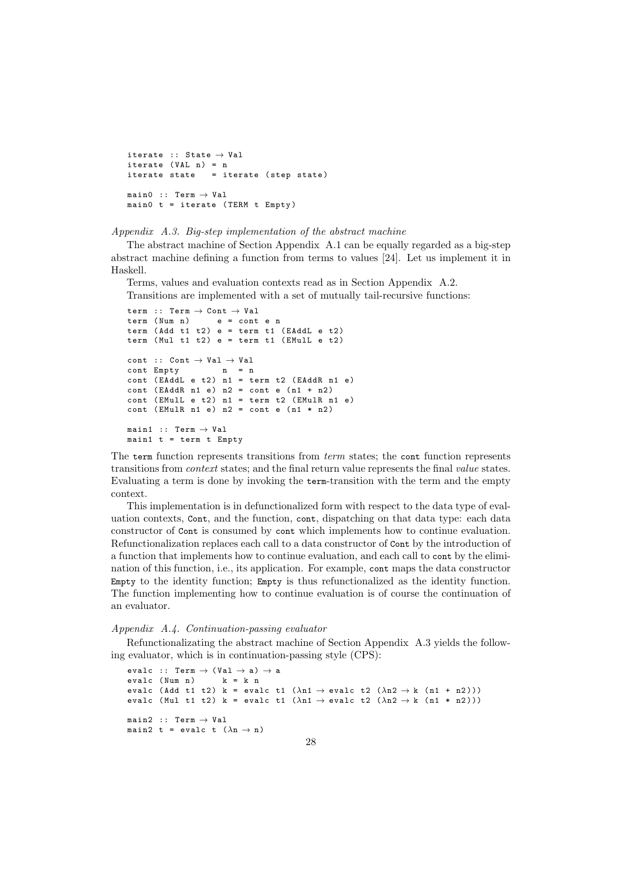```
iterate :: State → Val
iterate (VAL n) = n
iterate state   = iterate (step state)

main0 :: Term → Val
main0 t = iterate (TERM t Empty)
```

*Appendix A.3. Big-step implementation of the abstract machine*

The abstract machine of Section Appendix A.1 can be equally regarded as a big-step abstract machine defining a function from terms to values [24]. Let us implement it in Haskell.

Terms, values and evaluation contexts read as in Section Appendix A.2.

Transitions are implemented with a set of mutually tail-recursive functions:

```
term :: Term → Cont → Val
term (Num n)     e = cont e n
term (Add t1 t2) e = term t1 (EAddL e t2)
term (Mul t1 t2) e = term t1 (EMulL e t2)

cont :: Cont → Val → Val
cont Empty         n  = n
cont (EAddL e t2) n1 = term t2 (EAddR n1 e)
cont (EAddR n1 e) n2 = cont e (n1 + n2)
cont (EMulL e t2) n1 = term t2 (EMulR n1 e)
cont (EMulR n1 e) n2 = cont e (n1 * n2)

main1 :: Term → Val
main1 t = term t Empty
```

The `term` function represents transitions from *term* states; the `cont` function represents transitions from *context* states; and the final return value represents the final *value* states. Evaluating a term is done by invoking the `term`-transition with the term and the empty context.

This implementation is in defunctionalized form with respect to the data type of evaluation contexts, `Cont`, and the function, `cont`, dispatching on that data type: each data constructor of `Cont` is consumed by `cont` which implements how to continue evaluation. Refunctionalization replaces each call to a data constructor of `Cont` by the introduction of a function that implements how to continue evaluation, and each call to `cont` by the elimination of this function, i.e., its application. For example, `cont` maps the data constructor `Empty` to the identity function; `Empty` is thus refunctionalized as the identity function. The function implementing how to continue evaluation is of course the continuation of an evaluator.

*Appendix A.4. Continuation-passing evaluator*

Refunctionalizating the abstract machine of Section Appendix A.3 yields the following evaluator, which is in continuation-passing style (CPS):

```
evalc :: Term → (Val → a) → a
evalc (Num n)     k = k n
evalc (Add t1 t2) k = evalc t1 (λn1 → evalc t2 (λn2 → k (n1 + n2)))
evalc (Mul t1 t2) k = evalc t1 (λn1 → evalc t2 (λn2 → k (n1 * n2)))

main2 :: Term → Val
main2 t = evalc t (λn → n)
```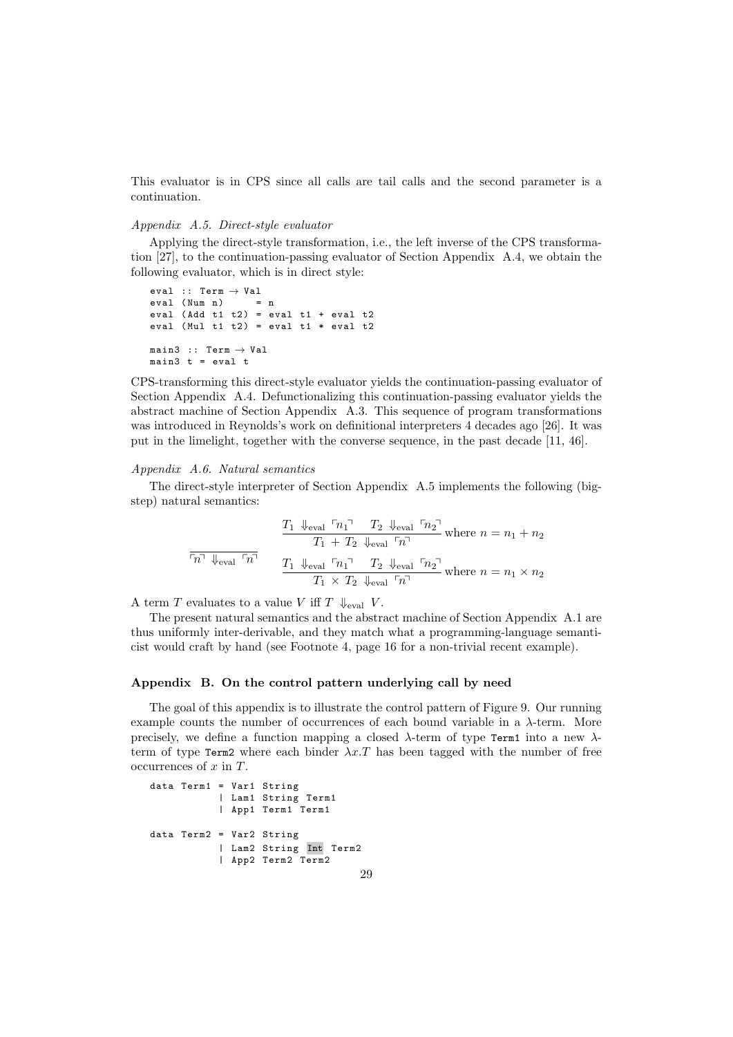This evaluator is in CPS since all calls are tail calls and the second parameter is a continuation.

*Appendix A.5. Direct-style evaluator*

Applying the direct-style transformation, i.e., the left inverse of the CPS transformation [27], to the continuation-passing evaluator of Section Appendix A.4, we obtain the following evaluator, which is in direct style:

```
eval :: Term → Val
eval (Num n)      = n
eval (Add t1 t2) = eval t1 + eval t2
eval (Mul t1 t2) = eval t1 * eval t2

main3 :: Term → Val
main3 t = eval t
```

CPS-transforming this direct-style evaluator yields the continuation-passing evaluator of Section Appendix A.4. Defunctionalizing this continuation-passing evaluator yields the abstract machine of Section Appendix A.3. This sequence of program transformations was introduced in Reynolds's work on definitional interpreters 4 decades ago [26]. It was put in the limelight, together with the converse sequence, in the past decade [11, 46].

*Appendix A.6. Natural semantics*

The direct-style interpreter of Section Appendix A.5 implements the following (big-step) natural semantics:

$$\frac{}{\ulcorner n \urcorner \Downarrow_{\text{eval}} \ulcorner n \urcorner} \qquad \frac{T_1 \Downarrow_{\text{eval}} \ulcorner n_1 \urcorner \quad T_2 \Downarrow_{\text{eval}} \ulcorner n_2 \urcorner}{T_1 + T_2 \Downarrow_{\text{eval}} \ulcorner n \urcorner} \text{ where } n = n_1 + n_2$$

$$\frac{T_1 \Downarrow_{\text{eval}} \ulcorner n_1 \urcorner \quad T_2 \Downarrow_{\text{eval}} \ulcorner n_2 \urcorner}{T_1 \times T_2 \Downarrow_{\text{eval}} \ulcorner n \urcorner} \text{ where } n = n_1 \times n_2$$

A term $T$ evaluates to a value $V$ iff $T \Downarrow_{\text{eval}} V$.

The present natural semantics and the abstract machine of Section Appendix A.1 are thus uniformly inter-derivable, and they match what a programming-language semanticist would craft by hand (see Footnote 4, page 16 for a non-trivial recent example).

## Appendix B. On the control pattern underlying call by need

The goal of this appendix is to illustrate the control pattern of Figure 9. Our running example counts the number of occurrences of each bound variable in a $\lambda$-term. More precisely, we define a function mapping a closed $\lambda$-term of type `Term1` into a new $\lambda$-term of type `Term2` where each binder $\lambda x.T$ has been tagged with the number of free occurrences of $x$ in $T$.

```
data Term1 = Var1 String
           | Lam1 String Term1
           | App1 Term1 Term1

data Term2 = Var2 String
           | Lam2 String Int Term2
           | App2 Term2 Term2
```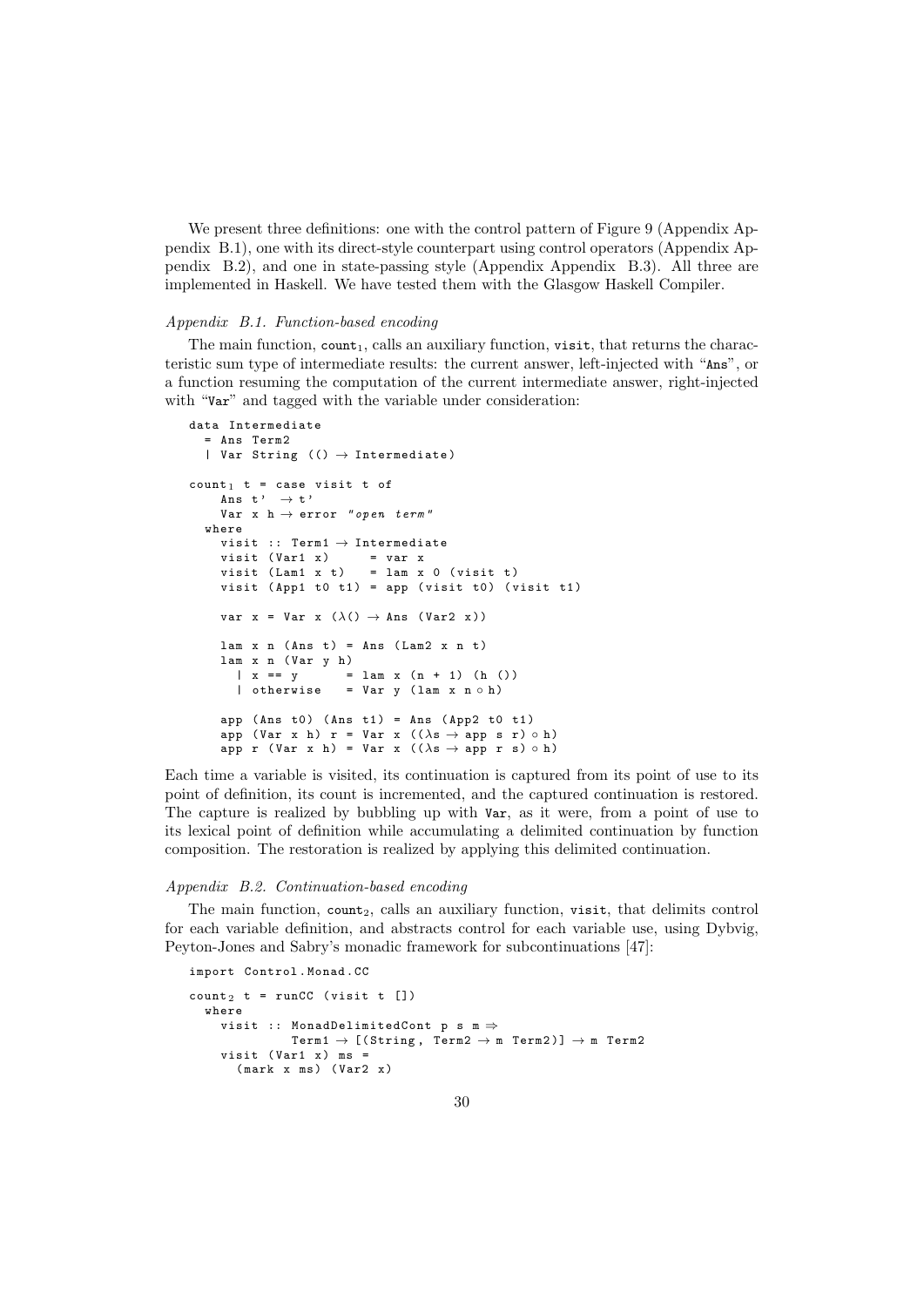We present three definitions: one with the control pattern of Figure 9 (Appendix Appendix B.1), one with its direct-style counterpart using control operators (Appendix Appendix B.2), and one in state-passing style (Appendix Appendix B.3). All three are implemented in Haskell. We have tested them with the Glasgow Haskell Compiler.

*Appendix B.1. Function-based encoding*

The main function, $\mathtt{count}_1$, calls an auxiliary function, `visit`, that returns the characteristic sum type of intermediate results: the current answer, left-injected with "`Ans`", or a function resuming the computation of the current intermediate answer, right-injected with "`Var`" and tagged with the variable under consideration:

```
data Intermediate
  = Ans Term2
  | Var String (() → Intermediate)

count₁ t = case visit t of
    Ans t'  → t'
    Var x h → error "open term"
  where
    visit :: Term1 → Intermediate
    visit (Var1 x)      = var x
    visit (Lam1 x t)    = lam x 0 (visit t)
    visit (App1 t0 t1) = app (visit t0) (visit t1)

    var x = Var x (λ() → Ans (Var2 x))

    lam x n (Ans t) = Ans (Lam2 x n t)
    lam x n (Var y h)
      | x == y       = lam x (n + 1) (h ())
      | otherwise    = Var y (lam x n ∘ h)

    app (Ans t0) (Ans t1) = Ans (App2 t0 t1)
    app (Var x h) r = Var x ((λs → app s r) ∘ h)
    app r (Var x h) = Var x ((λs → app r s) ∘ h)
```

Each time a variable is visited, its continuation is captured from its point of use to its point of definition, its count is incremented, and the captured continuation is restored. The capture is realized by bubbling up with `Var`, as it were, from a point of use to its lexical point of definition while accumulating a delimited continuation by function composition. The restoration is realized by applying this delimited continuation.

*Appendix B.2. Continuation-based encoding*

The main function, $\mathtt{count}_2$, calls an auxiliary function, `visit`, that delimits control for each variable definition, and abstracts control for each variable use, using Dybvig, Peyton-Jones and Sabry's monadic framework for subcontinuations [47]:

```
import Control.Monad.CC

count₂ t = runCC (visit t [])
  where
    visit :: MonadDelimitedCont p s m ⇒
             Term1 → [(String, Term2 → m Term2)] → m Term2
    visit (Var1 x) ms =
      (mark x ms) (Var2 x)
```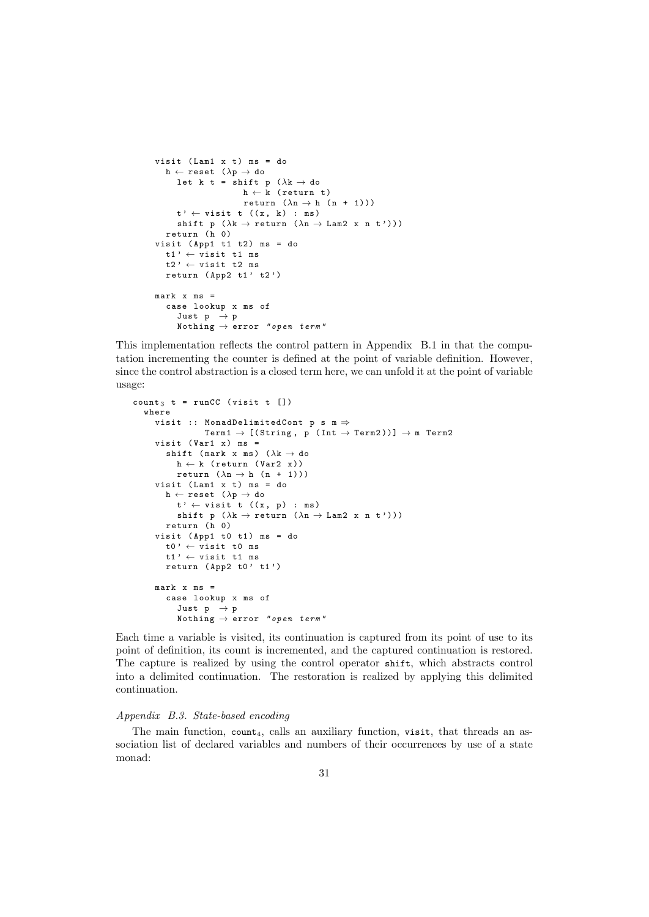```
visit (Lam1 x t) ms = do
  h ← reset (λp → do
    let k t = shift p (λk → do
                  h ← k (return t)
                  return (λn → h (n + 1)))
    t' ← visit t ((x, k) : ms)
    shift p (λk → return (λn → Lam2 x n t')))
  return (h 0)
visit (App1 t1 t2) ms = do
  t1' ← visit t1 ms
  t2' ← visit t2 ms
  return (App2 t1' t2')

mark x ms =
  case lookup x ms of
    Just p  → p
    Nothing → error "open term"
```

This implementation reflects the control pattern in Appendix B.1 in that the computation incrementing the counter is defined at the point of variable definition. However, since the control abstraction is a closed term here, we can unfold it at the point of variable usage:

```
count₃ t = runCC (visit t [])
  where
    visit :: MonadDelimitedCont p s m ⇒
             Term1 → [(String, p (Int → Term2))] → m Term2
    visit (Var1 x) ms =
      shift (mark x ms) (λk → do
        h ← k (return (Var2 x))
        return (λn → h (n + 1)))
    visit (Lam1 x t) ms = do
      h ← reset (λp → do
        t' ← visit t ((x, p) : ms)
        shift p (λk → return (λn → Lam2 x n t')))
      return (h 0)
    visit (App1 t0 t1) ms = do
      t0' ← visit t0 ms
      t1' ← visit t1 ms
      return (App2 t0' t1')

    mark x ms =
      case lookup x ms of
        Just p  → p
        Nothing → error "open term"
```

Each time a variable is visited, its continuation is captured from its point of use to its point of definition, its count is incremented, and the captured continuation is restored. The capture is realized by using the control operator `shift`, which abstracts control into a delimited continuation. The restoration is realized by applying this delimited continuation.

### *Appendix B.3. State-based encoding*

The main function, $\texttt{count}_4$, calls an auxiliary function, `visit`, that threads an association list of declared variables and numbers of their occurrences by use of a state monad: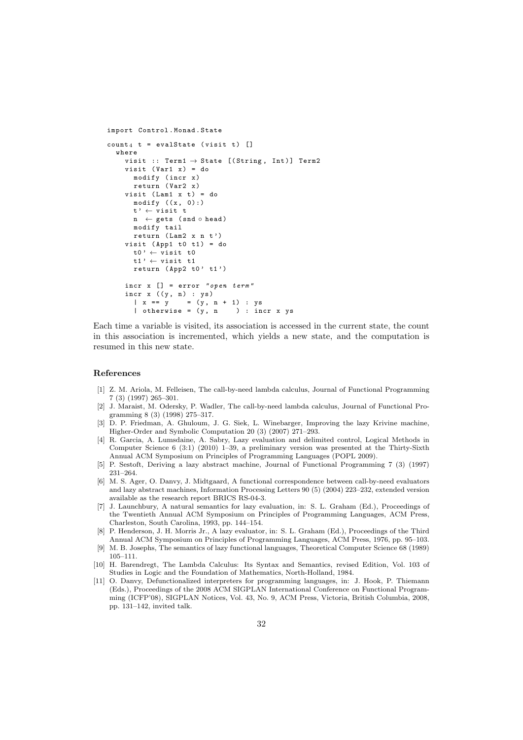```haskell
import Control.Monad.State

count4 t = evalState (visit t) []
  where
    visit :: Term1 → State [(String, Int)] Term2
    visit (Var1 x) = do
      modify (incr x)
      return (Var2 x)
    visit (Lam1 x t) = do
      modify ((x, 0):)
      t' ← visit t
      n  ← gets (snd ∘ head)
      modify tail
      return (Lam2 x n t')
    visit (App1 t0 t1) = do
      t0' ← visit t0
      t1' ← visit t1
      return (App2 t0' t1')

    incr x [] = error "open term"
    incr x ((y, n) : ys)
      | x == y    = (y, n + 1) : ys
      | otherwise = (y, n    ) : incr x ys
```

Each time a variable is visited, its association is accessed in the current state, the count in this association is incremented, which yields a new state, and the computation is resumed in this new state.

## References

[1] Z. M. Ariola, M. Felleisen, The call-by-need lambda calculus, Journal of Functional Programming 7 (3) (1997) 265–301.

[2] J. Maraist, M. Odersky, P. Wadler, The call-by-need lambda calculus, Journal of Functional Programming 8 (3) (1998) 275–317.

[3] D. P. Friedman, A. Ghuloum, J. G. Siek, L. Winebarger, Improving the lazy Krivine machine, Higher-Order and Symbolic Computation 20 (3) (2007) 271–293.

[4] R. Garcia, A. Lumsdaine, A. Sabry, Lazy evaluation and delimited control, Logical Methods in Computer Science 6 (3:1) (2010) 1–39, a preliminary version was presented at the Thirty-Sixth Annual ACM Symposium on Principles of Programming Languages (POPL 2009).

[5] P. Sestoft, Deriving a lazy abstract machine, Journal of Functional Programming 7 (3) (1997) 231–264.

[6] M. S. Ager, O. Danvy, J. Midtgaard, A functional correspondence between call-by-need evaluators and lazy abstract machines, Information Processing Letters 90 (5) (2004) 223–232, extended version available as the research report BRICS RS-04-3.

[7] J. Launchbury, A natural semantics for lazy evaluation, in: S. L. Graham (Ed.), Proceedings of the Twentieth Annual ACM Symposium on Principles of Programming Languages, ACM Press, Charleston, South Carolina, 1993, pp. 144–154.

[8] P. Henderson, J. H. Morris Jr., A lazy evaluator, in: S. L. Graham (Ed.), Proceedings of the Third Annual ACM Symposium on Principles of Programming Languages, ACM Press, 1976, pp. 95–103.

[9] M. B. Josephs, The semantics of lazy functional languages, Theoretical Computer Science 68 (1989) 105–111.

[10] H. Barendregt, The Lambda Calculus: Its Syntax and Semantics, revised Edition, Vol. 103 of Studies in Logic and the Foundation of Mathematics, North-Holland, 1984.

[11] O. Danvy, Defunctionalized interpreters for programming languages, in: J. Hook, P. Thiemann (Eds.), Proceedings of the 2008 ACM SIGPLAN International Conference on Functional Programming (ICFP'08), SIGPLAN Notices, Vol. 43, No. 9, ACM Press, Victoria, British Columbia, 2008, pp. 131–142, invited talk.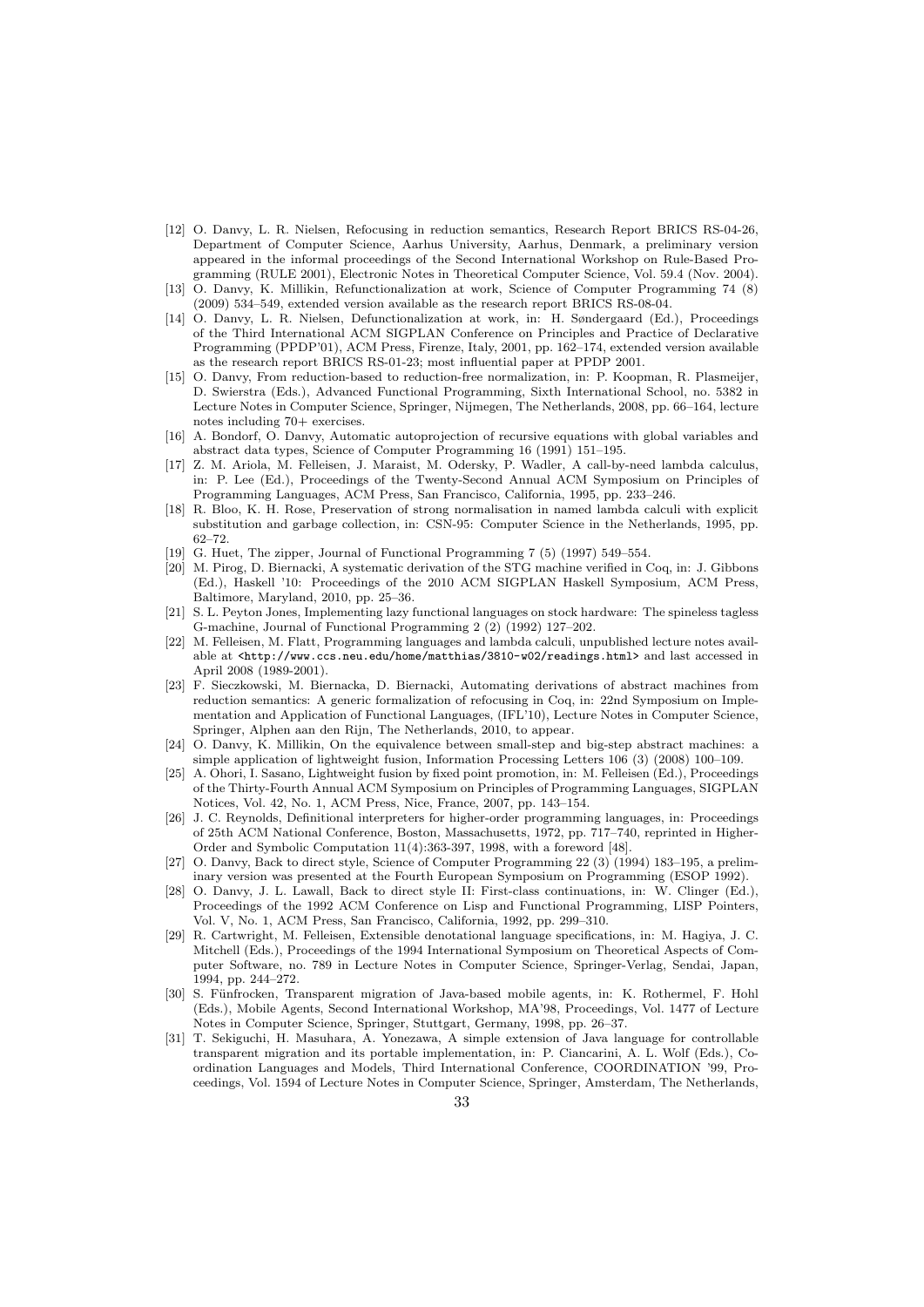[12] O. Danvy, L. R. Nielsen, Refocusing in reduction semantics, Research Report BRICS RS-04-26, Department of Computer Science, Aarhus University, Aarhus, Denmark, a preliminary version appeared in the informal proceedings of the Second International Workshop on Rule-Based Programming (RULE 2001), Electronic Notes in Theoretical Computer Science, Vol. 59.4 (Nov. 2004).

[13] O. Danvy, K. Millikin, Refunctionalization at work, Science of Computer Programming 74 (8) (2009) 534–549, extended version available as the research report BRICS RS-08-04.

[14] O. Danvy, L. R. Nielsen, Defunctionalization at work, in: H. Søndergaard (Ed.), Proceedings of the Third International ACM SIGPLAN Conference on Principles and Practice of Declarative Programming (PPDP'01), ACM Press, Firenze, Italy, 2001, pp. 162–174, extended version available as the research report BRICS RS-01-23; most influential paper at PPDP 2001.

[15] O. Danvy, From reduction-based to reduction-free normalization, in: P. Koopman, R. Plasmeijer, D. Swierstra (Eds.), Advanced Functional Programming, Sixth International School, no. 5382 in Lecture Notes in Computer Science, Springer, Nijmegen, The Netherlands, 2008, pp. 66–164, lecture notes including 70+ exercises.

[16] A. Bondorf, O. Danvy, Automatic autoprojection of recursive equations with global variables and abstract data types, Science of Computer Programming 16 (1991) 151–195.

[17] Z. M. Ariola, M. Felleisen, J. Maraist, M. Odersky, P. Wadler, A call-by-need lambda calculus, in: P. Lee (Ed.), Proceedings of the Twenty-Second Annual ACM Symposium on Principles of Programming Languages, ACM Press, San Francisco, California, 1995, pp. 233–246.

[18] R. Bloo, K. H. Rose, Preservation of strong normalisation in named lambda calculi with explicit substitution and garbage collection, in: CSN-95: Computer Science in the Netherlands, 1995, pp. 62–72.

[19] G. Huet, The zipper, Journal of Functional Programming 7 (5) (1997) 549–554.

[20] M. Pirog, D. Biernacki, A systematic derivation of the STG machine verified in Coq, in: J. Gibbons (Ed.), Haskell '10: Proceedings of the 2010 ACM SIGPLAN Haskell Symposium, ACM Press, Baltimore, Maryland, 2010, pp. 25–36.

[21] S. L. Peyton Jones, Implementing lazy functional languages on stock hardware: The spineless tagless G-machine, Journal of Functional Programming 2 (2) (1992) 127–202.

[22] M. Felleisen, M. Flatt, Programming languages and lambda calculi, unpublished lecture notes available at `<http://www.ccs.neu.edu/home/matthias/3810-w02/readings.html>` and last accessed in April 2008 (1989-2001).

[23] F. Sieczkowski, M. Biernacka, D. Biernacki, Automating derivations of abstract machines from reduction semantics: A generic formalization of refocusing in Coq, in: 22nd Symposium on Implementation and Application of Functional Languages, (IFL'10), Lecture Notes in Computer Science, Springer, Alphen aan den Rijn, The Netherlands, 2010, to appear.

[24] O. Danvy, K. Millikin, On the equivalence between small-step and big-step abstract machines: a simple application of lightweight fusion, Information Processing Letters 106 (3) (2008) 100–109.

[25] A. Ohori, I. Sasano, Lightweight fusion by fixed point promotion, in: M. Felleisen (Ed.), Proceedings of the Thirty-Fourth Annual ACM Symposium on Principles of Programming Languages, SIGPLAN Notices, Vol. 42, No. 1, ACM Press, Nice, France, 2007, pp. 143–154.

[26] J. C. Reynolds, Definitional interpreters for higher-order programming languages, in: Proceedings of 25th ACM National Conference, Boston, Massachusetts, 1972, pp. 717–740, reprinted in Higher-Order and Symbolic Computation 11(4):363-397, 1998, with a foreword [48].

[27] O. Danvy, Back to direct style, Science of Computer Programming 22 (3) (1994) 183–195, a preliminary version was presented at the Fourth European Symposium on Programming (ESOP 1992).

[28] O. Danvy, J. L. Lawall, Back to direct style II: First-class continuations, in: W. Clinger (Ed.), Proceedings of the 1992 ACM Conference on Lisp and Functional Programming, LISP Pointers, Vol. V, No. 1, ACM Press, San Francisco, California, 1992, pp. 299–310.

[29] R. Cartwright, M. Felleisen, Extensible denotational language specifications, in: M. Hagiya, J. C. Mitchell (Eds.), Proceedings of the 1994 International Symposium on Theoretical Aspects of Computer Software, no. 789 in Lecture Notes in Computer Science, Springer-Verlag, Sendai, Japan, 1994, pp. 244–272.

[30] S. Fünfrocken, Transparent migration of Java-based mobile agents, in: K. Rothermel, F. Hohl (Eds.), Mobile Agents, Second International Workshop, MA'98, Proceedings, Vol. 1477 of Lecture Notes in Computer Science, Springer, Stuttgart, Germany, 1998, pp. 26–37.

[31] T. Sekiguchi, H. Masuhara, A. Yonezawa, A simple extension of Java language for controllable transparent migration and its portable implementation, in: P. Ciancarini, A. L. Wolf (Eds.), Coordination Languages and Models, Third International Conference, COORDINATION '99, Proceedings, Vol. 1594 of Lecture Notes in Computer Science, Springer, Amsterdam, The Netherlands,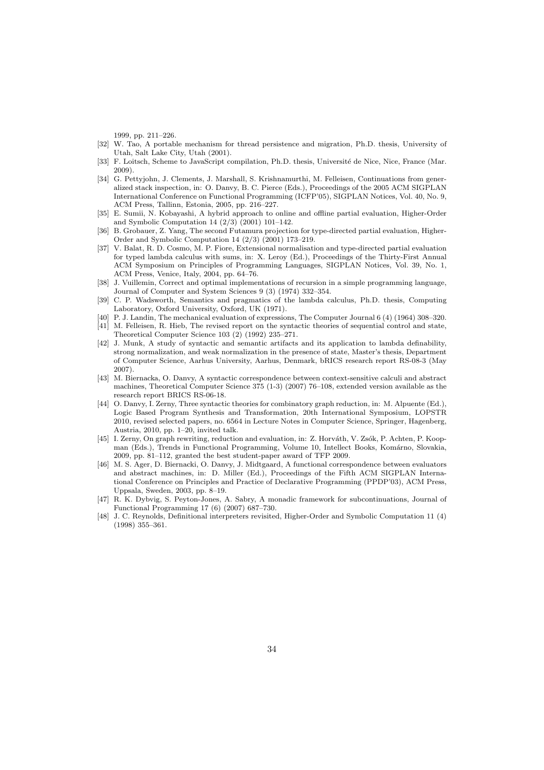1999, pp. 211–226.

[32] W. Tao, A portable mechanism for thread persistence and migration, Ph.D. thesis, University of Utah, Salt Lake City, Utah (2001).

[33] F. Loitsch, Scheme to JavaScript compilation, Ph.D. thesis, Université de Nice, Nice, France (Mar. 2009).

[34] G. Pettyjohn, J. Clements, J. Marshall, S. Krishnamurthi, M. Felleisen, Continuations from generalized stack inspection, in: O. Danvy, B. C. Pierce (Eds.), Proceedings of the 2005 ACM SIGPLAN International Conference on Functional Programming (ICFP'05), SIGPLAN Notices, Vol. 40, No. 9, ACM Press, Tallinn, Estonia, 2005, pp. 216–227.

[35] E. Sumii, N. Kobayashi, A hybrid approach to online and offline partial evaluation, Higher-Order and Symbolic Computation 14 (2/3) (2001) 101–142.

[36] B. Grobauer, Z. Yang, The second Futamura projection for type-directed partial evaluation, Higher-Order and Symbolic Computation 14 (2/3) (2001) 173–219.

[37] V. Balat, R. D. Cosmo, M. P. Fiore, Extensional normalisation and type-directed partial evaluation for typed lambda calculus with sums, in: X. Leroy (Ed.), Proceedings of the Thirty-First Annual ACM Symposium on Principles of Programming Languages, SIGPLAN Notices, Vol. 39, No. 1, ACM Press, Venice, Italy, 2004, pp. 64–76.

[38] J. Vuillemin, Correct and optimal implementations of recursion in a simple programming language, Journal of Computer and System Sciences 9 (3) (1974) 332–354.

[39] C. P. Wadsworth, Semantics and pragmatics of the lambda calculus, Ph.D. thesis, Computing Laboratory, Oxford University, Oxford, UK (1971).

[40] P. J. Landin, The mechanical evaluation of expressions, The Computer Journal 6 (4) (1964) 308–320.

[41] M. Felleisen, R. Hieb, The revised report on the syntactic theories of sequential control and state, Theoretical Computer Science 103 (2) (1992) 235–271.

[42] J. Munk, A study of syntactic and semantic artifacts and its application to lambda definability, strong normalization, and weak normalization in the presence of state, Master's thesis, Department of Computer Science, Aarhus University, Aarhus, Denmark, bRICS research report RS-08-3 (May 2007).

[43] M. Biernacka, O. Danvy, A syntactic correspondence between context-sensitive calculi and abstract machines, Theoretical Computer Science 375 (1-3) (2007) 76–108, extended version available as the research report BRICS RS-06-18.

[44] O. Danvy, I. Zerny, Three syntactic theories for combinatory graph reduction, in: M. Alpuente (Ed.), Logic Based Program Synthesis and Transformation, 20th International Symposium, LOPSTR 2010, revised selected papers, no. 6564 in Lecture Notes in Computer Science, Springer, Hagenberg, Austria, 2010, pp. 1–20, invited talk.

[45] I. Zerny, On graph rewriting, reduction and evaluation, in: Z. Horváth, V. Zsók, P. Achten, P. Koopman (Eds.), Trends in Functional Programming, Volume 10, Intellect Books, Komárno, Slovakia, 2009, pp. 81–112, granted the best student-paper award of TFP 2009.

[46] M. S. Ager, D. Biernacki, O. Danvy, J. Midtgaard, A functional correspondence between evaluators and abstract machines, in: D. Miller (Ed.), Proceedings of the Fifth ACM SIGPLAN International Conference on Principles and Practice of Declarative Programming (PPDP'03), ACM Press, Uppsala, Sweden, 2003, pp. 8–19.

[47] R. K. Dybvig, S. Peyton-Jones, A. Sabry, A monadic framework for subcontinuations, Journal of Functional Programming 17 (6) (2007) 687–730.

[48] J. C. Reynolds, Definitional interpreters revisited, Higher-Order and Symbolic Computation 11 (4) (1998) 355–361.